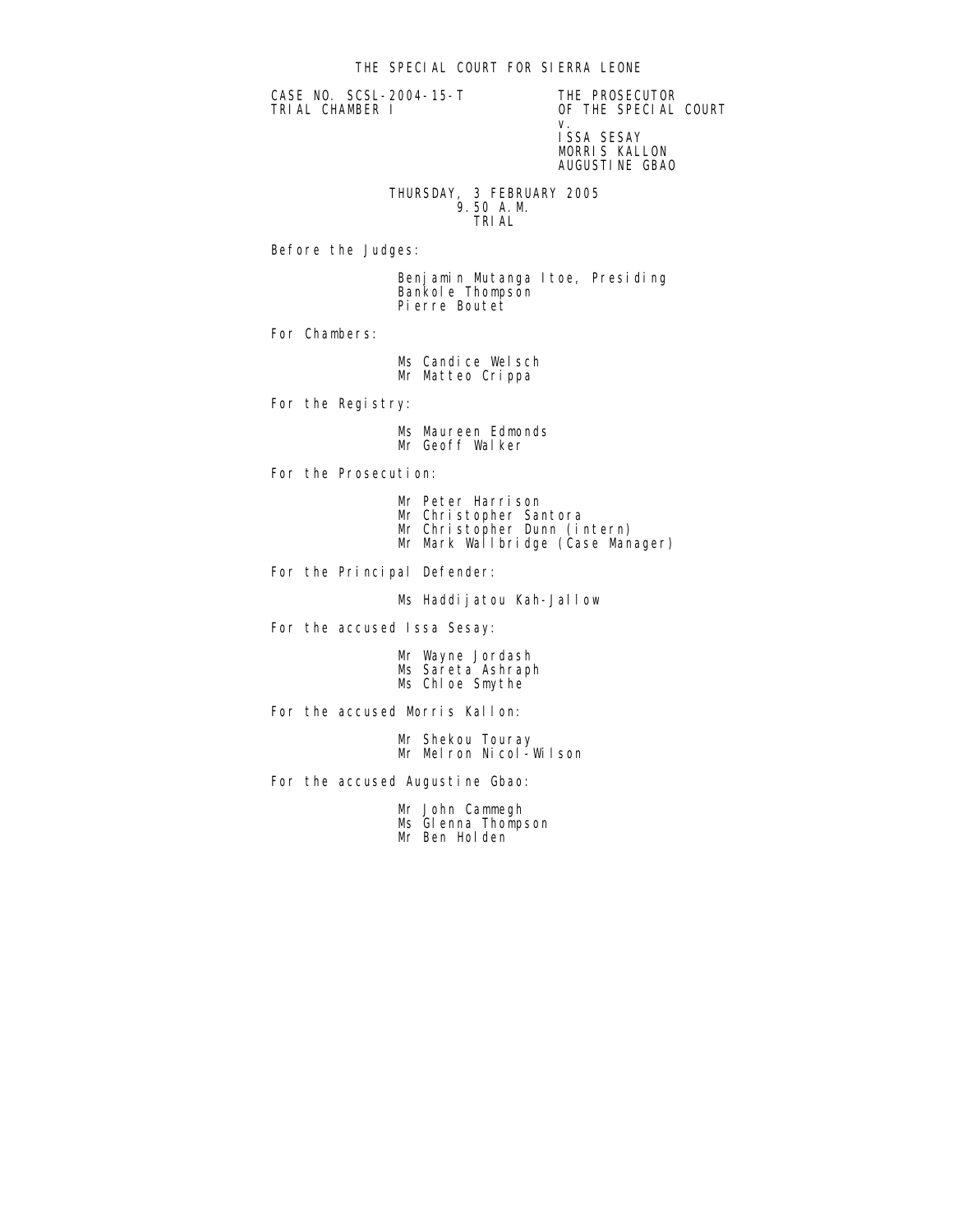# THE SPECIAL COURT FOR SIERRA LEONE

CASE NO. SCSL-2004-15-T
TRIAL CHAMBER I

THE PROSECUTOR
OF THE SPECIAL COURT
v.
ISSA SESAY
MORRIS KALLON
AUGUSTINE GBAO

THURSDAY, 3 FEBRUARY 2005
9.50 A.M.
TRIAL

Before the Judges:

Benjamin Mutanga Itoe, Presiding
Bankole Thompson
Pierre Boutet

For Chambers:

Ms Candice Welsch
Mr Matteo Crippa

For the Registry:

Ms Maureen Edmonds
Mr Geoff Walker

For the Prosecution:

Mr Peter Harrison
Mr Christopher Santora
Mr Christopher Dunn (intern)
Mr Mark Wallbridge (Case Manager)

For the Principal Defender:

Ms Haddijatou Kah-Jallow

For the accused Issa Sesay:

Mr Wayne Jordash
Ms Sareta Ashraph
Ms Chloe Smythe

For the accused Morris Kallon:

Mr Shekou Touray
Mr Melron Nicol-Wilson

For the accused Augustine Gbao:

Mr John Cammegh
Ms Glenna Thompson
Mr Ben Holden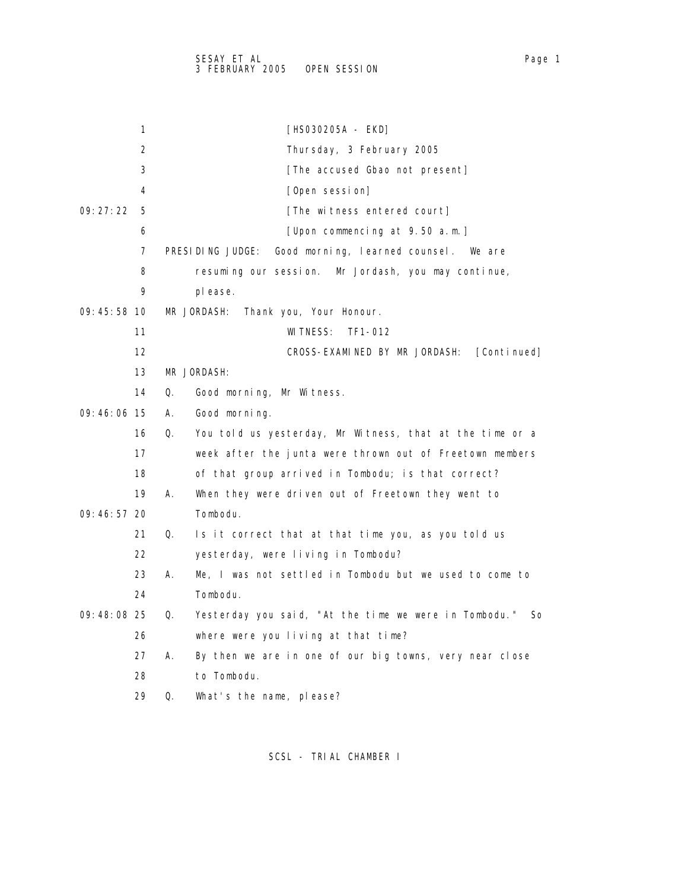1 [HS030205A - EKD]

2 Thursday, 3 February 2005

3 [The accused Gbao not present]

4 [Open session]

09:27:22 5 [The witness entered court]

6 [Upon commencing at 9.50 a.m.]

7 PRESIDING JUDGE: Good morning, learned counsel. We are

8 resuming our session. Mr Jordash, you may continue,

9 please.

09:45:58 10 MR JORDASH: Thank you, Your Honour.

11 WITNESS: TF1-012

12 CROSS-EXAMINED BY MR JORDASH: [Continued]

13 MR JORDASH:

14 Q. Good morning, Mr Witness.

09:46:06 15 A. Good morning.

16 Q. You told us yesterday, Mr Witness, that at the time or a

17 week after the junta were thrown out of Freetown members

18 of that group arrived in Tombodu; is that correct?

19 A. When they were driven out of Freetown they went to

09:46:57 20 Tombodu.

21 Q. Is it correct that at that time you, as you told us

22 yesterday, were living in Tombodu?

23 A. Me, I was not settled in Tombodu but we used to come to

24 Tombodu.

09:48:08 25 Q. Yesterday you said, "At the time we were in Tombodu." So

26 where were you living at that time?

27 A. By then we are in one of our big towns, very near close

28 to Tombodu.

29 Q. What's the name, please?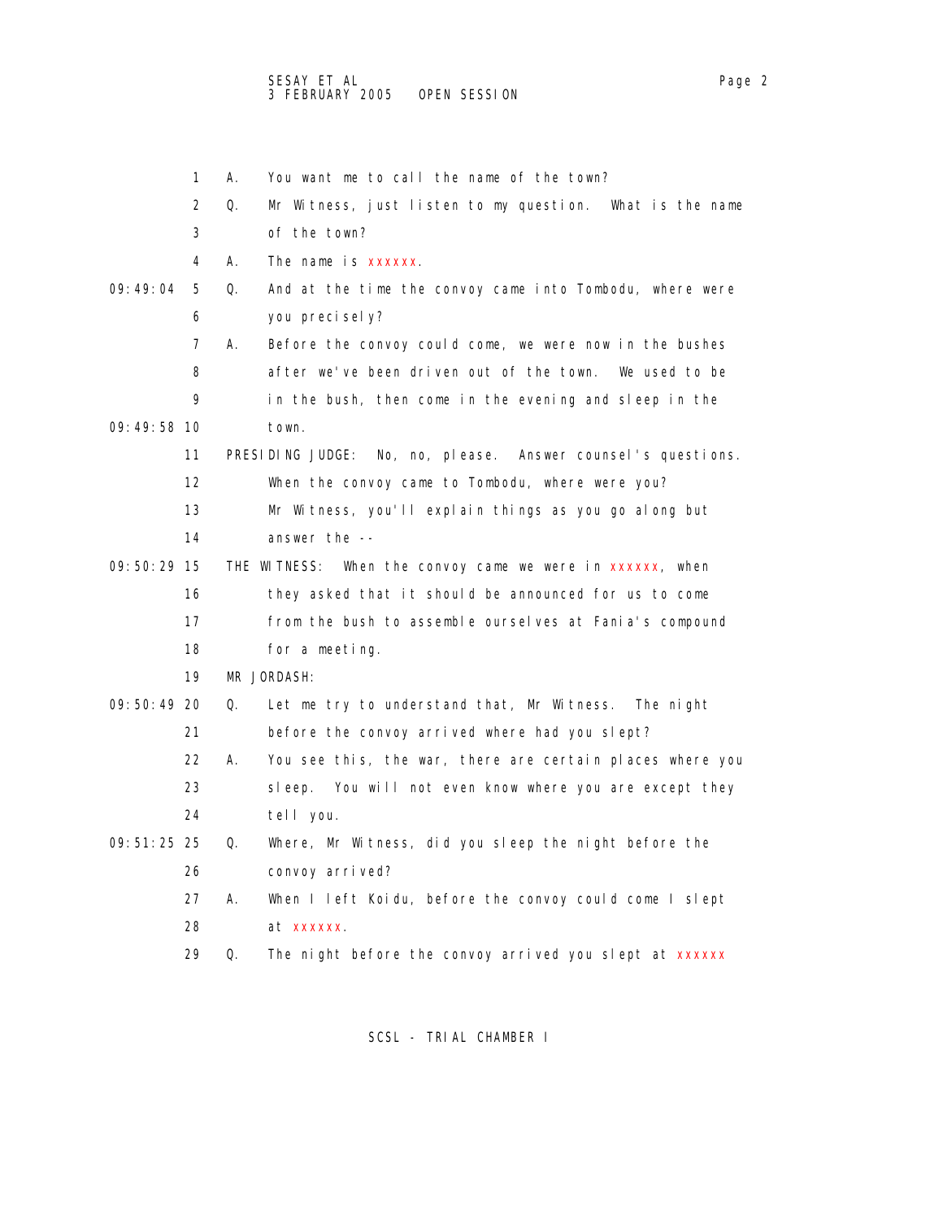1 A. You want me to call the name of the town?

2 Q. Mr Witness, just listen to my question. What is the name

3 of the town?

4 A. The name is xxxxxx.

09:49:04 5 Q. And at the time the convoy came into Tombodu, where were

6 you precisely?

7 A. Before the convoy could come, we were now in the bushes

8 after we've been driven out of the town. We used to be

9 in the bush, then come in the evening and sleep in the

09:49:58 10 town.

11 PRESIDING JUDGE: No, no, please. Answer counsel's questions.

12 When the convoy came to Tombodu, where were you?

13 Mr Witness, you'll explain things as you go along but

14 answer the --

09:50:29 15 THE WITNESS: When the convoy came we were in xxxxxx, when

16 they asked that it should be announced for us to come

17 from the bush to assemble ourselves at Fania's compound

18 for a meeting.

19 MR JORDASH:

09:50:49 20 Q. Let me try to understand that, Mr Witness. The night

21 before the convoy arrived where had you slept?

22 A. You see this, the war, there are certain places where you

23 sleep. You will not even know where you are except they

24 tell you.

09:51:25 25 Q. Where, Mr Witness, did you sleep the night before the

26 convoy arrived?

27 A. When I left Koidu, before the convoy could come I slept

28 at xxxxxx.

29 Q. The night before the convoy arrived you slept at xxxxxx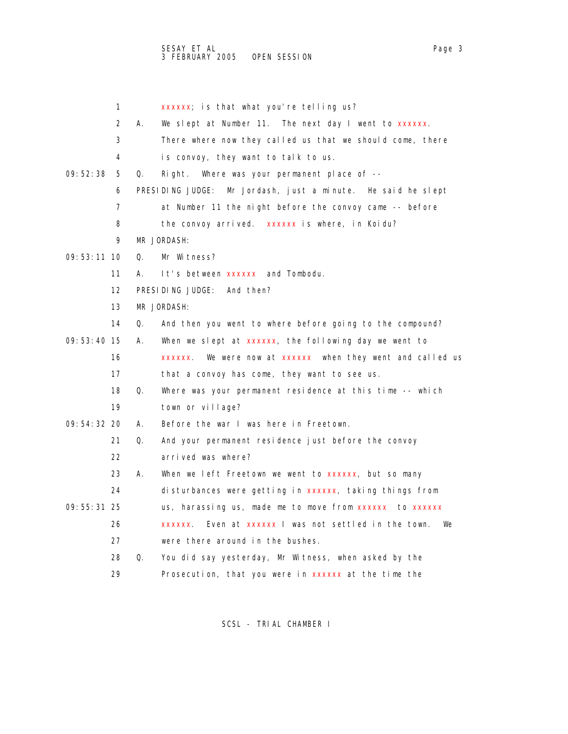1 xxxxxx; is that what you're telling us?

2 A. We slept at Number 11. The next day I went to xxxxxx.

3 There where now they called us that we should come, there

4 is convoy, they want to talk to us.

09:52:38 5 Q. Right. Where was your permanent place of --

6 PRESIDING JUDGE: Mr Jordash, just a minute. He said he slept

7 at Number 11 the night before the convoy came -- before

8 the convoy arrived. xxxxxx is where, in Koidu?

9 MR JORDASH:

09:53:11 10 Q. Mr Witness?

11 A. It's between xxxxxx and Tombodu.

12 PRESIDING JUDGE: And then?

13 MR JORDASH:

14 Q. And then you went to where before going to the compound?

09:53:40 15 A. When we slept at xxxxxx, the following day we went to

16 xxxxxx. We were now at xxxxxx when they went and called us

17 that a convoy has come, they want to see us.

18 Q. Where was your permanent residence at this time -- which

19 town or village?

09:54:32 20 A. Before the war I was here in Freetown.

21 Q. And your permanent residence just before the convoy

22 arrived was where?

23 A. When we left Freetown we went to xxxxxx, but so many

24 disturbances were getting in xxxxxx, taking things from

09:55:31 25 us, harassing us, made me to move from xxxxxx to xxxxxx

26 xxxxxx. Even at xxxxxx I was not settled in the town. We

27 were there around in the bushes.

28 Q. You did say yesterday, Mr Witness, when asked by the

29 Prosecution, that you were in xxxxxx at the time the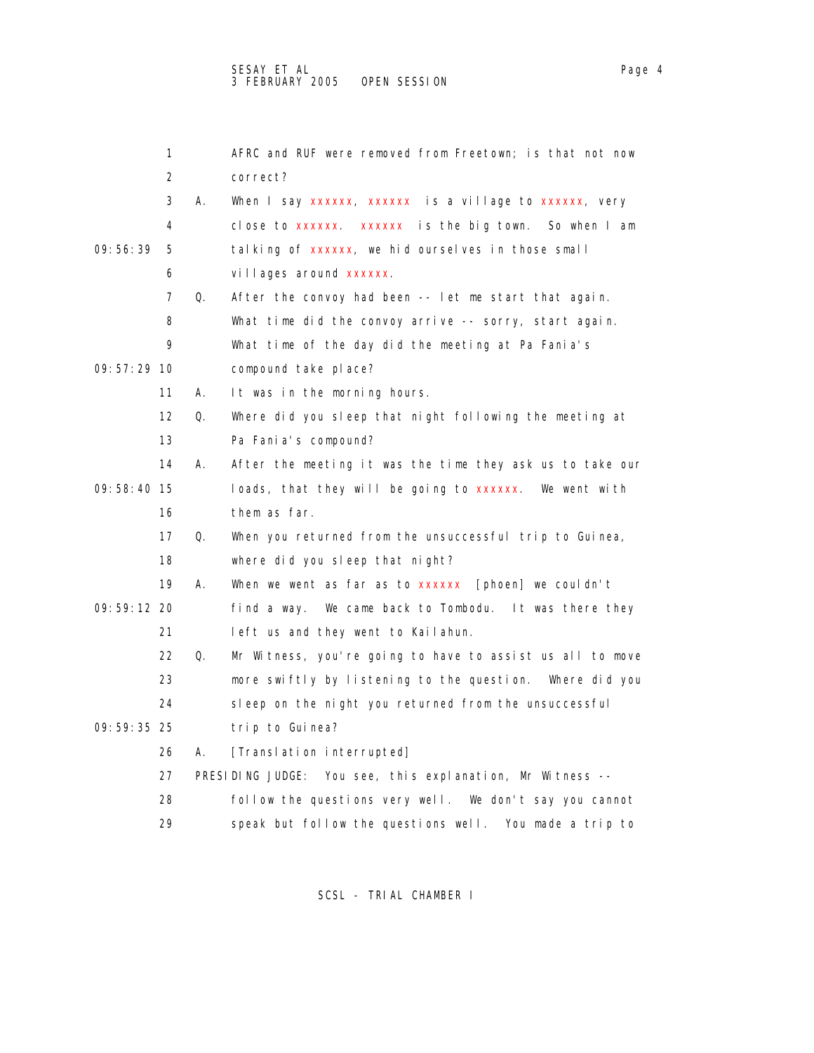AFRC and RUF were removed from Freetown; is that not now correct?

A. When I say xxxxxx, xxxxxx is a village to xxxxxx, very close to xxxxxx. xxxxxx is the big town. So when I am talking of xxxxxx, we hid ourselves in those small villages around xxxxxx.

Q. After the convoy had been -- let me start that again. What time did the convoy arrive -- sorry, start again. What time of the day did the meeting at Pa Fania's compound take place?

A. It was in the morning hours.

Q. Where did you sleep that night following the meeting at Pa Fania's compound?

A. After the meeting it was the time they ask us to take our loads, that they will be going to xxxxxx. We went with them as far.

Q. When you returned from the unsuccessful trip to Guinea, where did you sleep that night?

A. When we went as far as to xxxxxx [phoen] we couldn't find a way. We came back to Tombodu. It was there they left us and they went to Kailahun.

Q. Mr Witness, you're going to have to assist us all to move more swiftly by listening to the question. Where did you sleep on the night you returned from the unsuccessful trip to Guinea?

A. [Translation interrupted]

PRESIDING JUDGE: You see, this explanation, Mr Witness -- follow the questions very well. We don't say you cannot speak but follow the questions well. You made a trip to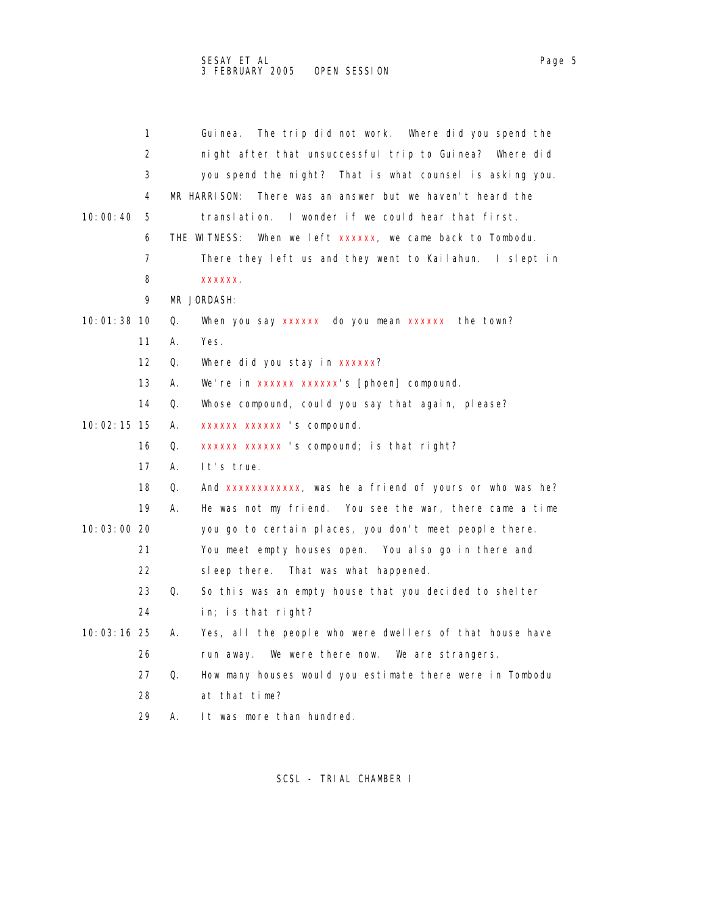1 Guinea. The trip did not work. Where did you spend the
2 night after that unsuccessful trip to Guinea? Where did
3 you spend the night? That is what counsel is asking you.
4 MR HARRISON: There was an answer but we haven't heard the
10:00:40 5 translation. I wonder if we could hear that first.
6 THE WITNESS: When we left xxxxxx, we came back to Tombodu.
7 There they left us and they went to Kailahun. I slept in
8 xxxxxx.
9 MR JORDASH:
10:01:38 10 Q. When you say xxxxxx do you mean xxxxxx the town?
11 A. Yes.
12 Q. Where did you stay in xxxxxx?
13 A. We're in xxxxxx xxxxxx's [phoen] compound.
14 Q. Whose compound, could you say that again, please?
10:02:15 15 A. xxxxxx xxxxxx 's compound.
16 Q. xxxxxx xxxxxx 's compound; is that right?
17 A. It's true.
18 Q. And xxxxxxxxxxxx, was he a friend of yours or who was he?
19 A. He was not my friend. You see the war, there came a time
10:03:00 20 you go to certain places, you don't meet people there.
21 You meet empty houses open. You also go in there and
22 sleep there. That was what happened.
23 Q. So this was an empty house that you decided to shelter
24 in; is that right?
10:03:16 25 A. Yes, all the people who were dwellers of that house have
26 run away. We were there now. We are strangers.
27 Q. How many houses would you estimate there were in Tombodu
28 at that time?
29 A. It was more than hundred.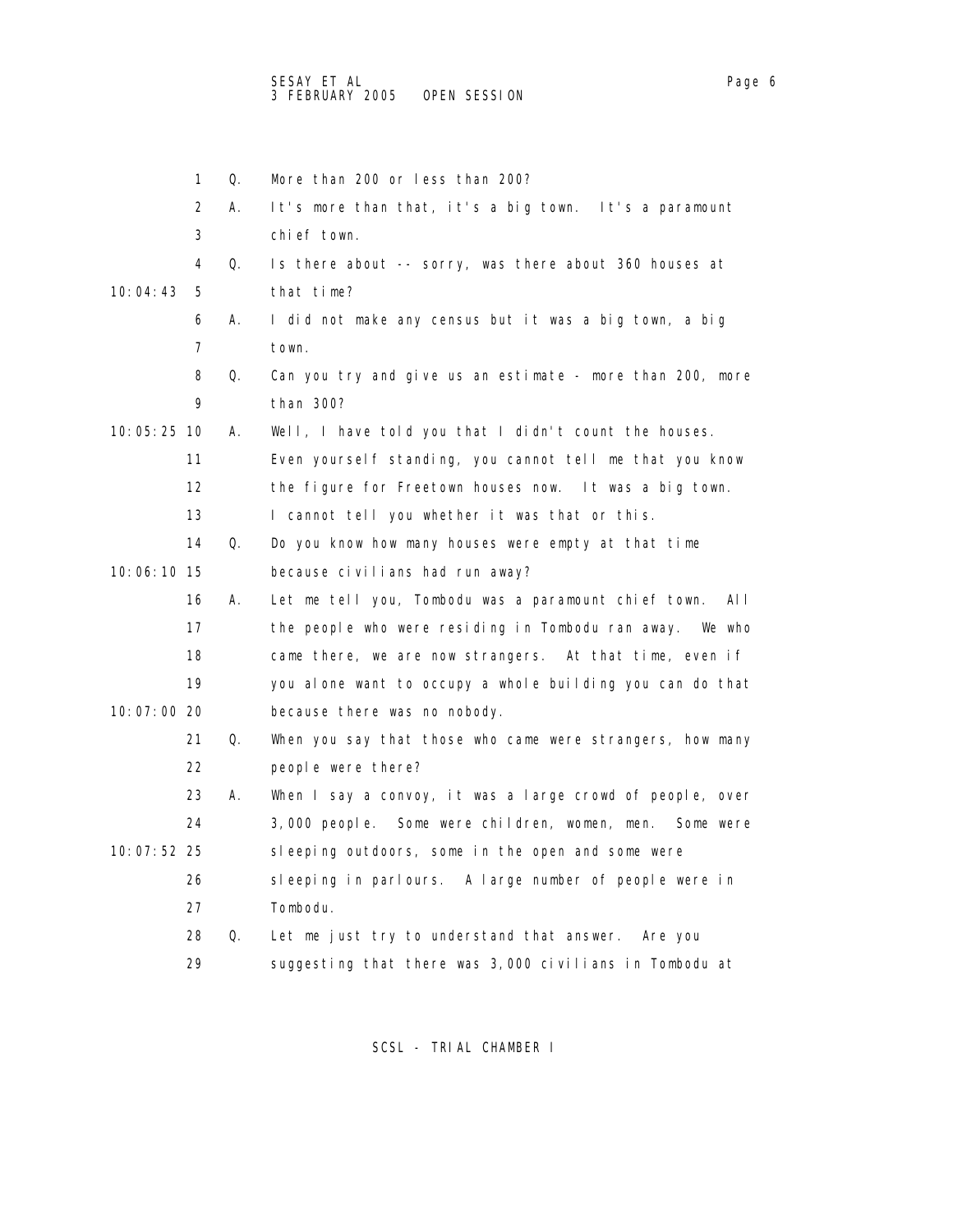Q. More than 200 or less than 200?

A. It's more than that, it's a big town. It's a paramount chief town.

Q. Is there about -- sorry, was there about 360 houses at that time?

A. I did not make any census but it was a big town, a big town.

Q. Can you try and give us an estimate - more than 200, more than 300?

A. Well, I have told you that I didn't count the houses. Even yourself standing, you cannot tell me that you know the figure for Freetown houses now. It was a big town. I cannot tell you whether it was that or this.

Q. Do you know how many houses were empty at that time because civilians had run away?

A. Let me tell you, Tombodu was a paramount chief town. All the people who were residing in Tombodu ran away. We who came there, we are now strangers. At that time, even if you alone want to occupy a whole building you can do that because there was no nobody.

Q. When you say that those who came were strangers, how many people were there?

A. When I say a convoy, it was a large crowd of people, over 3,000 people. Some were children, women, men. Some were sleeping outdoors, some in the open and some were sleeping in parlours. A large number of people were in Tombodu.

Q. Let me just try to understand that answer. Are you suggesting that there was 3,000 civilians in Tombodu at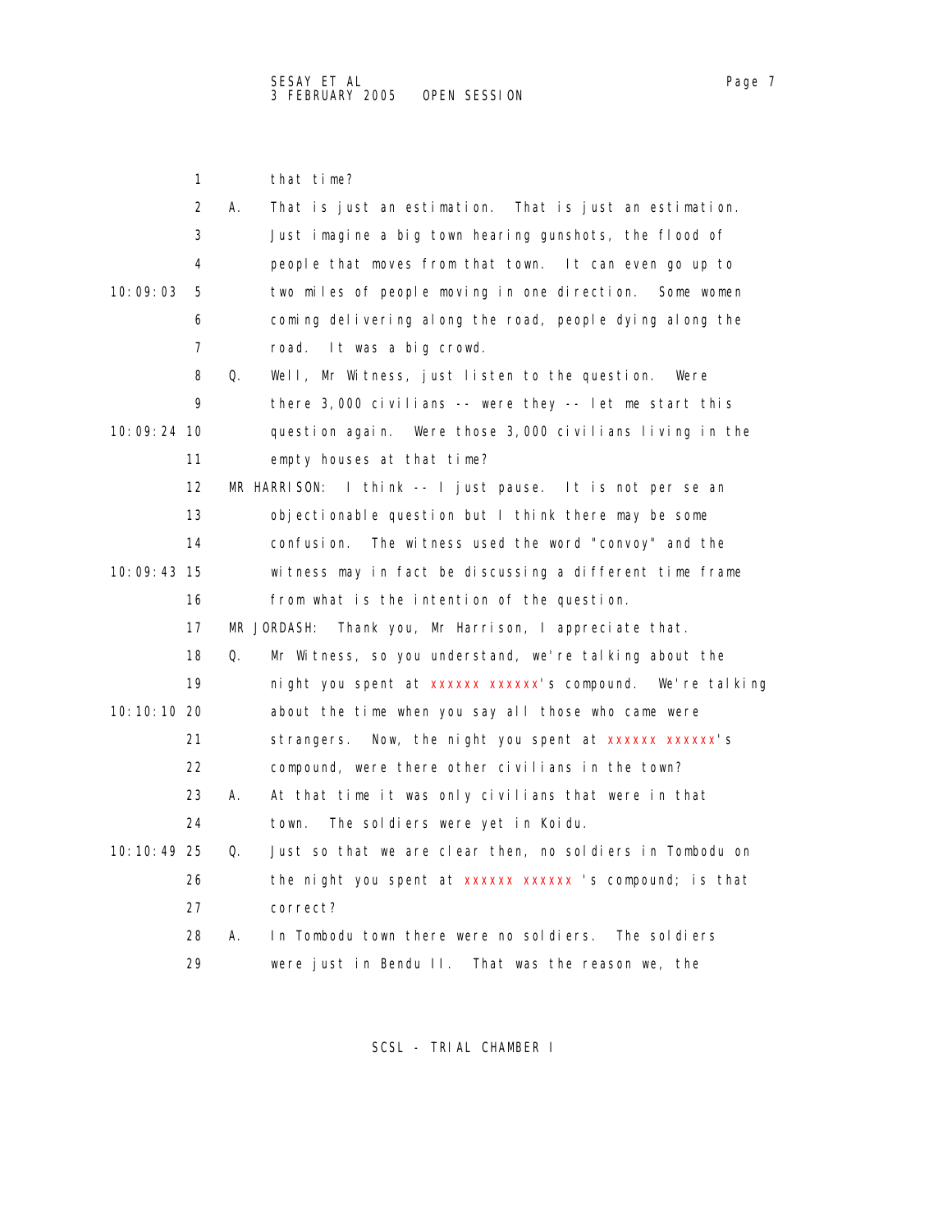1 that time?

2 A. That is just an estimation. That is just an estimation.

3 Just imagine a big town hearing gunshots, the flood of

4 people that moves from that town. It can even go up to

10:09:03 5 two miles of people moving in one direction. Some women

6 coming delivering along the road, people dying along the

7 road. It was a big crowd.

8 Q. Well, Mr Witness, just listen to the question. Were

9 there 3,000 civilians -- were they -- let me start this

10:09:24 10 question again. Were those 3,000 civilians living in the

11 empty houses at that time?

12 MR HARRISON: I think -- I just pause. It is not per se an

13 objectionable question but I think there may be some

14 confusion. The witness used the word "convoy" and the

10:09:43 15 witness may in fact be discussing a different time frame

16 from what is the intention of the question.

17 MR JORDASH: Thank you, Mr Harrison, I appreciate that.

18 Q. Mr Witness, so you understand, we're talking about the

19 night you spent at xxxxxx xxxxxx's compound. We're talking

10:10:10 20 about the time when you say all those who came were

21 strangers. Now, the night you spent at xxxxxx xxxxxx's

22 compound, were there other civilians in the town?

23 A. At that time it was only civilians that were in that

24 town. The soldiers were yet in Koidu.

10:10:49 25 Q. Just so that we are clear then, no soldiers in Tombodu on

26 the night you spent at xxxxxx xxxxxx 's compound; is that

27 correct?

28 A. In Tombodu town there were no soldiers. The soldiers

29 were just in Bendu II. That was the reason we, the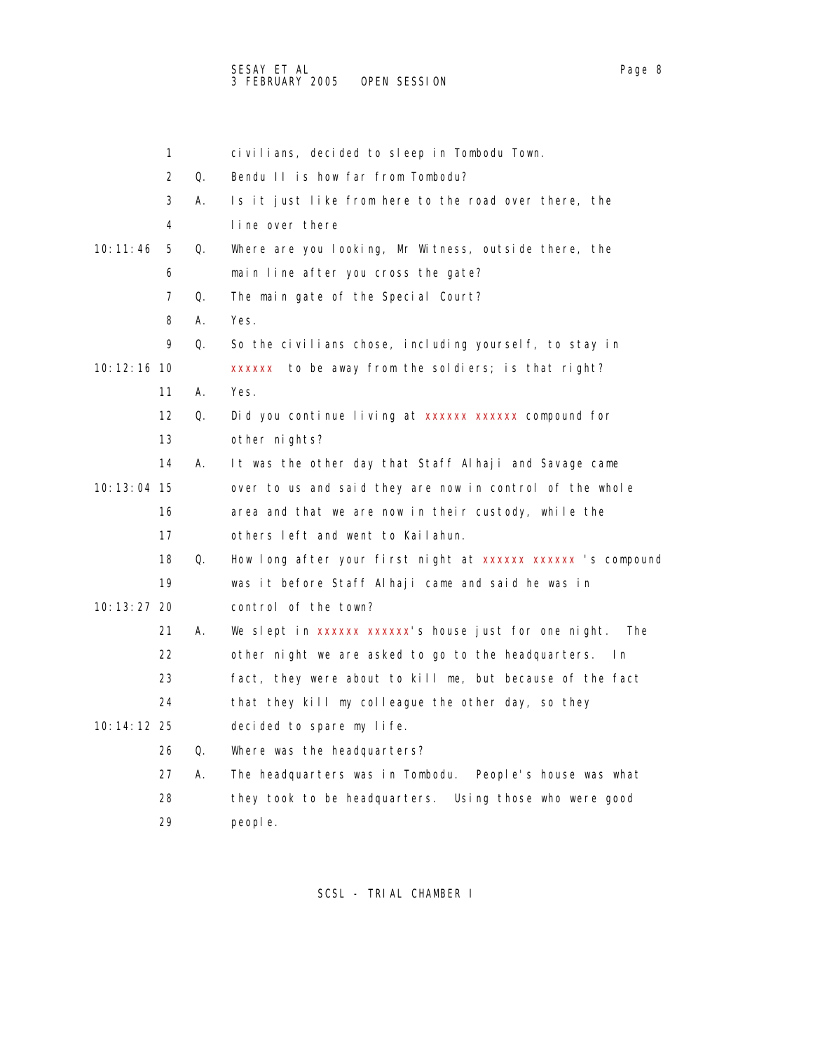1 civilians, decided to sleep in Tombodu Town.

2 Q. Bendu II is how far from Tombodu?

3 A. Is it just like from here to the road over there, the

4 line over there

10:11:46 5 Q. Where are you looking, Mr Witness, outside there, the

6 main line after you cross the gate?

7 Q. The main gate of the Special Court?

8 A. Yes.

9 Q. So the civilians chose, including yourself, to stay in

10:12:16 10 xxxxxx to be away from the soldiers; is that right?

11 A. Yes.

12 Q. Did you continue living at xxxxxx xxxxxx compound for

13 other nights?

14 A. It was the other day that Staff Alhaji and Savage came

10:13:04 15 over to us and said they are now in control of the whole

16 area and that we are now in their custody, while the

17 others left and went to Kailahun.

18 Q. How long after your first night at xxxxxx xxxxxx 's compound

19 was it before Staff Alhaji came and said he was in

10:13:27 20 control of the town?

21 A. We slept in xxxxxx xxxxxx's house just for one night. The

22 other night we are asked to go to the headquarters. In

23 fact, they were about to kill me, but because of the fact

24 that they kill my colleague the other day, so they

10:14:12 25 decided to spare my life.

26 Q. Where was the headquarters?

27 A. The headquarters was in Tombodu. People's house was what

28 they took to be headquarters. Using those who were good

29 people.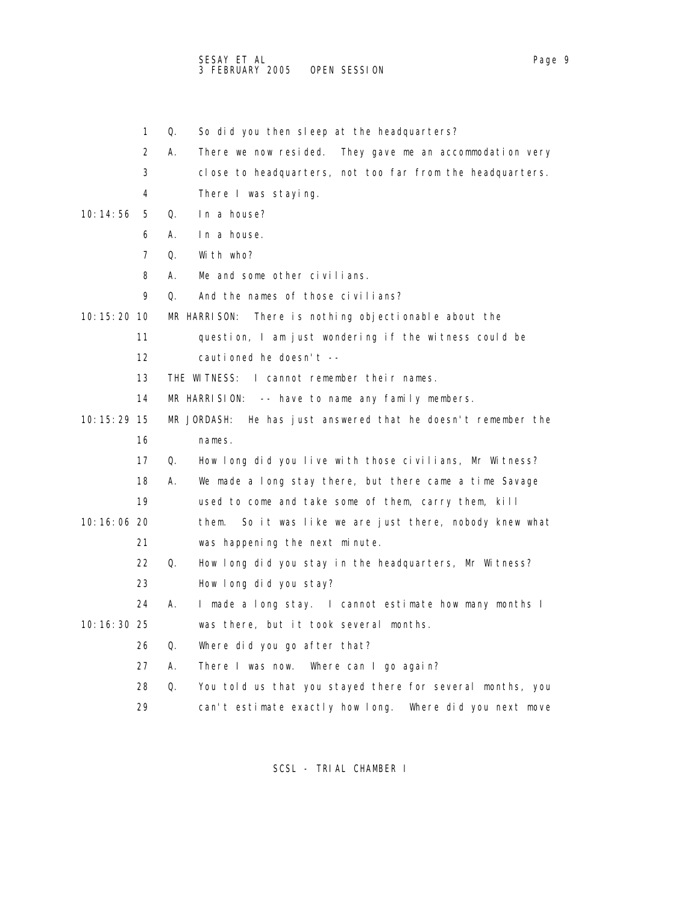1 Q. So did you then sleep at the headquarters?

2 A. There we now resided. They gave me an accommodation very

3 close to headquarters, not too far from the headquarters.

4 There I was staying.

10:14:56 5 Q. In a house?

6 A. In a house.

7 Q. With who?

8 A. Me and some other civilians.

9 Q. And the names of those civilians?

10:15:20 10 MR HARRISON: There is nothing objectionable about the

11 question, I am just wondering if the witness could be

12 cautioned he doesn't --

13 THE WITNESS: I cannot remember their names.

14 MR HARRISION: -- have to name any family members.

10:15:29 15 MR JORDASH: He has just answered that he doesn't remember the

16 names.

17 Q. How long did you live with those civilians, Mr Witness?

18 A. We made a long stay there, but there came a time Savage

19 used to come and take some of them, carry them, kill

10:16:06 20 them. So it was like we are just there, nobody knew what

21 was happening the next minute.

22 Q. How long did you stay in the headquarters, Mr Witness?

23 How long did you stay?

24 A. I made a long stay. I cannot estimate how many months I

10:16:30 25 was there, but it took several months.

26 Q. Where did you go after that?

27 A. There I was now. Where can I go again?

28 Q. You told us that you stayed there for several months, you

29 can't estimate exactly how long. Where did you next move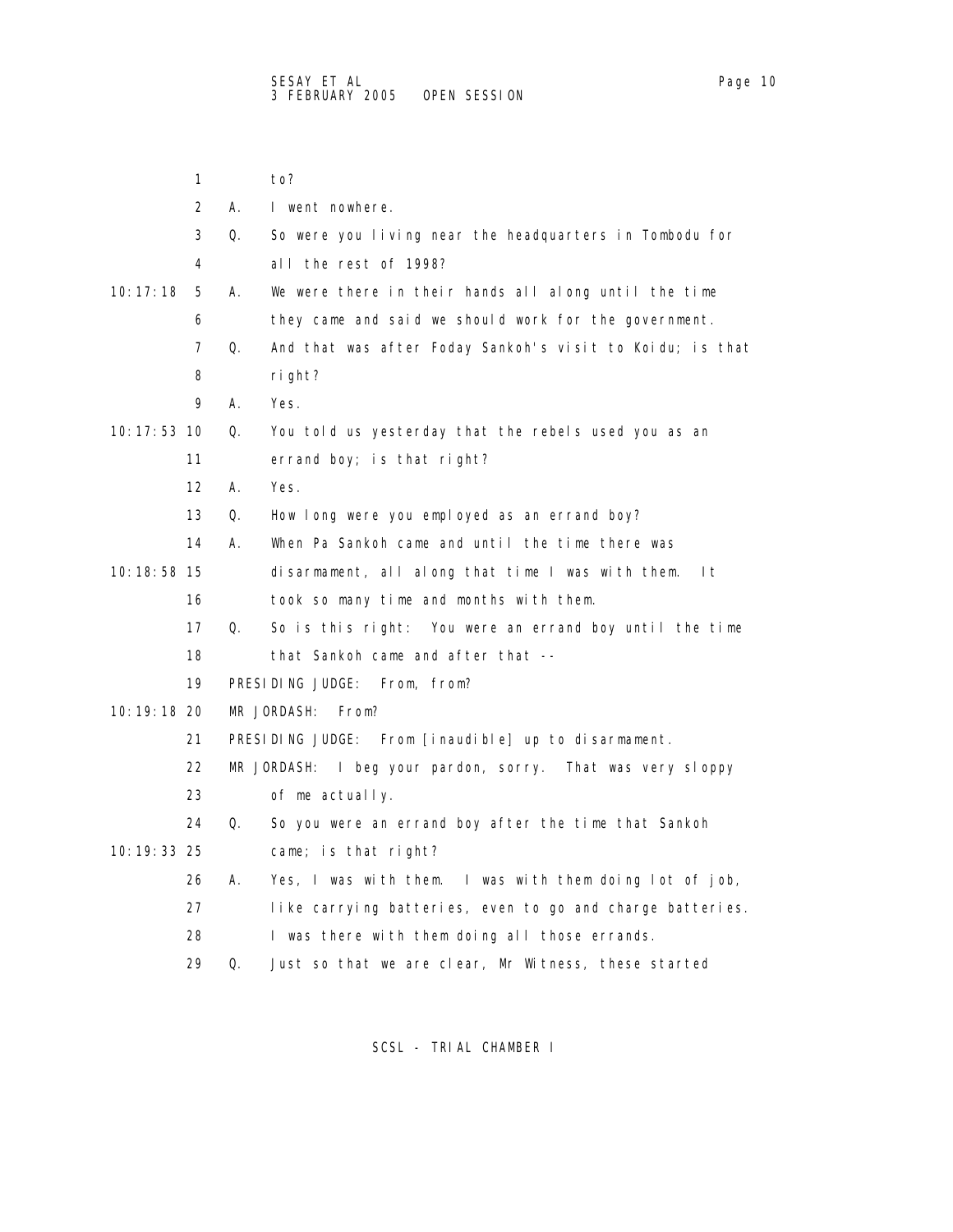1 to?

2 A. I went nowhere.

3 Q. So were you living near the headquarters in Tombodu for

4 all the rest of 1998?

10:17:18 5 A. We were there in their hands all along until the time

6 they came and said we should work for the government.

7 Q. And that was after Foday Sankoh's visit to Koidu; is that

8 right?

9 A. Yes.

10:17:53 10 Q. You told us yesterday that the rebels used you as an

11 errand boy; is that right?

12 A. Yes.

13 Q. How long were you employed as an errand boy?

14 A. When Pa Sankoh came and until the time there was

10:18:58 15 disarmament, all along that time I was with them. It

16 took so many time and months with them.

17 Q. So is this right: You were an errand boy until the time

18 that Sankoh came and after that --

19 PRESIDING JUDGE: From, from?

10:19:18 20 MR JORDASH: From?

21 PRESIDING JUDGE: From [inaudible] up to disarmament.

22 MR JORDASH: I beg your pardon, sorry. That was very sloppy

23 of me actually.

24 Q. So you were an errand boy after the time that Sankoh

10:19:33 25 came; is that right?

26 A. Yes, I was with them. I was with them doing lot of job,

27 like carrying batteries, even to go and charge batteries.

28 I was there with them doing all those errands.

29 Q. Just so that we are clear, Mr Witness, these started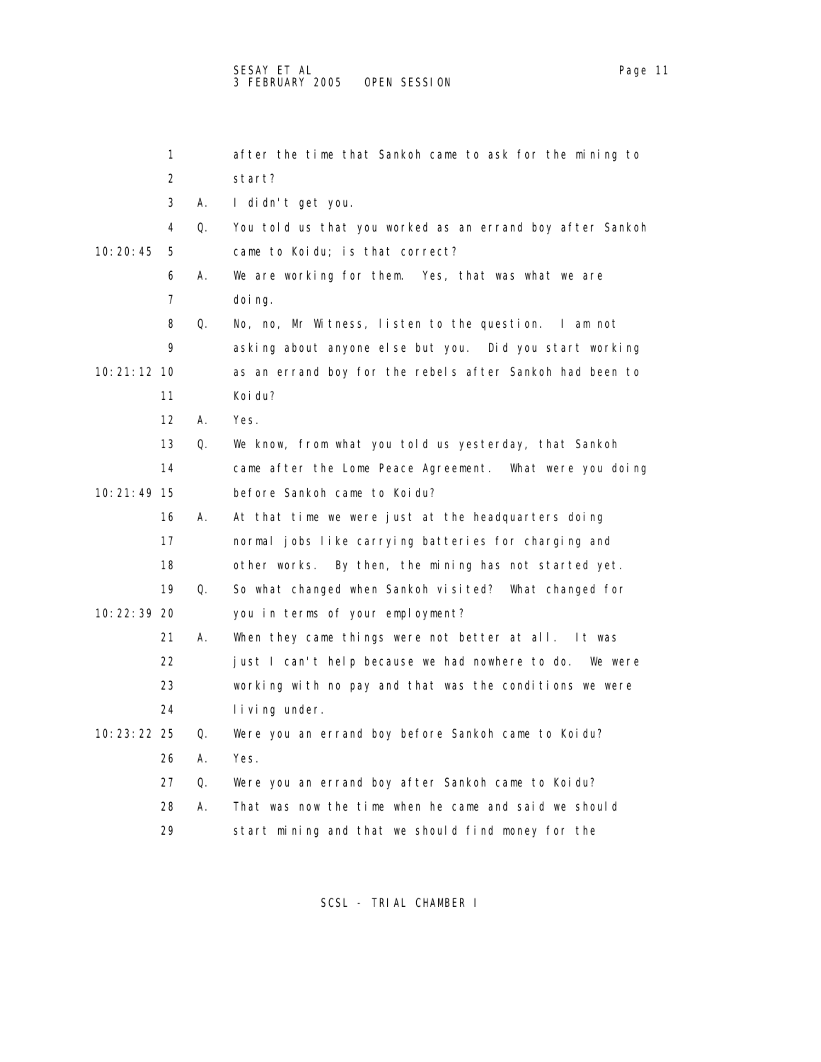1 after the time that Sankoh came to ask for the mining to
2 start?
3 A. I didn't get you.
4 Q. You told us that you worked as an errand boy after Sankoh
10:20:45 5 came to Koidu; is that correct?
6 A. We are working for them. Yes, that was what we are
7 doing.
8 Q. No, no, Mr Witness, listen to the question. I am not
9 asking about anyone else but you. Did you start working
10:21:12 10 as an errand boy for the rebels after Sankoh had been to
11 Koidu?
12 A. Yes.
13 Q. We know, from what you told us yesterday, that Sankoh
14 came after the Lome Peace Agreement. What were you doing
10:21:49 15 before Sankoh came to Koidu?
16 A. At that time we were just at the headquarters doing
17 normal jobs like carrying batteries for charging and
18 other works. By then, the mining has not started yet.
19 Q. So what changed when Sankoh visited? What changed for
10:22:39 20 you in terms of your employment?
21 A. When they came things were not better at all. It was
22 just I can't help because we had nowhere to do. We were
23 working with no pay and that was the conditions we were
24 living under.
10:23:22 25 Q. Were you an errand boy before Sankoh came to Koidu?
26 A. Yes.
27 Q. Were you an errand boy after Sankoh came to Koidu?
28 A. That was now the time when he came and said we should
29 start mining and that we should find money for the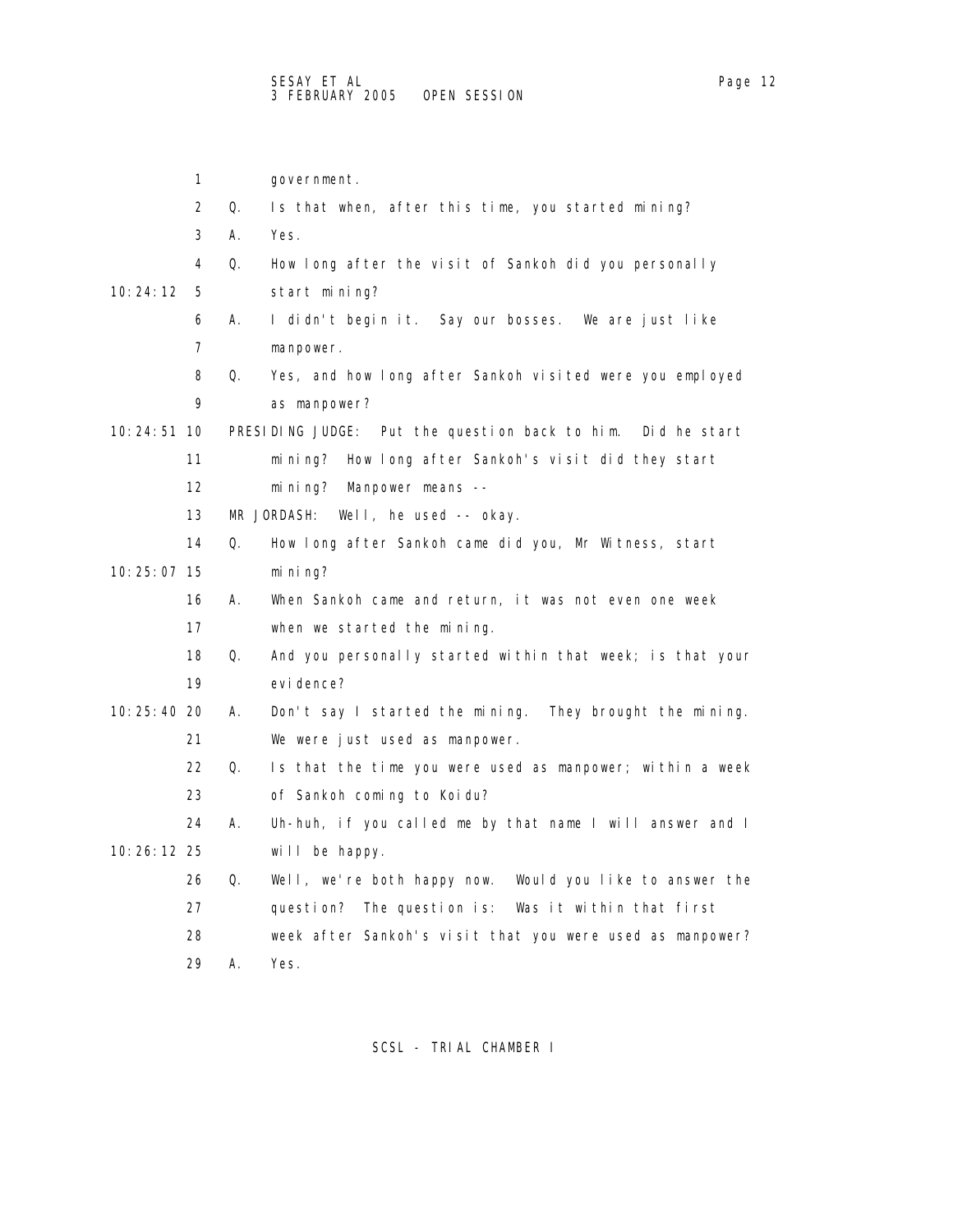1 government.

2 Q. Is that when, after this time, you started mining?

3 A. Yes.

4 Q. How long after the visit of Sankoh did you personally

10:24:12 5 start mining?

6 A. I didn't begin it. Say our bosses. We are just like

7 manpower.

8 Q. Yes, and how long after Sankoh visited were you employed

9 as manpower?

10:24:51 10 PRESIDING JUDGE: Put the question back to him. Did he start

11 mining? How long after Sankoh's visit did they start

12 mining? Manpower means --

13 MR JORDASH: Well, he used -- okay.

14 Q. How long after Sankoh came did you, Mr Witness, start

10:25:07 15 mining?

16 A. When Sankoh came and return, it was not even one week

17 when we started the mining.

18 Q. And you personally started within that week; is that your

19 evidence?

10:25:40 20 A. Don't say I started the mining. They brought the mining.

21 We were just used as manpower.

22 Q. Is that the time you were used as manpower; within a week

23 of Sankoh coming to Koidu?

24 A. Uh-huh, if you called me by that name I will answer and I

10:26:12 25 will be happy.

26 Q. Well, we're both happy now. Would you like to answer the

27 question? The question is: Was it within that first

28 week after Sankoh's visit that you were used as manpower?

29 A. Yes.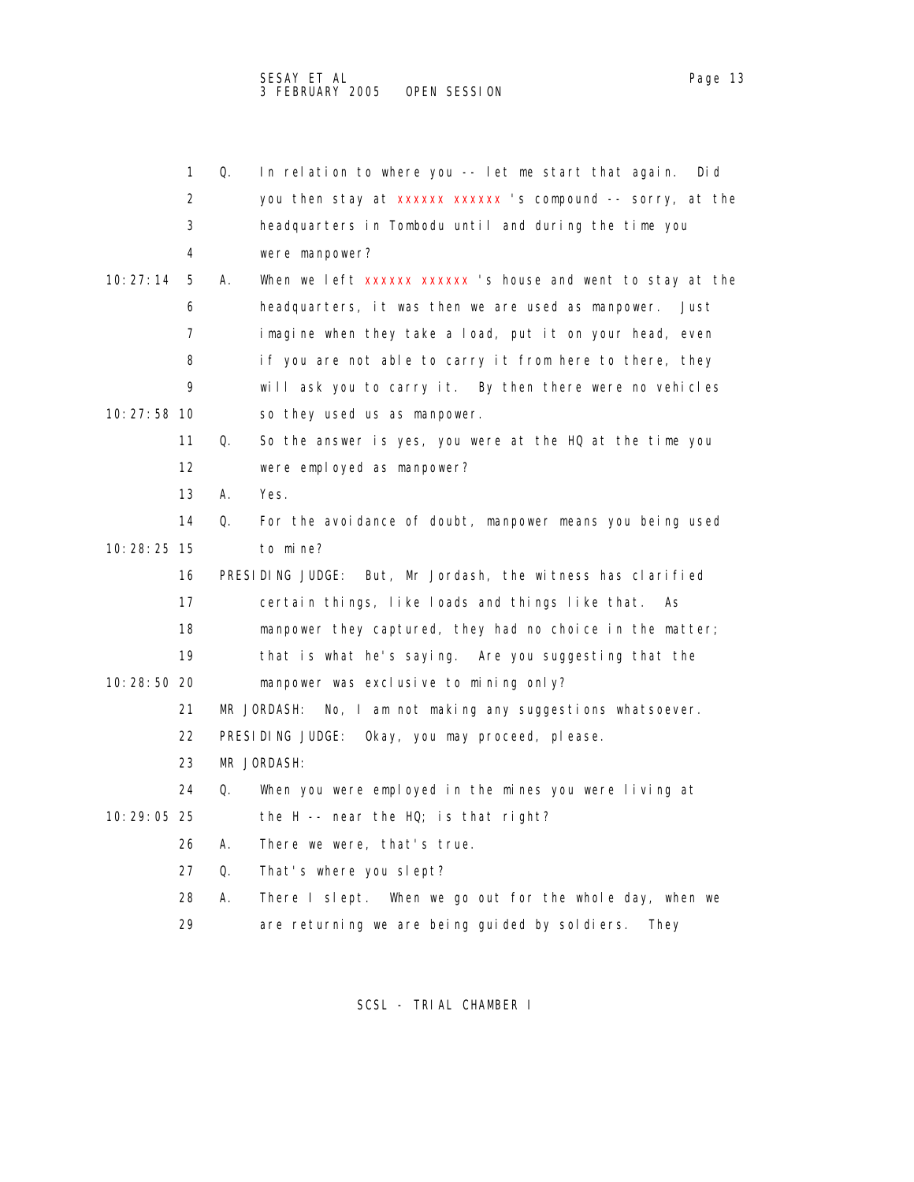1 Q. In relation to where you -- let me start that again. Did
2 you then stay at xxxxxx xxxxxx 's compound -- sorry, at the
3 headquarters in Tombodu until and during the time you
4 were manpower?

10:27:14 5 A. When we left xxxxxx xxxxxx 's house and went to stay at the
6 headquarters, it was then we are used as manpower. Just
7 imagine when they take a load, put it on your head, even
8 if you are not able to carry it from here to there, they
9 will ask you to carry it. By then there were no vehicles

10:27:58 10 so they used us as manpower.
11 Q. So the answer is yes, you were at the HQ at the time you
12 were employed as manpower?
13 A. Yes.
14 Q. For the avoidance of doubt, manpower means you being used

10:28:25 15 to mine?
16 PRESIDING JUDGE: But, Mr Jordash, the witness has clarified
17 certain things, like loads and things like that. As
18 manpower they captured, they had no choice in the matter;
19 that is what he's saying. Are you suggesting that the

10:28:50 20 manpower was exclusive to mining only?
21 MR JORDASH: No, I am not making any suggestions whatsoever.
22 PRESIDING JUDGE: Okay, you may proceed, please.
23 MR JORDASH:
24 Q. When you were employed in the mines you were living at

10:29:05 25 the H -- near the HQ; is that right?
26 A. There we were, that's true.
27 Q. That's where you slept?
28 A. There I slept. When we go out for the whole day, when we
29 are returning we are being guided by soldiers. They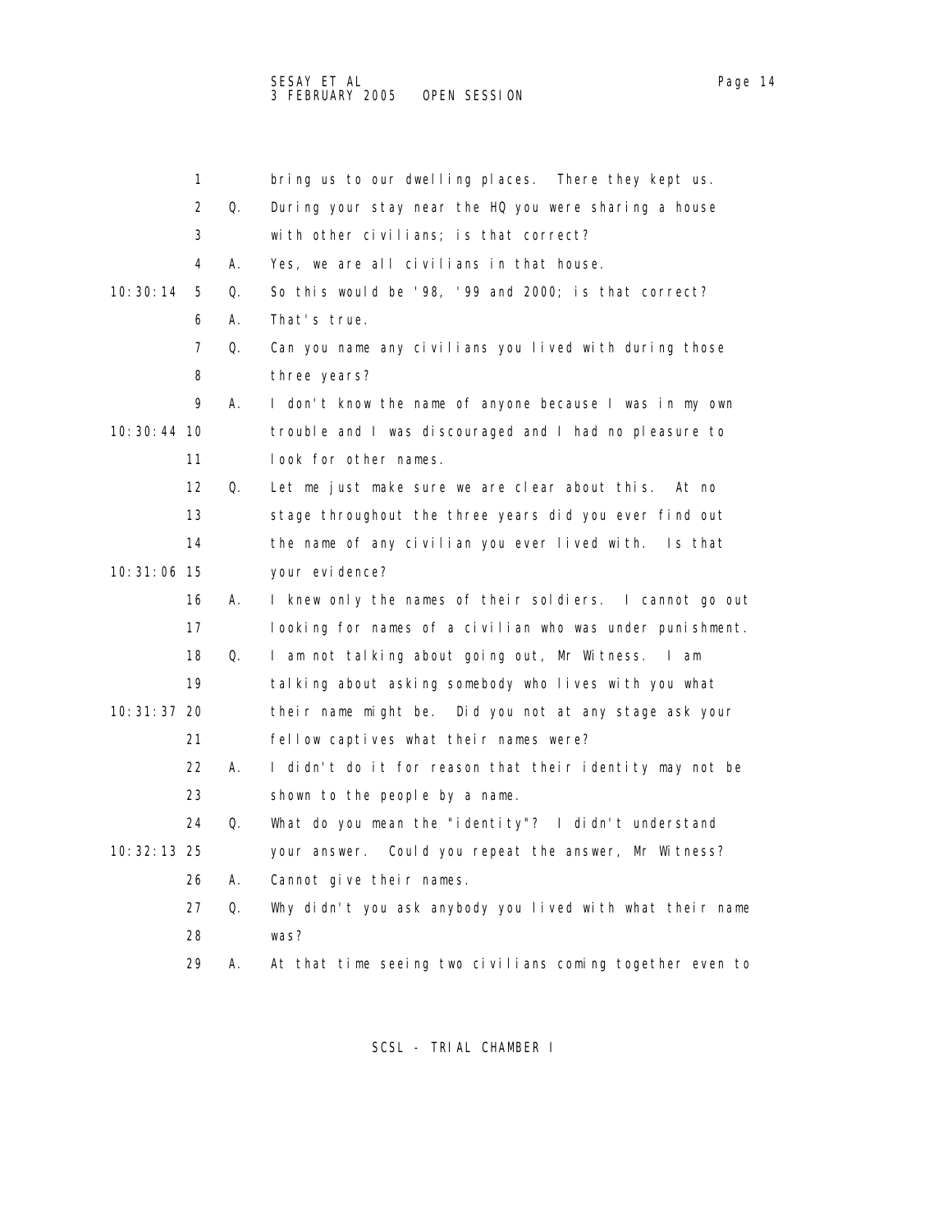1 bring us to our dwelling places. There they kept us.

2 Q. During your stay near the HQ you were sharing a house

3 with other civilians; is that correct?

4 A. Yes, we are all civilians in that house.

10:30:14 5 Q. So this would be '98, '99 and 2000; is that correct?

6 A. That's true.

7 Q. Can you name any civilians you lived with during those

8 three years?

9 A. I don't know the name of anyone because I was in my own

10:30:44 10 trouble and I was discouraged and I had no pleasure to

11 look for other names.

12 Q. Let me just make sure we are clear about this. At no

13 stage throughout the three years did you ever find out

14 the name of any civilian you ever lived with. Is that

10:31:06 15 your evidence?

16 A. I knew only the names of their soldiers. I cannot go out

17 looking for names of a civilian who was under punishment.

18 Q. I am not talking about going out, Mr Witness. I am

19 talking about asking somebody who lives with you what

10:31:37 20 their name might be. Did you not at any stage ask your

21 fellow captives what their names were?

22 A. I didn't do it for reason that their identity may not be

23 shown to the people by a name.

24 Q. What do you mean the "identity"? I didn't understand

10:32:13 25 your answer. Could you repeat the answer, Mr Witness?

26 A. Cannot give their names.

27 Q. Why didn't you ask anybody you lived with what their name

28 was?

29 A. At that time seeing two civilians coming together even to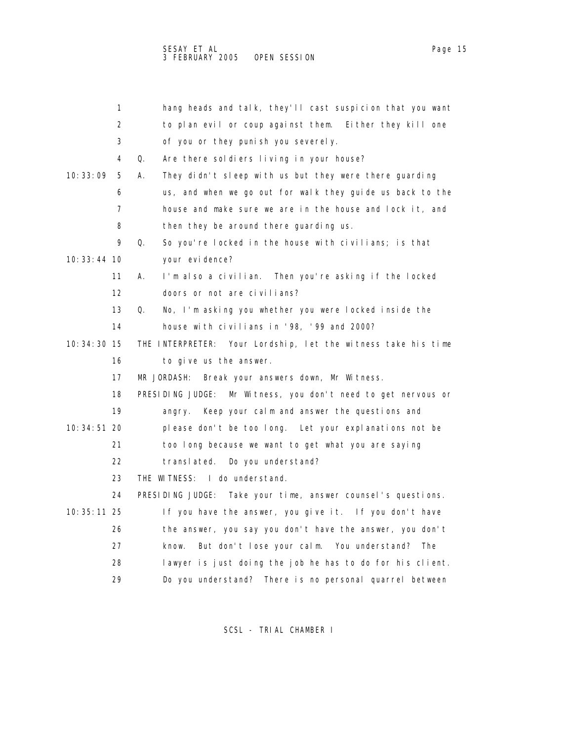hang heads and talk, they'll cast suspicion that you want to plan evil or coup against them. Either they kill one of you or they punish you severely.

Q. Are there soldiers living in your house?

A. They didn't sleep with us but they were there guarding us, and when we go out for walk they guide us back to the house and make sure we are in the house and lock it, and then they be around there guarding us.

Q. So you're locked in the house with civilians; is that your evidence?

A. I'm also a civilian. Then you're asking if the locked doors or not are civilians?

Q. No, I'm asking you whether you were locked inside the house with civilians in '98, '99 and 2000?

THE INTERPRETER: Your Lordship, let the witness take his time to give us the answer.

MR JORDASH: Break your answers down, Mr Witness.

PRESIDING JUDGE: Mr Witness, you don't need to get nervous or angry. Keep your calm and answer the questions and please don't be too long. Let your explanations not be too long because we want to get what you are saying translated. Do you understand?

THE WITNESS: I do understand.

PRESIDING JUDGE: Take your time, answer counsel's questions. If you have the answer, you give it. If you don't have the answer, you say you don't have the answer, you don't know. But don't lose your calm. You understand? The lawyer is just doing the job he has to do for his client. Do you understand? There is no personal quarrel between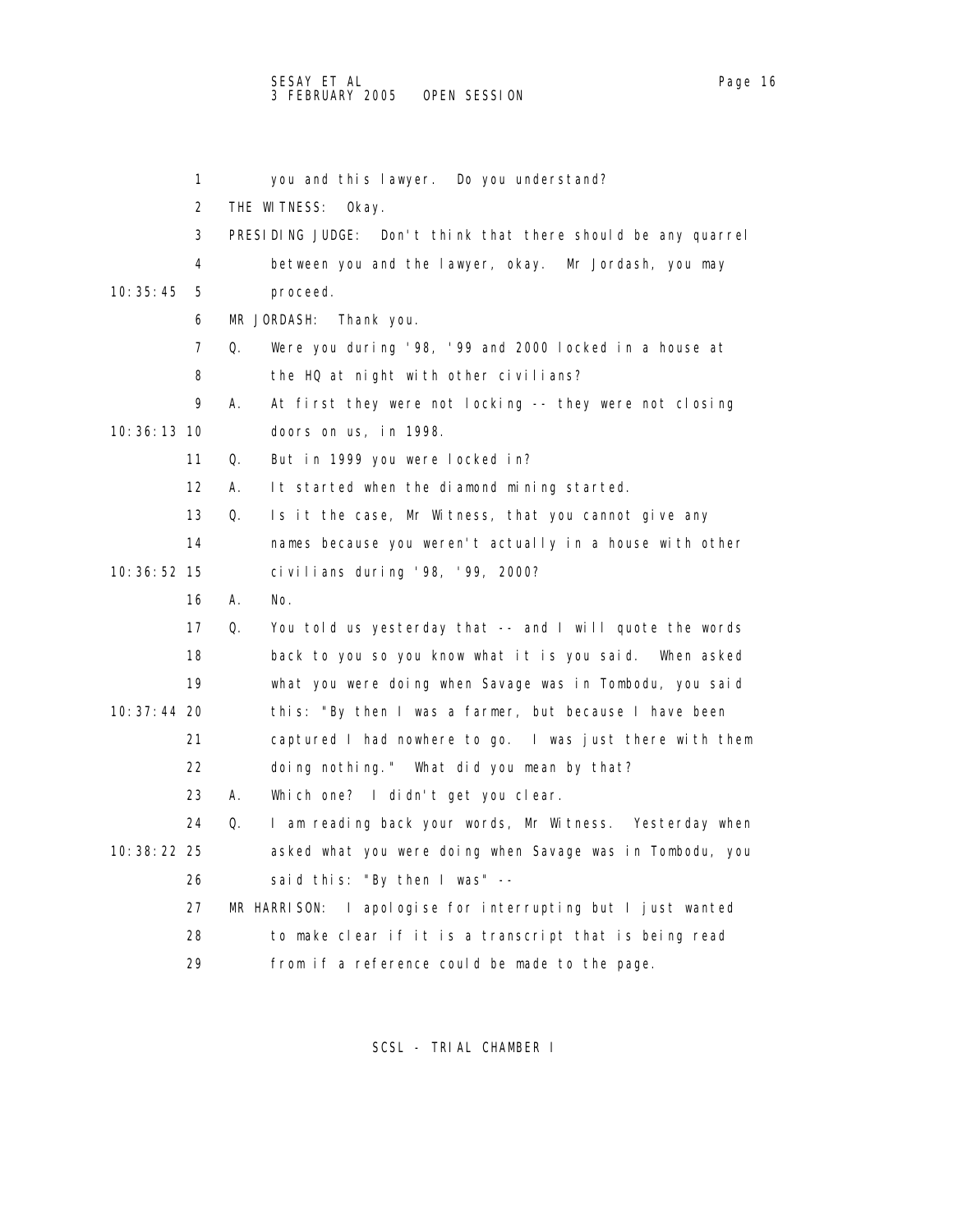you and this lawyer. Do you understand?

THE WITNESS: Okay.

PRESIDING JUDGE: Don't think that there should be any quarrel between you and the lawyer, okay. Mr Jordash, you may proceed.

MR JORDASH: Thank you.

Q. Were you during '98, '99 and 2000 locked in a house at the HQ at night with other civilians?

A. At first they were not locking -- they were not closing doors on us, in 1998.

Q. But in 1999 you were locked in?

A. It started when the diamond mining started.

Q. Is it the case, Mr Witness, that you cannot give any names because you weren't actually in a house with other civilians during '98, '99, 2000?

A. No.

Q. You told us yesterday that -- and I will quote the words back to you so you know what it is you said. When asked what you were doing when Savage was in Tombodu, you said this: "By then I was a farmer, but because I have been captured I had nowhere to go. I was just there with them doing nothing." What did you mean by that?

A. Which one? I didn't get you clear.

Q. I am reading back your words, Mr Witness. Yesterday when asked what you were doing when Savage was in Tombodu, you said this: "By then I was" --

MR HARRISON: I apologise for interrupting but I just wanted to make clear if it is a transcript that is being read from if a reference could be made to the page.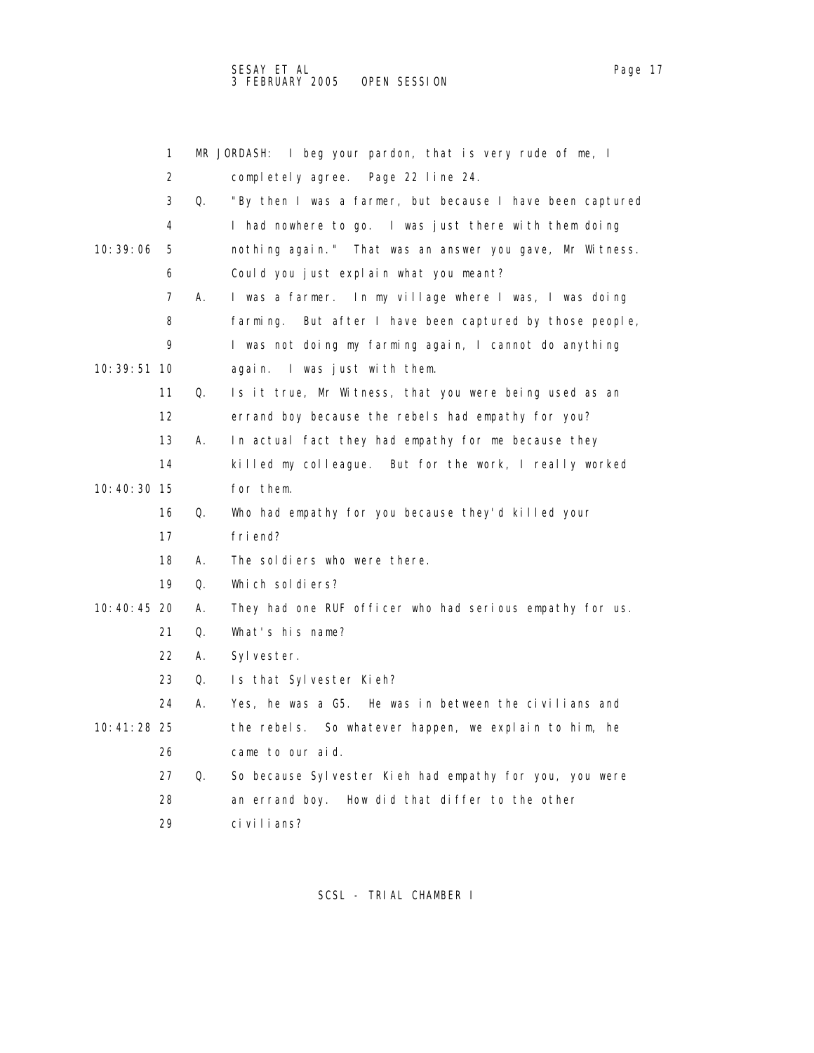MR JORDASH: I beg your pardon, that is very rude of me, I completely agree. Page 22 line 24.

Q. "By then I was a farmer, but because I have been captured I had nowhere to go. I was just there with them doing nothing again." That was an answer you gave, Mr Witness. Could you just explain what you meant?

A. I was a farmer. In my village where I was, I was doing farming. But after I have been captured by those people, I was not doing my farming again, I cannot do anything again. I was just with them.

Q. Is it true, Mr Witness, that you were being used as an errand boy because the rebels had empathy for you?

A. In actual fact they had empathy for me because they killed my colleague. But for the work, I really worked for them.

Q. Who had empathy for you because they'd killed your friend?

A. The soldiers who were there.

Q. Which soldiers?

A. They had one RUF officer who had serious empathy for us.

Q. What's his name?

A. Sylvester.

Q. Is that Sylvester Kieh?

A. Yes, he was a G5. He was in between the civilians and the rebels. So whatever happen, we explain to him, he came to our aid.

Q. So because Sylvester Kieh had empathy for you, you were an errand boy. How did that differ to the other civilians?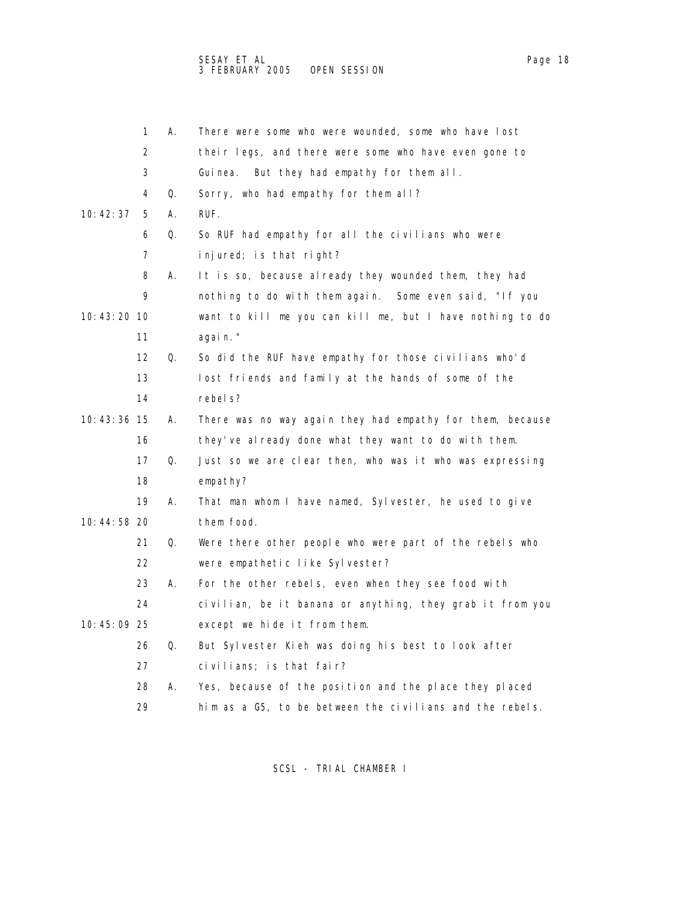1 A. There were some who were wounded, some who have lost
2 their legs, and there were some who have even gone to
3 Guinea. But they had empathy for them all.
4 Q. Sorry, who had empathy for them all?
10:42:37 5 A. RUF.
6 Q. So RUF had empathy for all the civilians who were
7 injured; is that right?
8 A. It is so, because already they wounded them, they had
9 nothing to do with them again. Some even said, "If you
10:43:20 10 want to kill me you can kill me, but I have nothing to do
11 again."
12 Q. So did the RUF have empathy for those civilians who'd
13 lost friends and family at the hands of some of the
14 rebels?
10:43:36 15 A. There was no way again they had empathy for them, because
16 they've already done what they want to do with them.
17 Q. Just so we are clear then, who was it who was expressing
18 empathy?
19 A. That man whom I have named, Sylvester, he used to give
10:44:58 20 them food.
21 Q. Were there other people who were part of the rebels who
22 were empathetic like Sylvester?
23 A. For the other rebels, even when they see food with
24 civilian, be it banana or anything, they grab it from you
10:45:09 25 except we hide it from them.
26 Q. But Sylvester Kieh was doing his best to look after
27 civilians; is that fair?
28 A. Yes, because of the position and the place they placed
29 him as a G5, to be between the civilians and the rebels.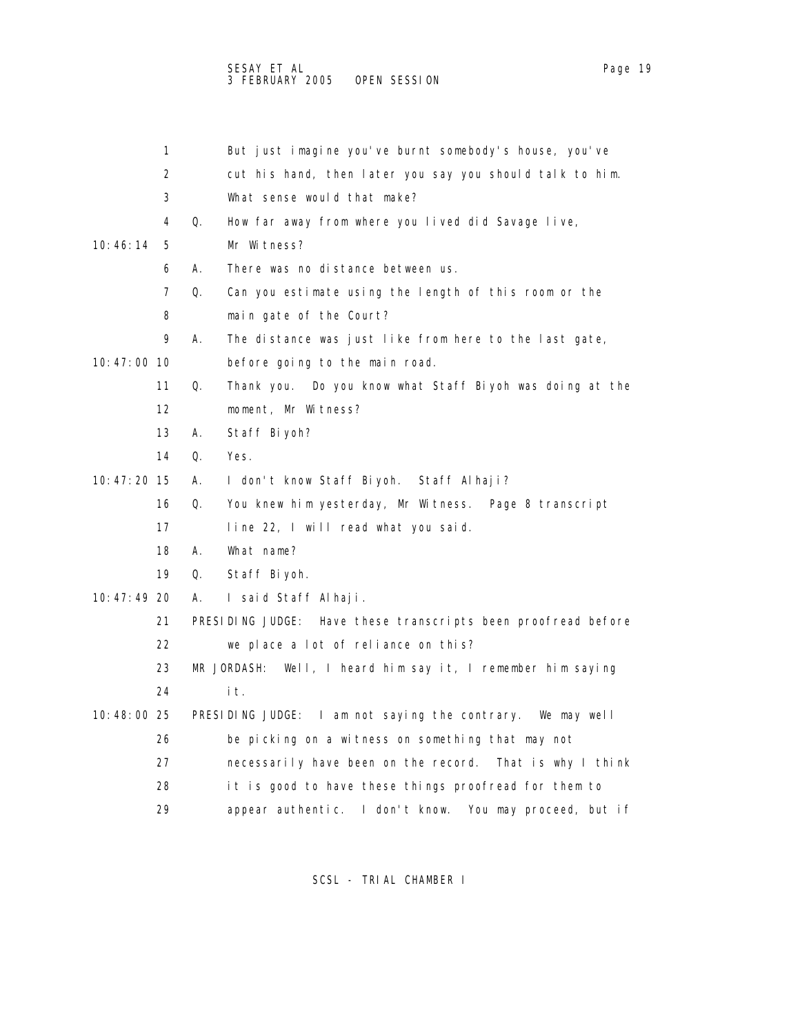1 But just imagine you've burnt somebody's house, you've
2 cut his hand, then later you say you should talk to him.
3 What sense would that make?
4 Q. How far away from where you lived did Savage live,
10:46:14 5 Mr Witness?
6 A. There was no distance between us.
7 Q. Can you estimate using the length of this room or the
8 main gate of the Court?
9 A. The distance was just like from here to the last gate,
10:47:00 10 before going to the main road.
11 Q. Thank you. Do you know what Staff Biyoh was doing at the
12 moment, Mr Witness?
13 A. Staff Biyoh?
14 Q. Yes.
10:47:20 15 A. I don't know Staff Biyoh. Staff Alhaji?
16 Q. You knew him yesterday, Mr Witness. Page 8 transcript
17 line 22, I will read what you said.
18 A. What name?
19 Q. Staff Biyoh.
10:47:49 20 A. I said Staff Alhaji.
21 PRESIDING JUDGE: Have these transcripts been proofread before
22 we place a lot of reliance on this?
23 MR JORDASH: Well, I heard him say it, I remember him saying
24 it.
10:48:00 25 PRESIDING JUDGE: I am not saying the contrary. We may well
26 be picking on a witness on something that may not
27 necessarily have been on the record. That is why I think
28 it is good to have these things proofread for them to
29 appear authentic. I don't know. You may proceed, but if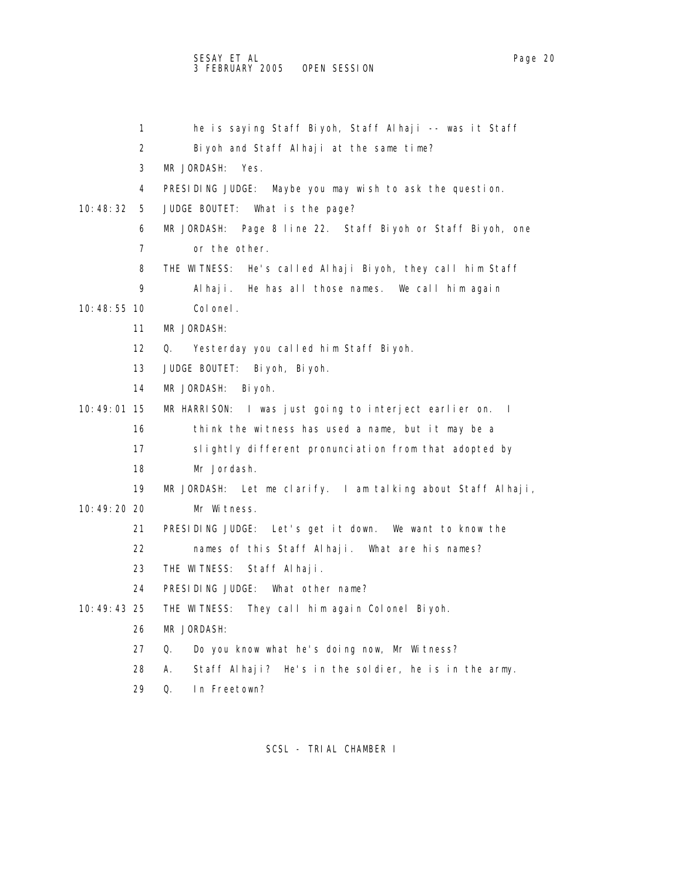1 he is saying Staff Biyoh, Staff Alhaji -- was it Staff
2 Biyoh and Staff Alhaji at the same time?
3 MR JORDASH: Yes.
4 PRESIDING JUDGE: Maybe you may wish to ask the question.
10:48:32 5 JUDGE BOUTET: What is the page?
6 MR JORDASH: Page 8 line 22. Staff Biyoh or Staff Biyoh, one
7 or the other.
8 THE WITNESS: He's called Alhaji Biyoh, they call him Staff
9 Alhaji. He has all those names. We call him again
10:48:55 10 Colonel.
11 MR JORDASH:
12 Q. Yesterday you called him Staff Biyoh.
13 JUDGE BOUTET: Biyoh, Biyoh.
14 MR JORDASH: Biyoh.
10:49:01 15 MR HARRISON: I was just going to interject earlier on. I
16 think the witness has used a name, but it may be a
17 slightly different pronunciation from that adopted by
18 Mr Jordash.
19 MR JORDASH: Let me clarify. I am talking about Staff Alhaji,
10:49:20 20 Mr Witness.
21 PRESIDING JUDGE: Let's get it down. We want to know the
22 names of this Staff Alhaji. What are his names?
23 THE WITNESS: Staff Alhaji.
24 PRESIDING JUDGE: What other name?
10:49:43 25 THE WITNESS: They call him again Colonel Biyoh.
26 MR JORDASH:
27 Q. Do you know what he's doing now, Mr Witness?
28 A. Staff Alhaji? He's in the soldier, he is in the army.
29 Q. In Freetown?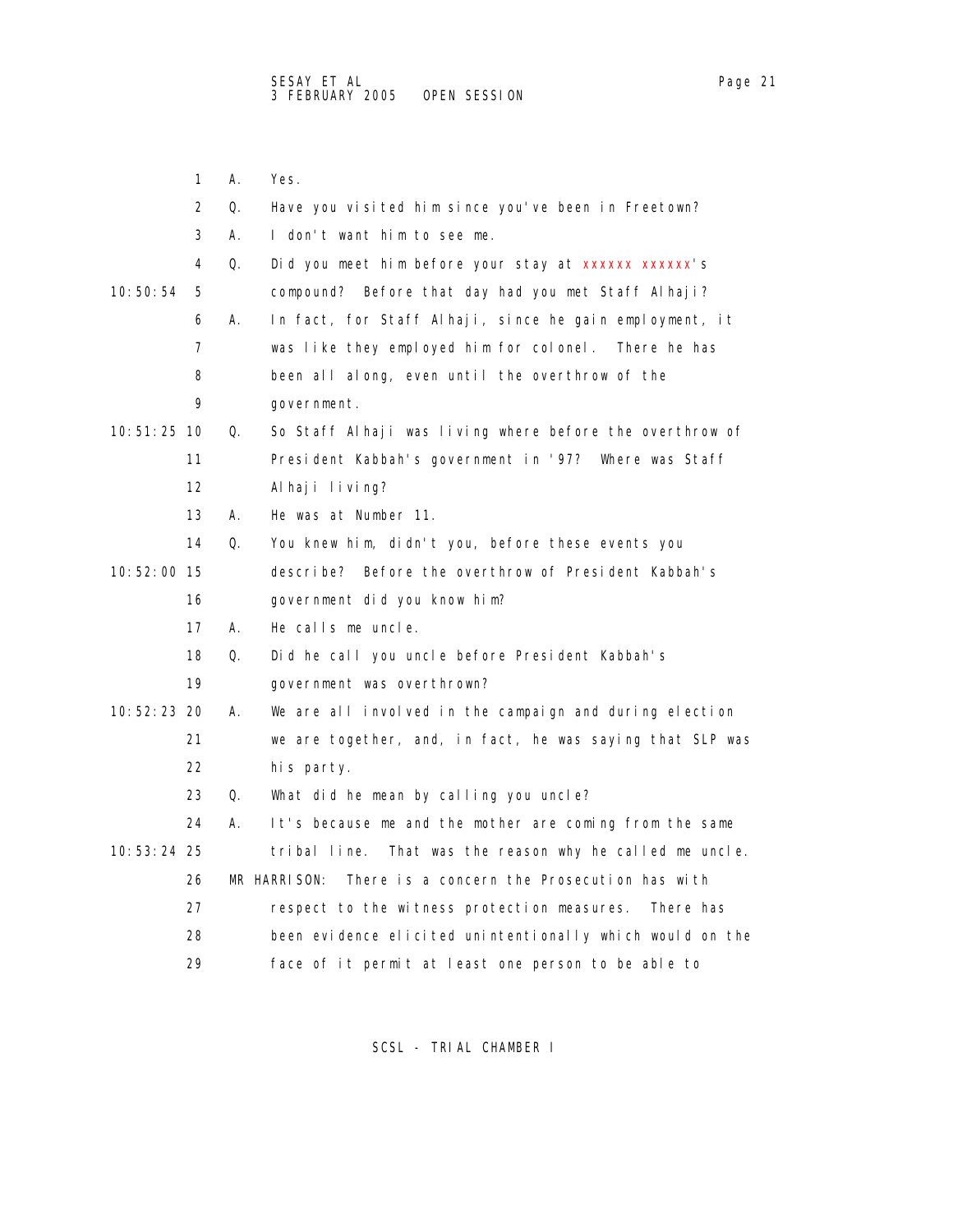1 A. Yes.

2 Q. Have you visited him since you've been in Freetown?

3 A. I don't want him to see me.

4 Q. Did you meet him before your stay at xxxxxx xxxxxx's

10:50:54 5 compound? Before that day had you met Staff Alhaji?

6 A. In fact, for Staff Alhaji, since he gain employment, it

7 was like they employed him for colonel. There he has

8 been all along, even until the overthrow of the

9 government.

10:51:25 10 Q. So Staff Alhaji was living where before the overthrow of

11 President Kabbah's government in '97? Where was Staff

12 Alhaji living?

13 A. He was at Number 11.

14 Q. You knew him, didn't you, before these events you

10:52:00 15 describe? Before the overthrow of President Kabbah's

16 government did you know him?

17 A. He calls me uncle.

18 Q. Did he call you uncle before President Kabbah's

19 government was overthrown?

10:52:23 20 A. We are all involved in the campaign and during election

21 we are together, and, in fact, he was saying that SLP was

22 his party.

23 Q. What did he mean by calling you uncle?

24 A. It's because me and the mother are coming from the same

10:53:24 25 tribal line. That was the reason why he called me uncle.

26 MR HARRISON: There is a concern the Prosecution has with

27 respect to the witness protection measures. There has

28 been evidence elicited unintentionally which would on the

29 face of it permit at least one person to be able to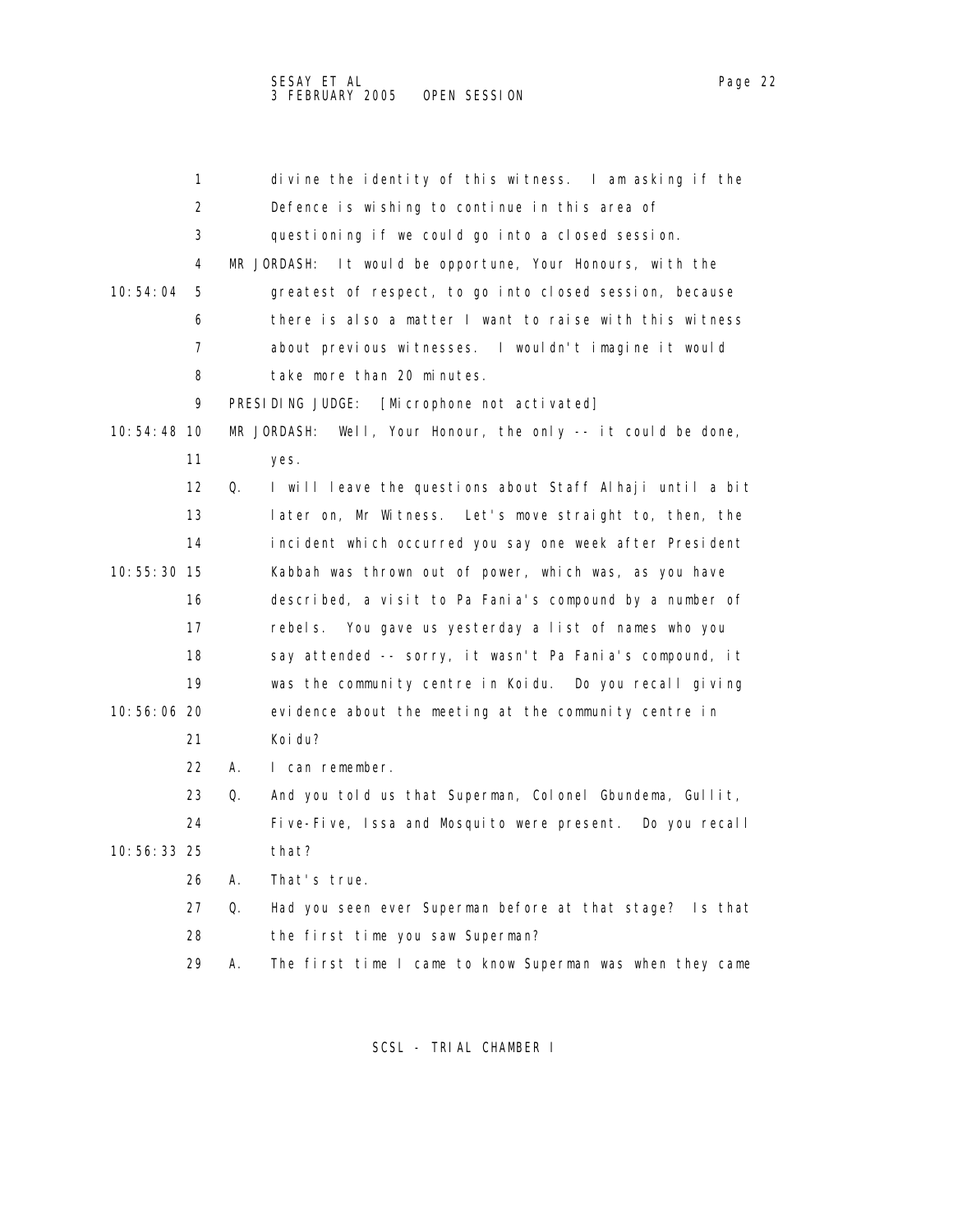divine the identity of this witness. I am asking if the Defence is wishing to continue in this area of questioning if we could go into a closed session.

MR JORDASH: It would be opportune, Your Honours, with the greatest of respect, to go into closed session, because there is also a matter I want to raise with this witness about previous witnesses. I wouldn't imagine it would take more than 20 minutes.

PRESIDING JUDGE: [Microphone not activated]

MR JORDASH: Well, Your Honour, the only -- it could be done, yes.

Q. I will leave the questions about Staff Alhaji until a bit later on, Mr Witness. Let's move straight to, then, the incident which occurred you say one week after President Kabbah was thrown out of power, which was, as you have described, a visit to Pa Fania's compound by a number of rebels. You gave us yesterday a list of names who you say attended -- sorry, it wasn't Pa Fania's compound, it was the community centre in Koidu. Do you recall giving evidence about the meeting at the community centre in Koidu?

A. I can remember.

Q. And you told us that Superman, Colonel Gbundema, Gullit, Five-Five, Issa and Mosquito were present. Do you recall that?

A. That's true.

Q. Had you seen ever Superman before at that stage? Is that the first time you saw Superman?

A. The first time I came to know Superman was when they came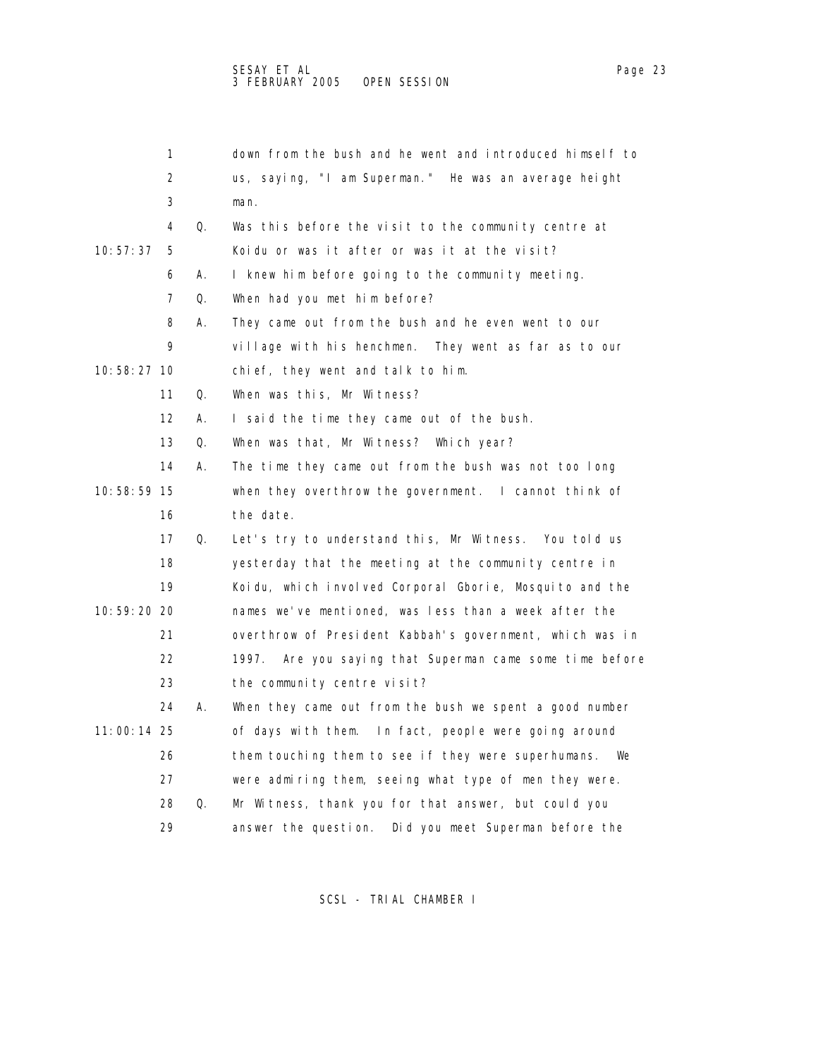1 down from the bush and he went and introduced himself to
2 us, saying, "I am Superman." He was an average height
3 man.
4 Q. Was this before the visit to the community centre at
10:57:37 5 Koidu or was it after or was it at the visit?
6 A. I knew him before going to the community meeting.
7 Q. When had you met him before?
8 A. They came out from the bush and he even went to our
9 village with his henchmen. They went as far as to our
10:58:27 10 chief, they went and talk to him.
11 Q. When was this, Mr Witness?
12 A. I said the time they came out of the bush.
13 Q. When was that, Mr Witness? Which year?
14 A. The time they came out from the bush was not too long
10:58:59 15 when they overthrow the government. I cannot think of
16 the date.
17 Q. Let's try to understand this, Mr Witness. You told us
18 yesterday that the meeting at the community centre in
19 Koidu, which involved Corporal Gborie, Mosquito and the
10:59:20 20 names we've mentioned, was less than a week after the
21 overthrow of President Kabbah's government, which was in
22 1997. Are you saying that Superman came some time before
23 the community centre visit?
24 A. When they came out from the bush we spent a good number
11:00:14 25 of days with them. In fact, people were going around
26 them touching them to see if they were superhumans. We
27 were admiring them, seeing what type of men they were.
28 Q. Mr Witness, thank you for that answer, but could you
29 answer the question. Did you meet Superman before the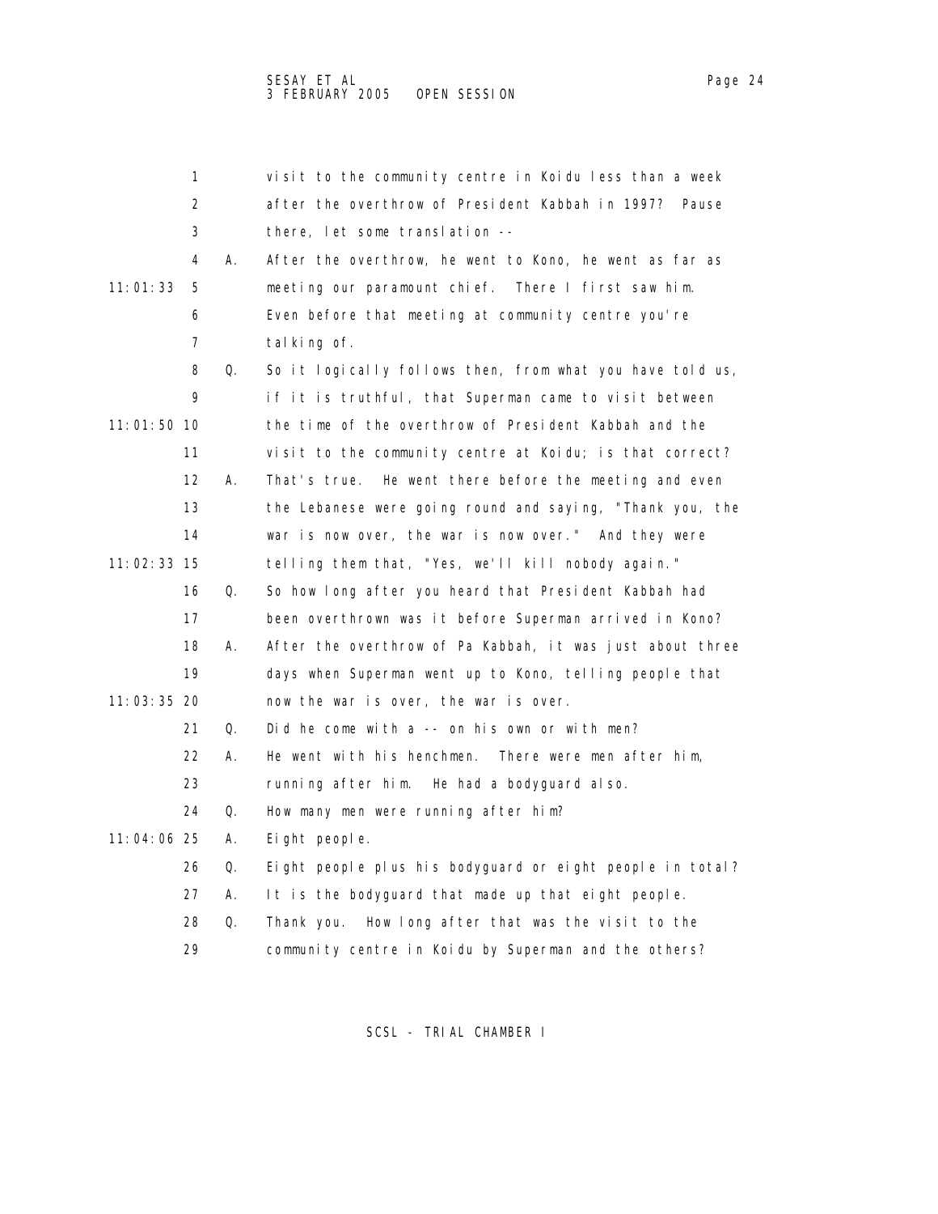1 visit to the community centre in Koidu less than a week
2 after the overthrow of President Kabbah in 1997? Pause
3 there, let some translation --
4 A. After the overthrow, he went to Kono, he went as far as
11:01:33 5 meeting our paramount chief. There I first saw him.
6 Even before that meeting at community centre you're
7 talking of.
8 Q. So it logically follows then, from what you have told us,
9 if it is truthful, that Superman came to visit between
11:01:50 10 the time of the overthrow of President Kabbah and the
11 visit to the community centre at Koidu; is that correct?
12 A. That's true. He went there before the meeting and even
13 the Lebanese were going round and saying, "Thank you, the
14 war is now over, the war is now over." And they were
11:02:33 15 telling them that, "Yes, we'll kill nobody again."
16 Q. So how long after you heard that President Kabbah had
17 been overthrown was it before Superman arrived in Kono?
18 A. After the overthrow of Pa Kabbah, it was just about three
19 days when Superman went up to Kono, telling people that
11:03:35 20 now the war is over, the war is over.
21 Q. Did he come with a -- on his own or with men?
22 A. He went with his henchmen. There were men after him,
23 running after him. He had a bodyguard also.
24 Q. How many men were running after him?
11:04:06 25 A. Eight people.
26 Q. Eight people plus his bodyguard or eight people in total?
27 A. It is the bodyguard that made up that eight people.
28 Q. Thank you. How long after that was the visit to the
29 community centre in Koidu by Superman and the others?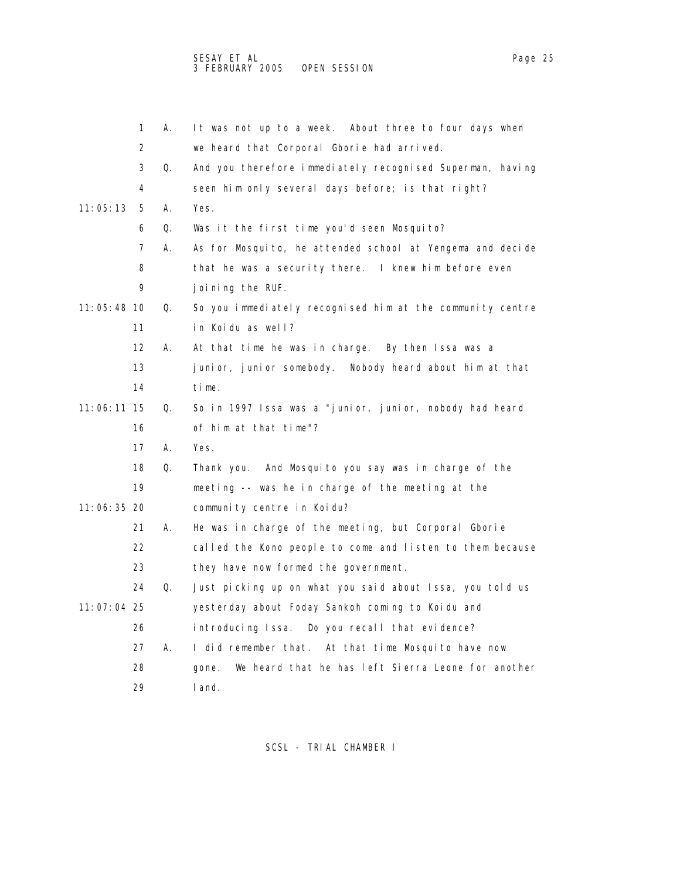1 A. It was not up to a week. About three to four days when
2 we heard that Corporal Gborie had arrived.
3 Q. And you therefore immediately recognised Superman, having
4 seen him only several days before; is that right?
11:05:13 5 A. Yes.
6 Q. Was it the first time you'd seen Mosquito?
7 A. As for Mosquito, he attended school at Yengema and decide
8 that he was a security there. I knew him before even
9 joining the RUF.
11:05:48 10 Q. So you immediately recognised him at the community centre
11 in Koidu as well?
12 A. At that time he was in charge. By then Issa was a
13 junior, junior somebody. Nobody heard about him at that
14 time.
11:06:11 15 Q. So in 1997 Issa was a "junior, junior, nobody had heard
16 of him at that time"?
17 A. Yes.
18 Q. Thank you. And Mosquito you say was in charge of the
19 meeting -- was he in charge of the meeting at the
11:06:35 20 community centre in Koidu?
21 A. He was in charge of the meeting, but Corporal Gborie
22 called the Kono people to come and listen to them because
23 they have now formed the government.
24 Q. Just picking up on what you said about Issa, you told us
11:07:04 25 yesterday about Foday Sankoh coming to Koidu and
26 introducing Issa. Do you recall that evidence?
27 A. I did remember that. At that time Mosquito have now
28 gone. We heard that he has left Sierra Leone for another
29 land.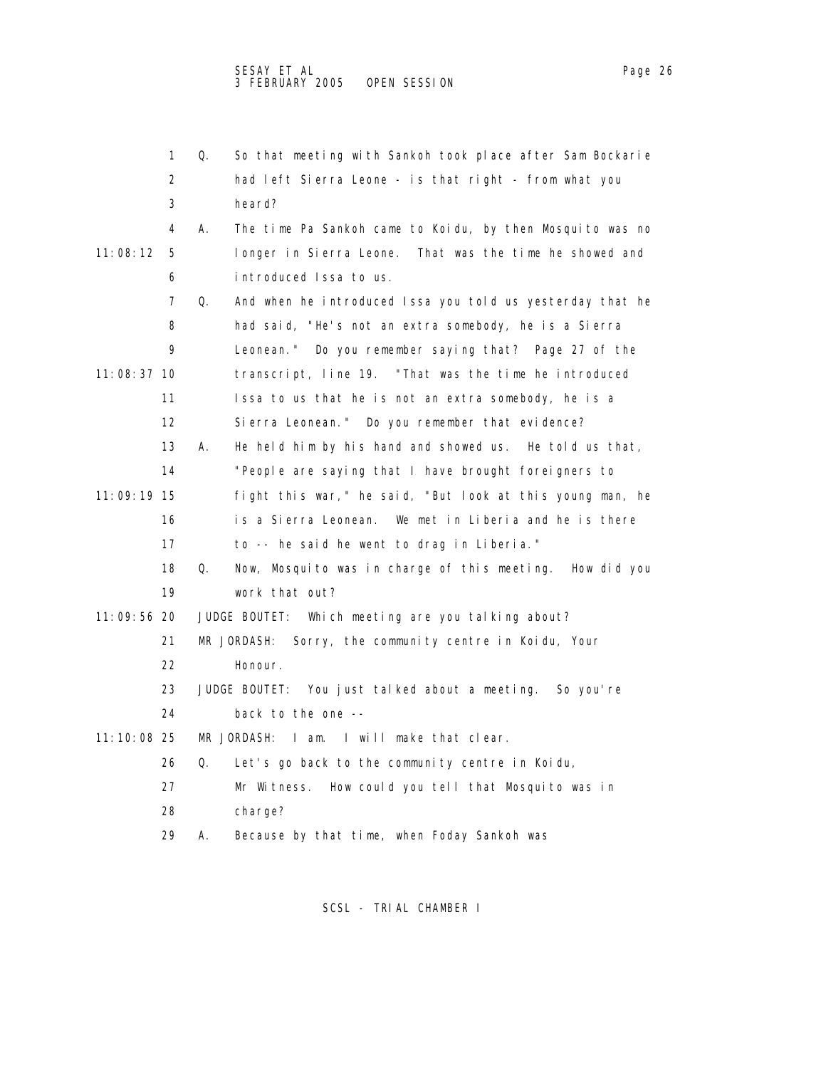1 Q. So that meeting with Sankoh took place after Sam Bockarie
2 had left Sierra Leone - is that right - from what you
3 heard?
4 A. The time Pa Sankoh came to Koidu, by then Mosquito was no
11:08:12 5 longer in Sierra Leone. That was the time he showed and
6 introduced Issa to us.
7 Q. And when he introduced Issa you told us yesterday that he
8 had said, "He's not an extra somebody, he is a Sierra
9 Leonean." Do you remember saying that? Page 27 of the
11:08:37 10 transcript, line 19. "That was the time he introduced
11 Issa to us that he is not an extra somebody, he is a
12 Sierra Leonean." Do you remember that evidence?
13 A. He held him by his hand and showed us. He told us that,
14 "People are saying that I have brought foreigners to
11:09:19 15 fight this war," he said, "But look at this young man, he
16 is a Sierra Leonean. We met in Liberia and he is there
17 to -- he said he went to drag in Liberia."
18 Q. Now, Mosquito was in charge of this meeting. How did you
19 work that out?
11:09:56 20 JUDGE BOUTET: Which meeting are you talking about?
21 MR JORDASH: Sorry, the community centre in Koidu, Your
22 Honour.
23 JUDGE BOUTET: You just talked about a meeting. So you're
24 back to the one --
11:10:08 25 MR JORDASH: I am. I will make that clear.
26 Q. Let's go back to the community centre in Koidu,
27 Mr Witness. How could you tell that Mosquito was in
28 charge?
29 A. Because by that time, when Foday Sankoh was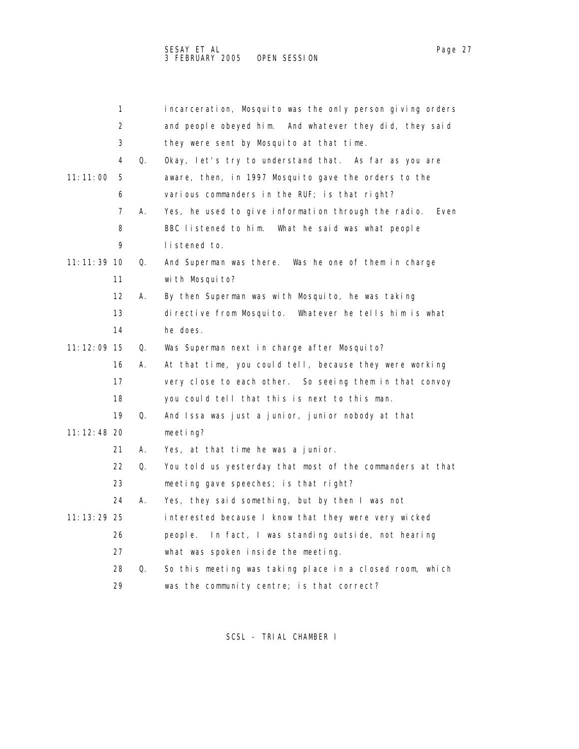incarceration, Mosquito was the only person giving orders and people obeyed him. And whatever they did, they said they were sent by Mosquito at that time.

Q. Okay, let's try to understand that. As far as you are aware, then, in 1997 Mosquito gave the orders to the various commanders in the RUF; is that right?

A. Yes, he used to give information through the radio. Even BBC listened to him. What he said was what people listened to.

Q. And Superman was there. Was he one of them in charge with Mosquito?

A. By then Superman was with Mosquito, he was taking directive from Mosquito. Whatever he tells him is what he does.

Q. Was Superman next in charge after Mosquito?

A. At that time, you could tell, because they were working very close to each other. So seeing them in that convoy you could tell that this is next to this man.

Q. And Issa was just a junior, junior nobody at that meeting?

A. Yes, at that time he was a junior.

Q. You told us yesterday that most of the commanders at that meeting gave speeches; is that right?

A. Yes, they said something, but by then I was not interested because I know that they were very wicked people. In fact, I was standing outside, not hearing what was spoken inside the meeting.

Q. So this meeting was taking place in a closed room, which was the community centre; is that correct?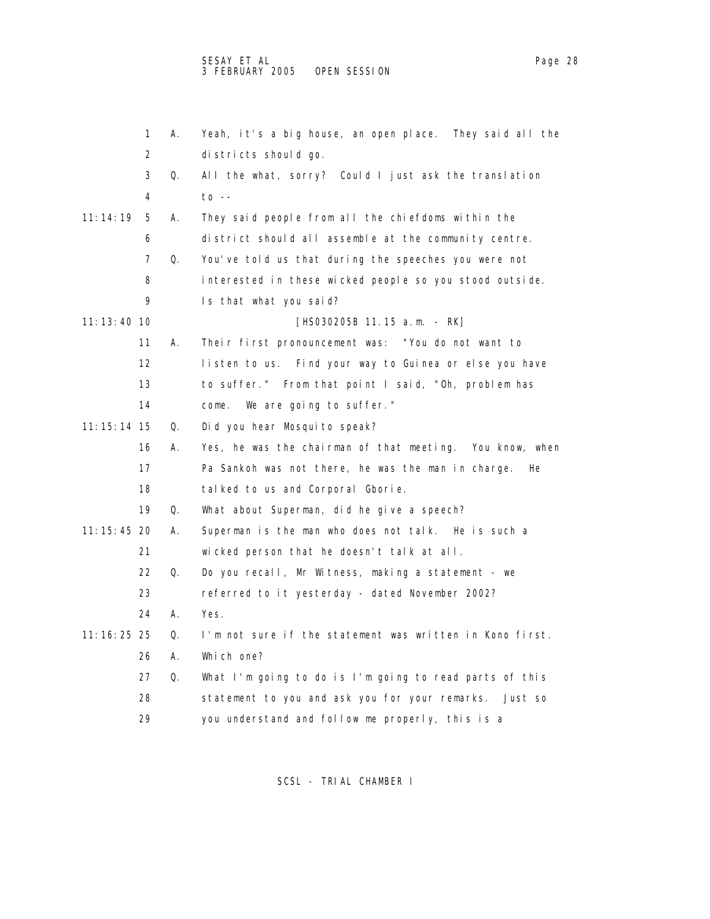1 A. Yeah, it's a big house, an open place. They said all the
2 districts should go.
3 Q. All the what, sorry? Could I just ask the translation
4 to --
11:14:19 5 A. They said people from all the chiefdoms within the
6 district should all assemble at the community centre.
7 Q. You've told us that during the speeches you were not
8 interested in these wicked people so you stood outside.
9 Is that what you said?
11:13:40 10 [HS030205B 11.15 a.m. - RK]
11 A. Their first pronouncement was: "You do not want to
12 listen to us. Find your way to Guinea or else you have
13 to suffer." From that point I said, "Oh, problem has
14 come. We are going to suffer."
11:15:14 15 Q. Did you hear Mosquito speak?
16 A. Yes, he was the chairman of that meeting. You know, when
17 Pa Sankoh was not there, he was the man in charge. He
18 talked to us and Corporal Gborie.
19 Q. What about Superman, did he give a speech?
11:15:45 20 A. Superman is the man who does not talk. He is such a
21 wicked person that he doesn't talk at all.
22 Q. Do you recall, Mr Witness, making a statement - we
23 referred to it yesterday - dated November 2002?
24 A. Yes.
11:16:25 25 Q. I'm not sure if the statement was written in Kono first.
26 A. Which one?
27 Q. What I'm going to do is I'm going to read parts of this
28 statement to you and ask you for your remarks. Just so
29 you understand and follow me properly, this is a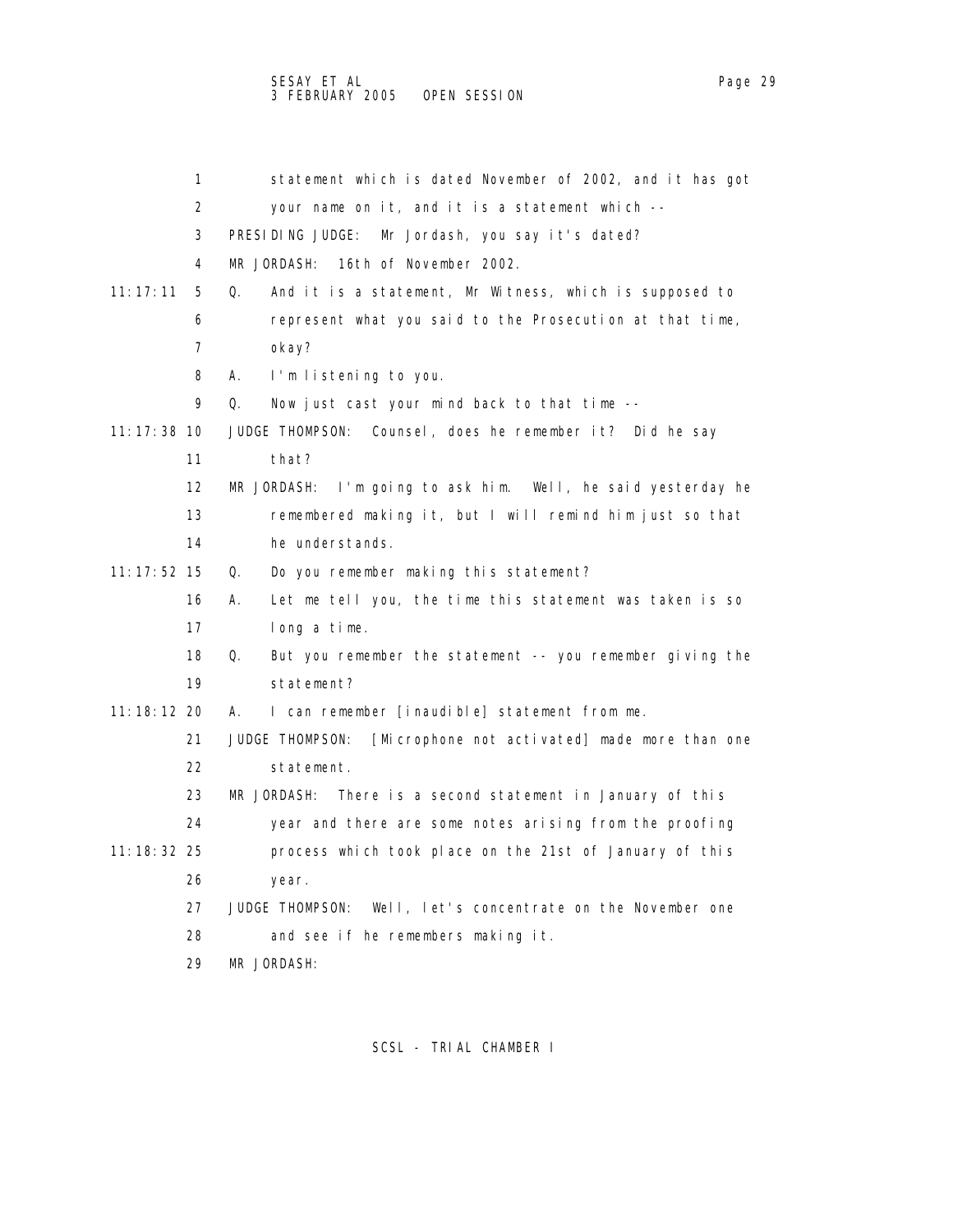1 statement which is dated November of 2002, and it has got
2 your name on it, and it is a statement which --
3 PRESIDING JUDGE: Mr Jordash, you say it's dated?
4 MR JORDASH: 16th of November 2002.
11:17:11 5 Q. And it is a statement, Mr Witness, which is supposed to
6 represent what you said to the Prosecution at that time,
7 okay?
8 A. I'm listening to you.
9 Q. Now just cast your mind back to that time --
11:17:38 10 JUDGE THOMPSON: Counsel, does he remember it? Did he say
11 that?
12 MR JORDASH: I'm going to ask him. Well, he said yesterday he
13 remembered making it, but I will remind him just so that
14 he understands.
11:17:52 15 Q. Do you remember making this statement?
16 A. Let me tell you, the time this statement was taken is so
17 long a time.
18 Q. But you remember the statement -- you remember giving the
19 statement?
11:18:12 20 A. I can remember [inaudible] statement from me.
21 JUDGE THOMPSON: [Microphone not activated] made more than one
22 statement.
23 MR JORDASH: There is a second statement in January of this
24 year and there are some notes arising from the proofing
11:18:32 25 process which took place on the 21st of January of this
26 year.
27 JUDGE THOMPSON: Well, let's concentrate on the November one
28 and see if he remembers making it.
29 MR JORDASH: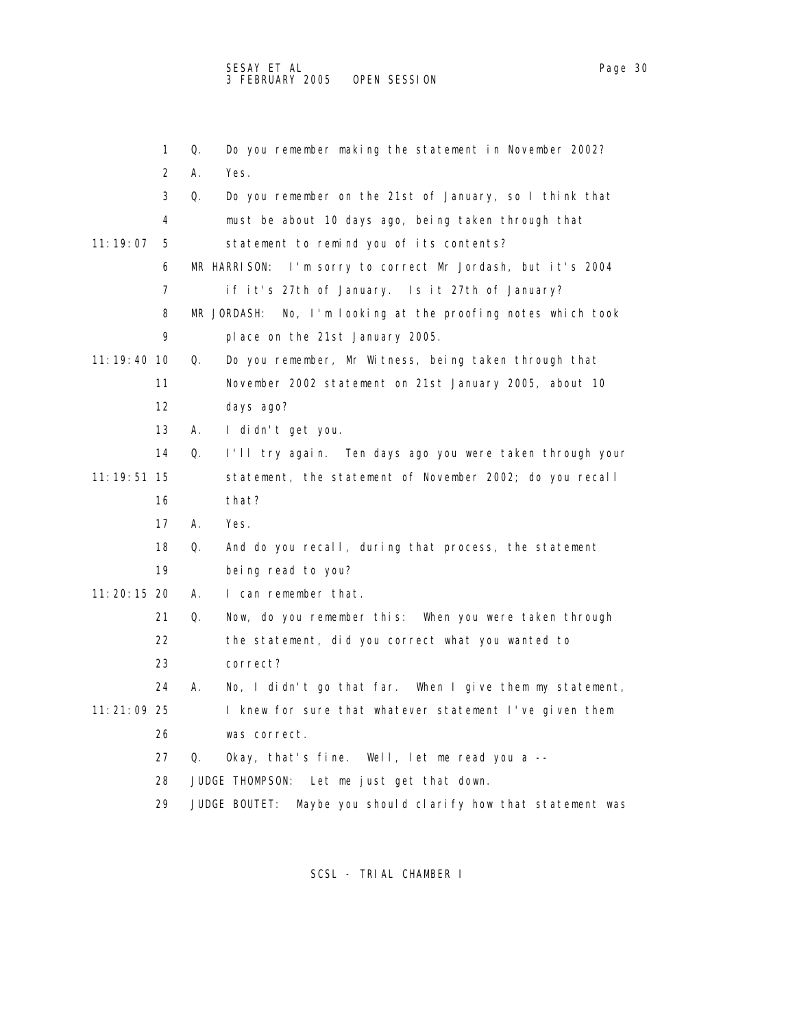1 Q. Do you remember making the statement in November 2002?

2 A. Yes.

3 Q. Do you remember on the 21st of January, so I think that

4 must be about 10 days ago, being taken through that

11:19:07 5 statement to remind you of its contents?

6 MR HARRISON: I'm sorry to correct Mr Jordash, but it's 2004

7 if it's 27th of January. Is it 27th of January?

8 MR JORDASH: No, I'm looking at the proofing notes which took

9 place on the 21st January 2005.

11:19:40 10 Q. Do you remember, Mr Witness, being taken through that

11 November 2002 statement on 21st January 2005, about 10

12 days ago?

13 A. I didn't get you.

14 Q. I'll try again. Ten days ago you were taken through your

11:19:51 15 statement, the statement of November 2002; do you recall

16 that?

17 A. Yes.

18 Q. And do you recall, during that process, the statement

19 being read to you?

11:20:15 20 A. I can remember that.

21 Q. Now, do you remember this: When you were taken through

22 the statement, did you correct what you wanted to

23 correct?

24 A. No, I didn't go that far. When I give them my statement,

11:21:09 25 I knew for sure that whatever statement I've given them

26 was correct.

27 Q. Okay, that's fine. Well, let me read you a --

28 JUDGE THOMPSON: Let me just get that down.

29 JUDGE BOUTET: Maybe you should clarify how that statement was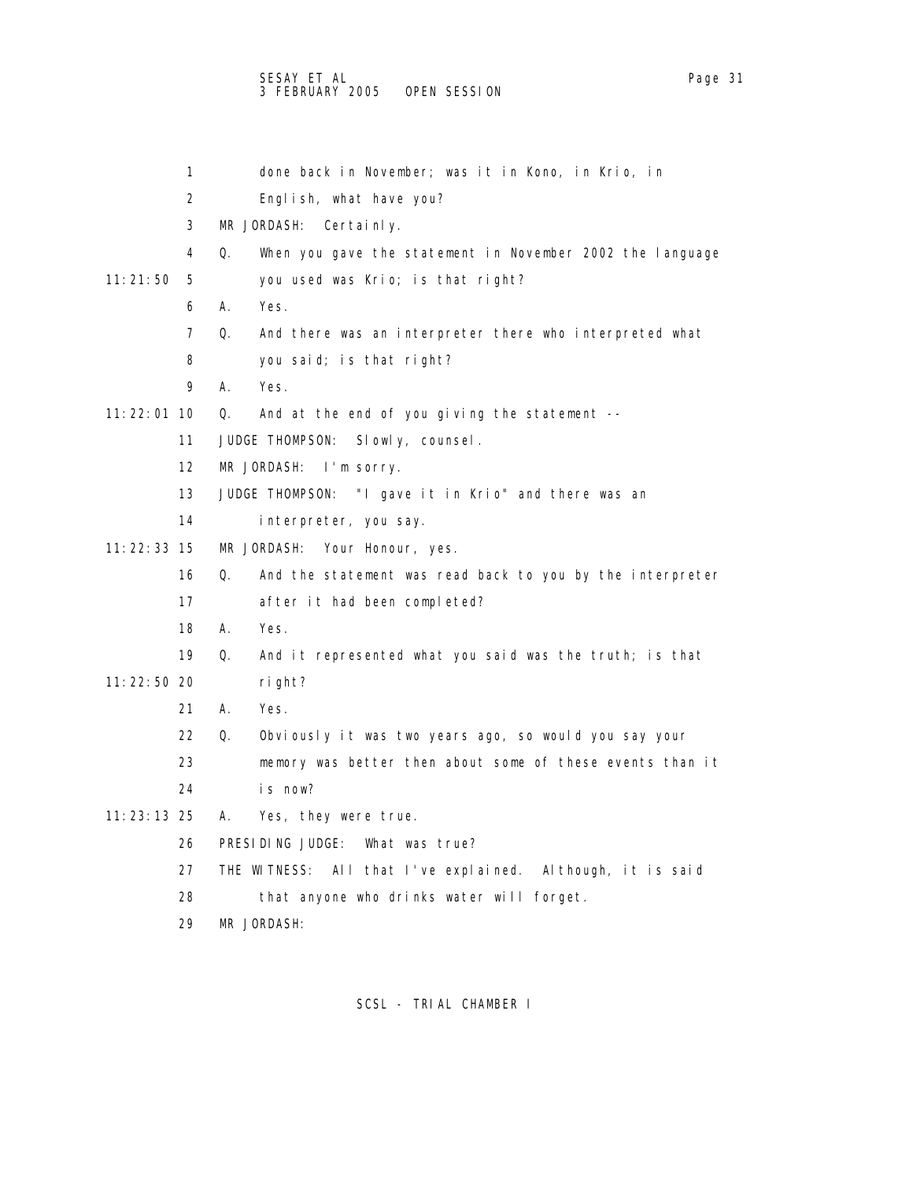1 done back in November; was it in Kono, in Krio, in

2 English, what have you?

3 MR JORDASH: Certainly.

4 Q. When you gave the statement in November 2002 the language

11:21:50 5 you used was Krio; is that right?

6 A. Yes.

7 Q. And there was an interpreter there who interpreted what

8 you said; is that right?

9 A. Yes.

11:22:01 10 Q. And at the end of you giving the statement --

11 JUDGE THOMPSON: Slowly, counsel.

12 MR JORDASH: I'm sorry.

13 JUDGE THOMPSON: "I gave it in Krio" and there was an

14 interpreter, you say.

11:22:33 15 MR JORDASH: Your Honour, yes.

16 Q. And the statement was read back to you by the interpreter

17 after it had been completed?

18 A. Yes.

19 Q. And it represented what you said was the truth; is that

11:22:50 20 right?

21 A. Yes.

22 Q. Obviously it was two years ago, so would you say your

23 memory was better then about some of these events than it

24 is now?

11:23:13 25 A. Yes, they were true.

26 PRESIDING JUDGE: What was true?

27 THE WITNESS: All that I've explained. Although, it is said

28 that anyone who drinks water will forget.

29 MR JORDASH: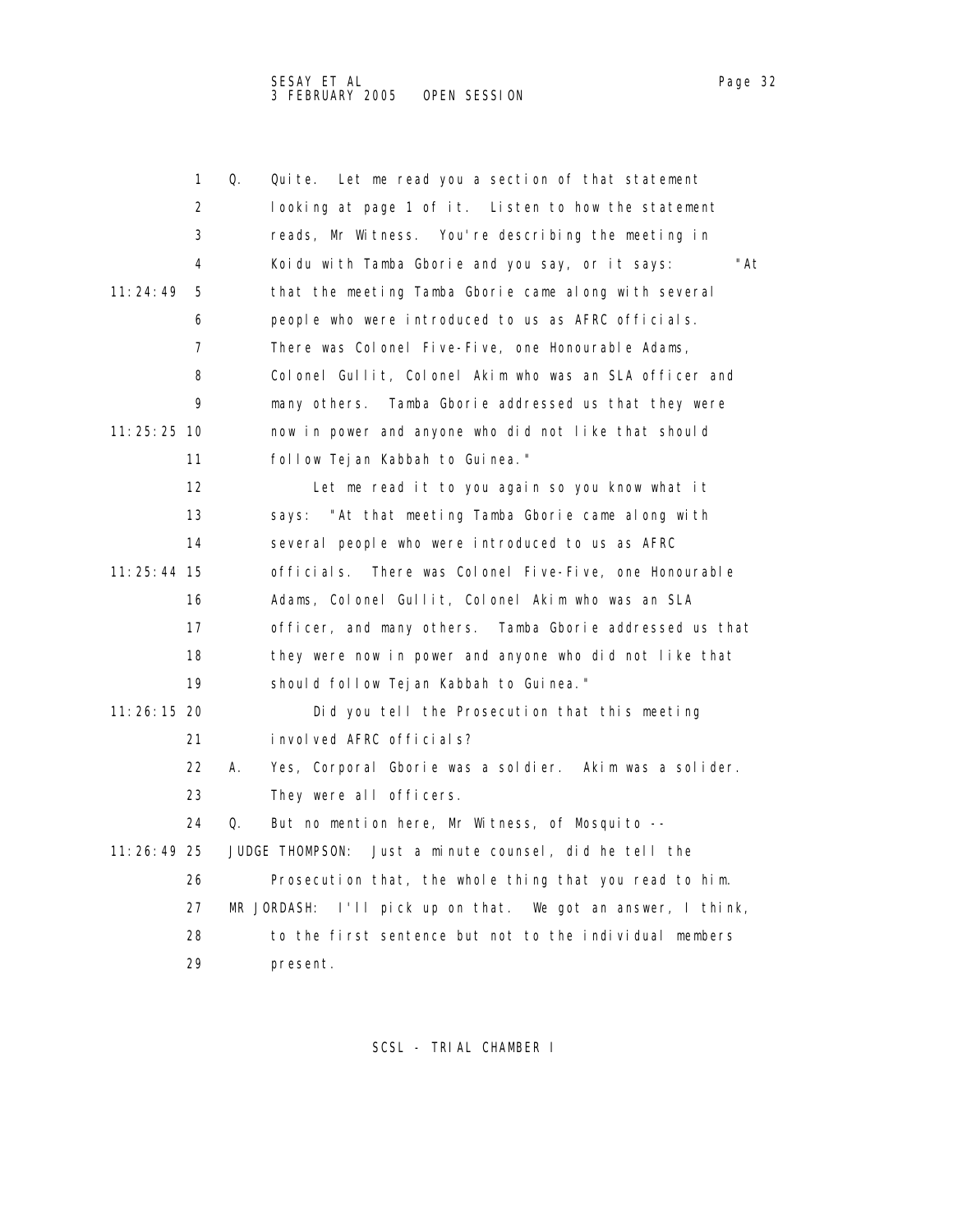Q. Quite. Let me read you a section of that statement looking at page 1 of it. Listen to how the statement reads, Mr Witness. You're describing the meeting in Koidu with Tamba Gborie and you say, or it says: "At that the meeting Tamba Gborie came along with several people who were introduced to us as AFRC officials. There was Colonel Five-Five, one Honourable Adams, Colonel Gullit, Colonel Akim who was an SLA officer and many others. Tamba Gborie addressed us that they were now in power and anyone who did not like that should follow Tejan Kabbah to Guinea."

Let me read it to you again so you know what it says: "At that meeting Tamba Gborie came along with several people who were introduced to us as AFRC officials. There was Colonel Five-Five, one Honourable Adams, Colonel Gullit, Colonel Akim who was an SLA officer, and many others. Tamba Gborie addressed us that they were now in power and anyone who did not like that should follow Tejan Kabbah to Guinea."

Did you tell the Prosecution that this meeting involved AFRC officials?

A. Yes, Corporal Gborie was a soldier. Akim was a solider. They were all officers.

Q. But no mention here, Mr Witness, of Mosquito --

JUDGE THOMPSON: Just a minute counsel, did he tell the Prosecution that, the whole thing that you read to him.

MR JORDASH: I'll pick up on that. We got an answer, I think, to the first sentence but not to the individual members present.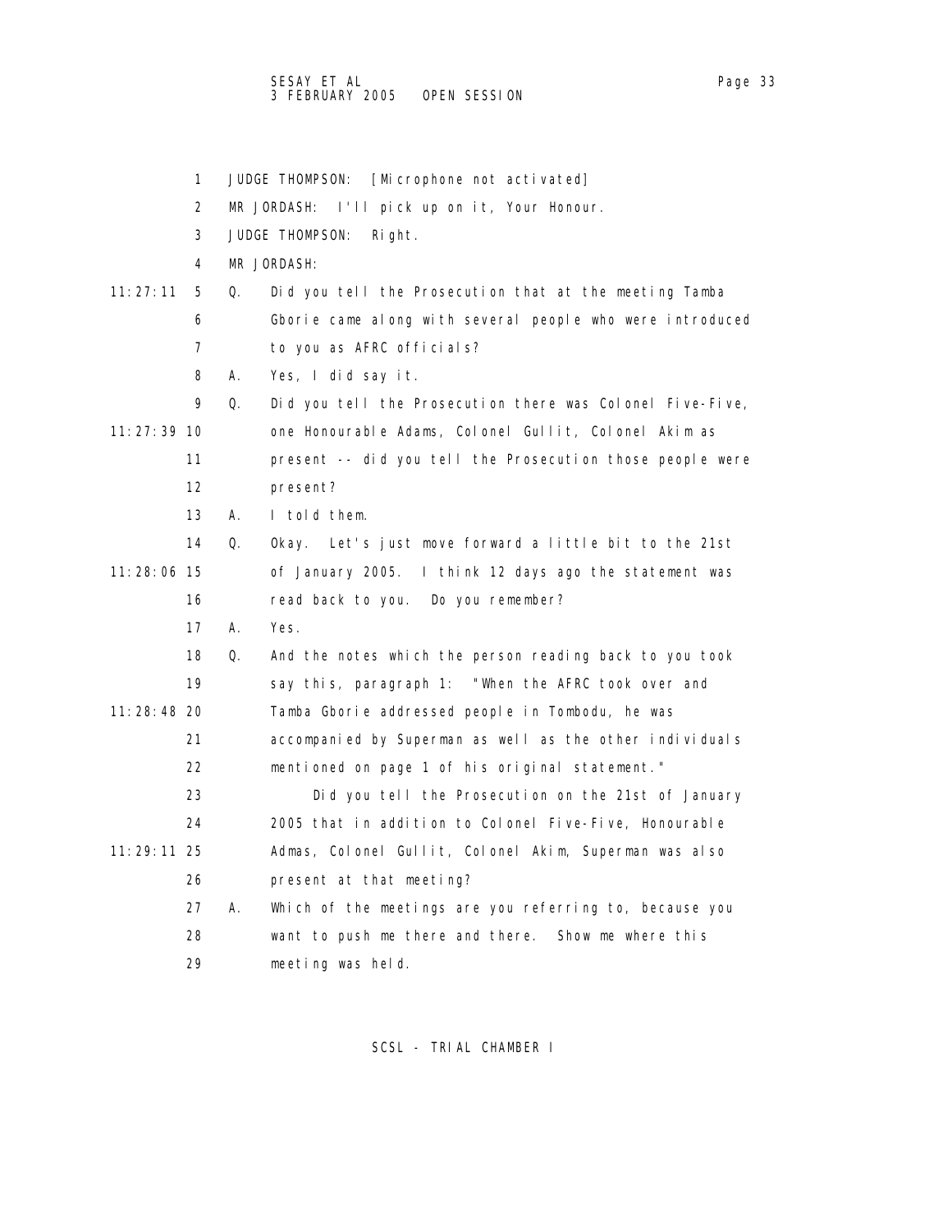JUDGE THOMPSON: [Microphone not activated]

MR JORDASH: I'll pick up on it, Your Honour.

JUDGE THOMPSON: Right.

MR JORDASH:

Q. Did you tell the Prosecution that at the meeting Tamba Gborie came along with several people who were introduced to you as AFRC officials?

A. Yes, I did say it.

Q. Did you tell the Prosecution there was Colonel Five-Five, one Honourable Adams, Colonel Gullit, Colonel Akim as present -- did you tell the Prosecution those people were present?

A. I told them.

Q. Okay. Let's just move forward a little bit to the 21st of January 2005. I think 12 days ago the statement was read back to you. Do you remember?

A. Yes.

Q. And the notes which the person reading back to you took say this, paragraph 1: "When the AFRC took over and Tamba Gborie addressed people in Tombodu, he was accompanied by Superman as well as the other individuals mentioned on page 1 of his original statement."

Did you tell the Prosecution on the 21st of January 2005 that in addition to Colonel Five-Five, Honourable Admas, Colonel Gullit, Colonel Akim, Superman was also present at that meeting?

A. Which of the meetings are you referring to, because you want to push me there and there. Show me where this meeting was held.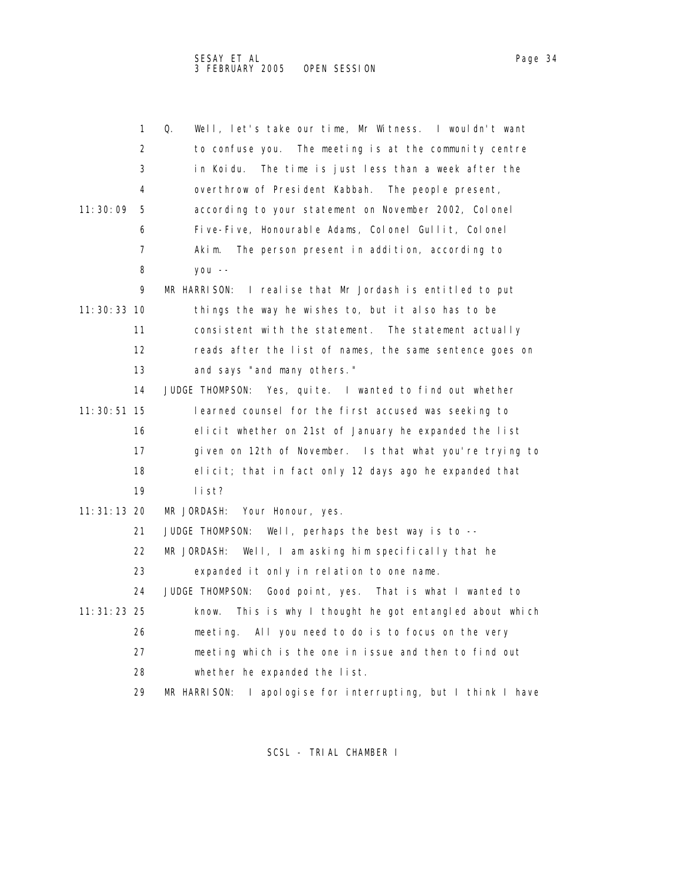1 Q. Well, let's take our time, Mr Witness. I wouldn't want
2 to confuse you. The meeting is at the community centre
3 in Koidu. The time is just less than a week after the
4 overthrow of President Kabbah. The people present,
11:30:09 5 according to your statement on November 2002, Colonel
6 Five-Five, Honourable Adams, Colonel Gullit, Colonel
7 Akim. The person present in addition, according to
8 you --
9 MR HARRISON: I realise that Mr Jordash is entitled to put
11:30:33 10 things the way he wishes to, but it also has to be
11 consistent with the statement. The statement actually
12 reads after the list of names, the same sentence goes on
13 and says "and many others."
14 JUDGE THOMPSON: Yes, quite. I wanted to find out whether
11:30:51 15 learned counsel for the first accused was seeking to
16 elicit whether on 21st of January he expanded the list
17 given on 12th of November. Is that what you're trying to
18 elicit; that in fact only 12 days ago he expanded that
19 list?
11:31:13 20 MR JORDASH: Your Honour, yes.
21 JUDGE THOMPSON: Well, perhaps the best way is to --
22 MR JORDASH: Well, I am asking him specifically that he
23 expanded it only in relation to one name.
24 JUDGE THOMPSON: Good point, yes. That is what I wanted to
11:31:23 25 know. This is why I thought he got entangled about which
26 meeting. All you need to do is to focus on the very
27 meeting which is the one in issue and then to find out
28 whether he expanded the list.
29 MR HARRISON: I apologise for interrupting, but I think I have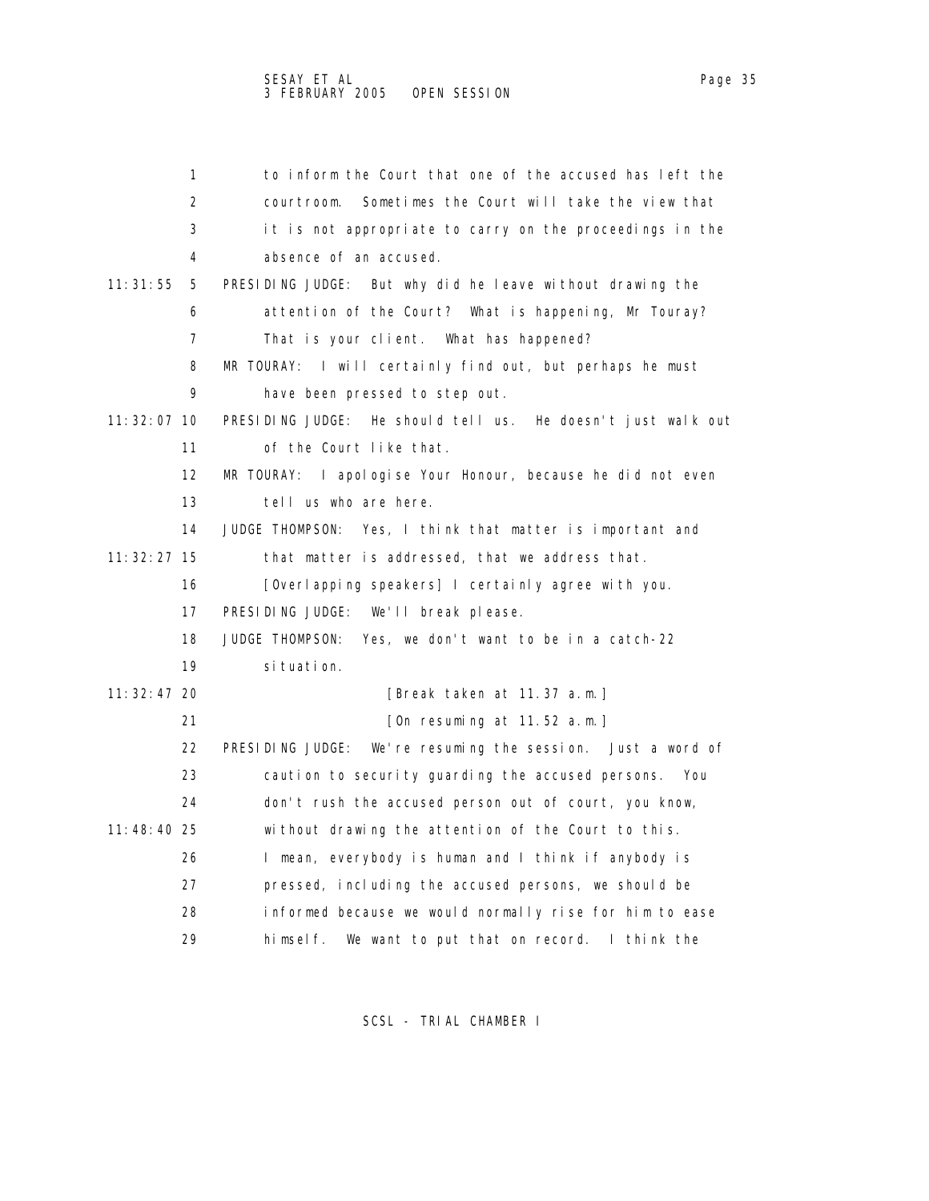1 to inform the Court that one of the accused has left the
2 courtroom. Sometimes the Court will take the view that
3 it is not appropriate to carry on the proceedings in the
4 absence of an accused.

11:31:55 5 PRESIDING JUDGE: But why did he leave without drawing the
6 attention of the Court? What is happening, Mr Touray?
7 That is your client. What has happened?
8 MR TOURAY: I will certainly find out, but perhaps he must
9 have been pressed to step out.

11:32:07 10 PRESIDING JUDGE: He should tell us. He doesn't just walk out
11 of the Court like that.
12 MR TOURAY: I apologise Your Honour, because he did not even
13 tell us who are here.
14 JUDGE THOMPSON: Yes, I think that matter is important and

11:32:27 15 that matter is addressed, that we address that.
16 [Overlapping speakers] I certainly agree with you.
17 PRESIDING JUDGE: We'll break please.
18 JUDGE THOMPSON: Yes, we don't want to be in a catch-22
19 situation.

11:32:47 20 [Break taken at 11.37 a.m.]
21 [On resuming at 11.52 a.m.]
22 PRESIDING JUDGE: We're resuming the session. Just a word of
23 caution to security guarding the accused persons. You
24 don't rush the accused person out of court, you know,

11:48:40 25 without drawing the attention of the Court to this.
26 I mean, everybody is human and I think if anybody is
27 pressed, including the accused persons, we should be
28 informed because we would normally rise for him to ease
29 himself. We want to put that on record. I think the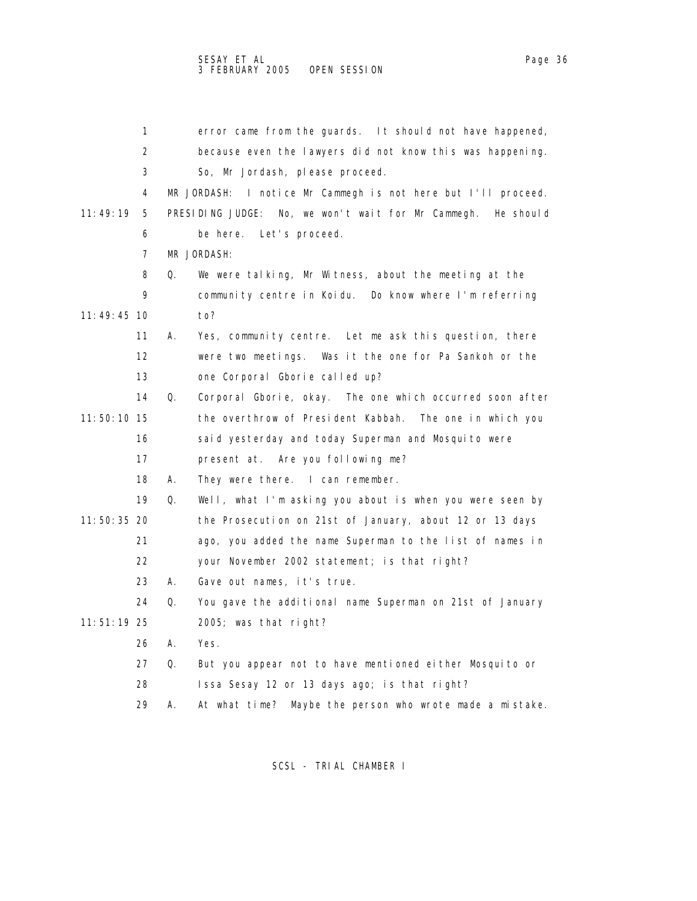error came from the guards. It should not have happened, because even the lawyers did not know this was happening. So, Mr Jordash, please proceed.

MR JORDASH: I notice Mr Cammegh is not here but I'll proceed.

11:49:19 PRESIDING JUDGE: No, we won't wait for Mr Cammegh. He should be here. Let's proceed.

MR JORDASH:

Q. We were talking, Mr Witness, about the meeting at the community centre in Koidu. Do know where I'm referring to? (11:49:45)

A. Yes, community centre. Let me ask this question, there were two meetings. Was it the one for Pa Sankoh or the one Corporal Gborie called up?

Q. Corporal Gborie, okay. The one which occurred soon after the overthrow of President Kabbah. (11:50:10) The one in which you said yesterday and today Superman and Mosquito were present at. Are you following me?

A. They were there. I can remember.

Q. Well, what I'm asking you about is when you were seen by the Prosecution on 21st of January, about 12 or 13 days ago, (11:50:35) you added the name Superman to the list of names in your November 2002 statement; is that right?

A. Gave out names, it's true.

Q. You gave the additional name Superman on 21st of January 2005; was that right? (11:51:19)

A. Yes.

Q. But you appear not to have mentioned either Mosquito or Issa Sesay 12 or 13 days ago; is that right?

A. At what time? Maybe the person who wrote made a mistake.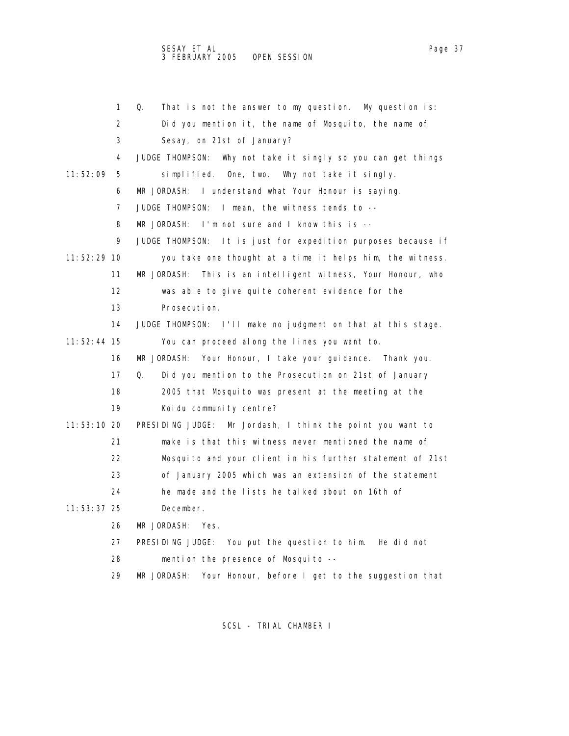Q. That is not the answer to my question. My question is: Did you mention it, the name of Mosquito, the name of Sesay, on 21st of January?

JUDGE THOMPSON: Why not take it singly so you can get things simplified. One, two. Why not take it singly.

MR JORDASH: I understand what Your Honour is saying.

JUDGE THOMPSON: I mean, the witness tends to --

MR JORDASH: I'm not sure and I know this is --

JUDGE THOMPSON: It is just for expedition purposes because if you take one thought at a time it helps him, the witness.

MR JORDASH: This is an intelligent witness, Your Honour, who was able to give quite coherent evidence for the Prosecution.

JUDGE THOMPSON: I'll make no judgment on that at this stage. You can proceed along the lines you want to.

MR JORDASH: Your Honour, I take your guidance. Thank you.

Q. Did you mention to the Prosecution on 21st of January 2005 that Mosquito was present at the meeting at the Koidu community centre?

PRESIDING JUDGE: Mr Jordash, I think the point you want to make is that this witness never mentioned the name of Mosquito and your client in his further statement of 21st of January 2005 which was an extension of the statement he made and the lists he talked about on 16th of December.

MR JORDASH: Yes.

PRESIDING JUDGE: You put the question to him. He did not mention the presence of Mosquito --

MR JORDASH: Your Honour, before I get to the suggestion that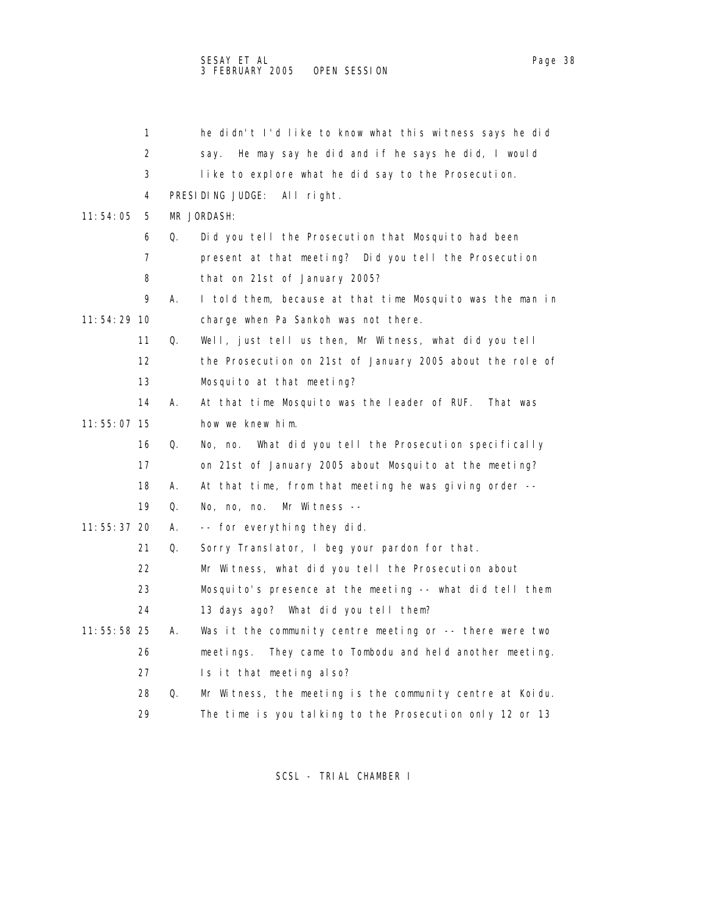1 he didn't I'd like to know what this witness says he did
2 say. He may say he did and if he says he did, I would
3 like to explore what he did say to the Prosecution.
4 PRESIDING JUDGE: All right.
11:54:05 5 MR JORDASH:
6 Q. Did you tell the Prosecution that Mosquito had been
7 present at that meeting? Did you tell the Prosecution
8 that on 21st of January 2005?
9 A. I told them, because at that time Mosquito was the man in
11:54:29 10 charge when Pa Sankoh was not there.
11 Q. Well, just tell us then, Mr Witness, what did you tell
12 the Prosecution on 21st of January 2005 about the role of
13 Mosquito at that meeting?
14 A. At that time Mosquito was the leader of RUF. That was
11:55:07 15 how we knew him.
16 Q. No, no. What did you tell the Prosecution specifically
17 on 21st of January 2005 about Mosquito at the meeting?
18 A. At that time, from that meeting he was giving order --
19 Q. No, no, no. Mr Witness --
11:55:37 20 A. -- for everything they did.
21 Q. Sorry Translator, I beg your pardon for that.
22 Mr Witness, what did you tell the Prosecution about
23 Mosquito's presence at the meeting -- what did tell them
24 13 days ago? What did you tell them?
11:55:58 25 A. Was it the community centre meeting or -- there were two
26 meetings. They came to Tombodu and held another meeting.
27 Is it that meeting also?
28 Q. Mr Witness, the meeting is the community centre at Koidu.
29 The time is you talking to the Prosecution only 12 or 13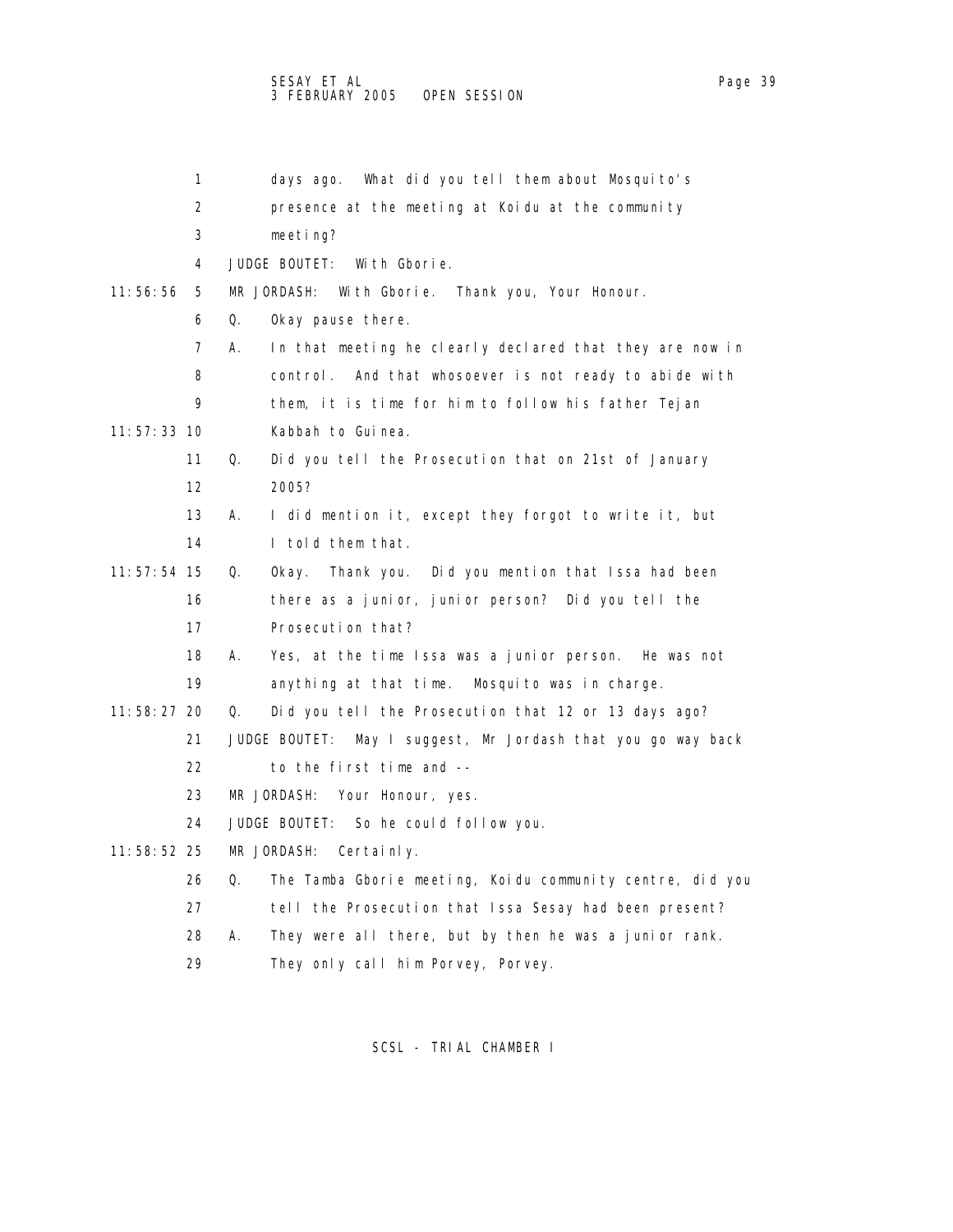1 days ago. What did you tell them about Mosquito's
2 presence at the meeting at Koidu at the community
3 meeting?

4 JUDGE BOUTET: With Gborie.

11:56:56 5 MR JORDASH: With Gborie. Thank you, Your Honour.

6 Q. Okay pause there.

7 A. In that meeting he clearly declared that they are now in
8 control. And that whosoever is not ready to abide with
9 them, it is time for him to follow his father Tejan
11:57:33 10 Kabbah to Guinea.

11 Q. Did you tell the Prosecution that on 21st of January
12 2005?

13 A. I did mention it, except they forgot to write it, but
14 I told them that.

11:57:54 15 Q. Okay. Thank you. Did you mention that Issa had been
16 there as a junior, junior person? Did you tell the
17 Prosecution that?

18 A. Yes, at the time Issa was a junior person. He was not
19 anything at that time. Mosquito was in charge.

11:58:27 20 Q. Did you tell the Prosecution that 12 or 13 days ago?

21 JUDGE BOUTET: May I suggest, Mr Jordash that you go way back
22 to the first time and --

23 MR JORDASH: Your Honour, yes.

24 JUDGE BOUTET: So he could follow you.

11:58:52 25 MR JORDASH: Certainly.

26 Q. The Tamba Gborie meeting, Koidu community centre, did you
27 tell the Prosecution that Issa Sesay had been present?

28 A. They were all there, but by then he was a junior rank.
29 They only call him Porvey, Porvey.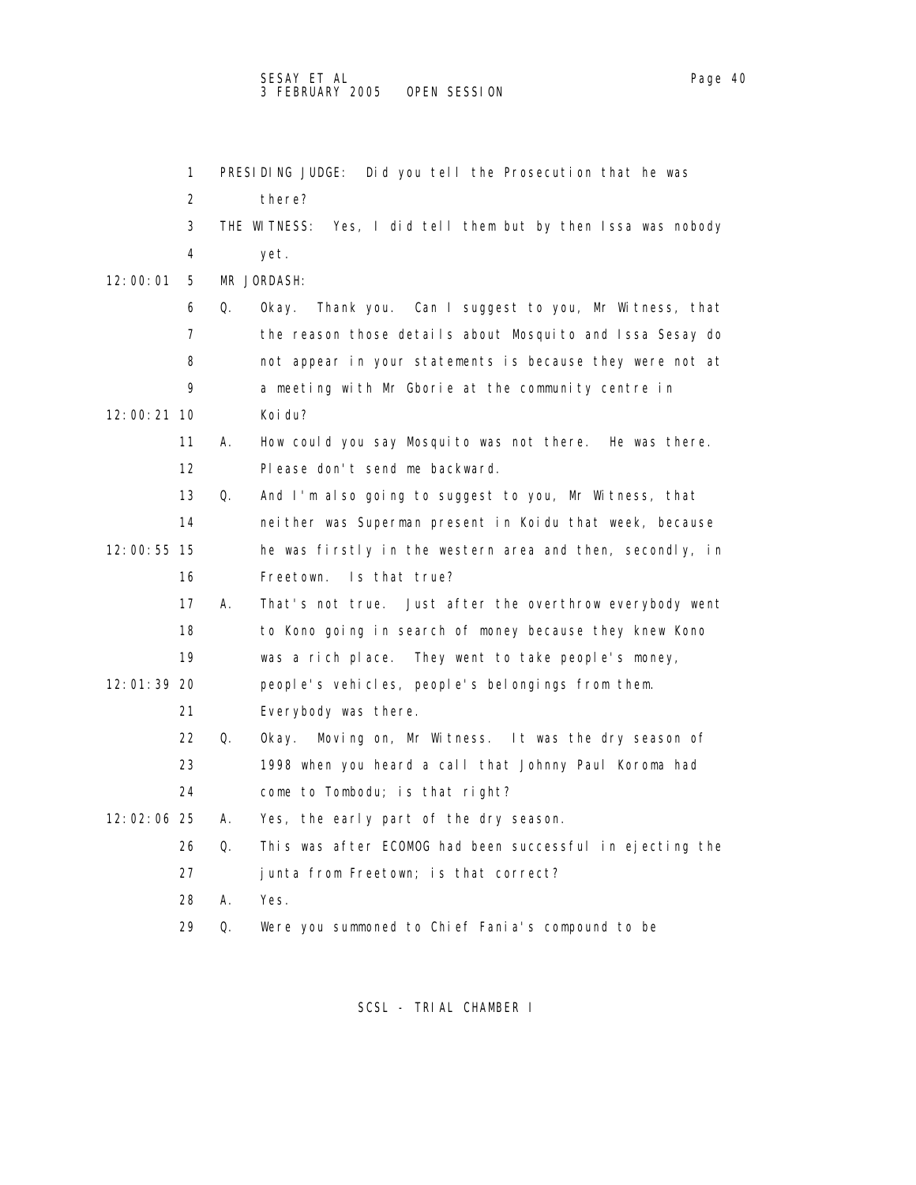1 PRESIDING JUDGE: Did you tell the Prosecution that he was
2 there?
3 THE WITNESS: Yes, I did tell them but by then Issa was nobody
4 yet.

12:00:01 5 MR JORDASH:

6 Q. Okay. Thank you. Can I suggest to you, Mr Witness, that
7 the reason those details about Mosquito and Issa Sesay do
8 not appear in your statements is because they were not at
9 a meeting with Mr Gborie at the community centre in

12:00:21 10 Koidu?

11 A. How could you say Mosquito was not there. He was there.
12 Please don't send me backward.
13 Q. And I'm also going to suggest to you, Mr Witness, that
14 neither was Superman present in Koidu that week, because

12:00:55 15 he was firstly in the western area and then, secondly, in

16 Freetown. Is that true?
17 A. That's not true. Just after the overthrow everybody went
18 to Kono going in search of money because they knew Kono
19 was a rich place. They went to take people's money,

12:01:39 20 people's vehicles, people's belongings from them.

21 Everybody was there.
22 Q. Okay. Moving on, Mr Witness. It was the dry season of
23 1998 when you heard a call that Johnny Paul Koroma had
24 come to Tombodu; is that right?

12:02:06 25 A. Yes, the early part of the dry season.

26 Q. This was after ECOMOG had been successful in ejecting the
27 junta from Freetown; is that correct?
28 A. Yes.
29 Q. Were you summoned to Chief Fania's compound to be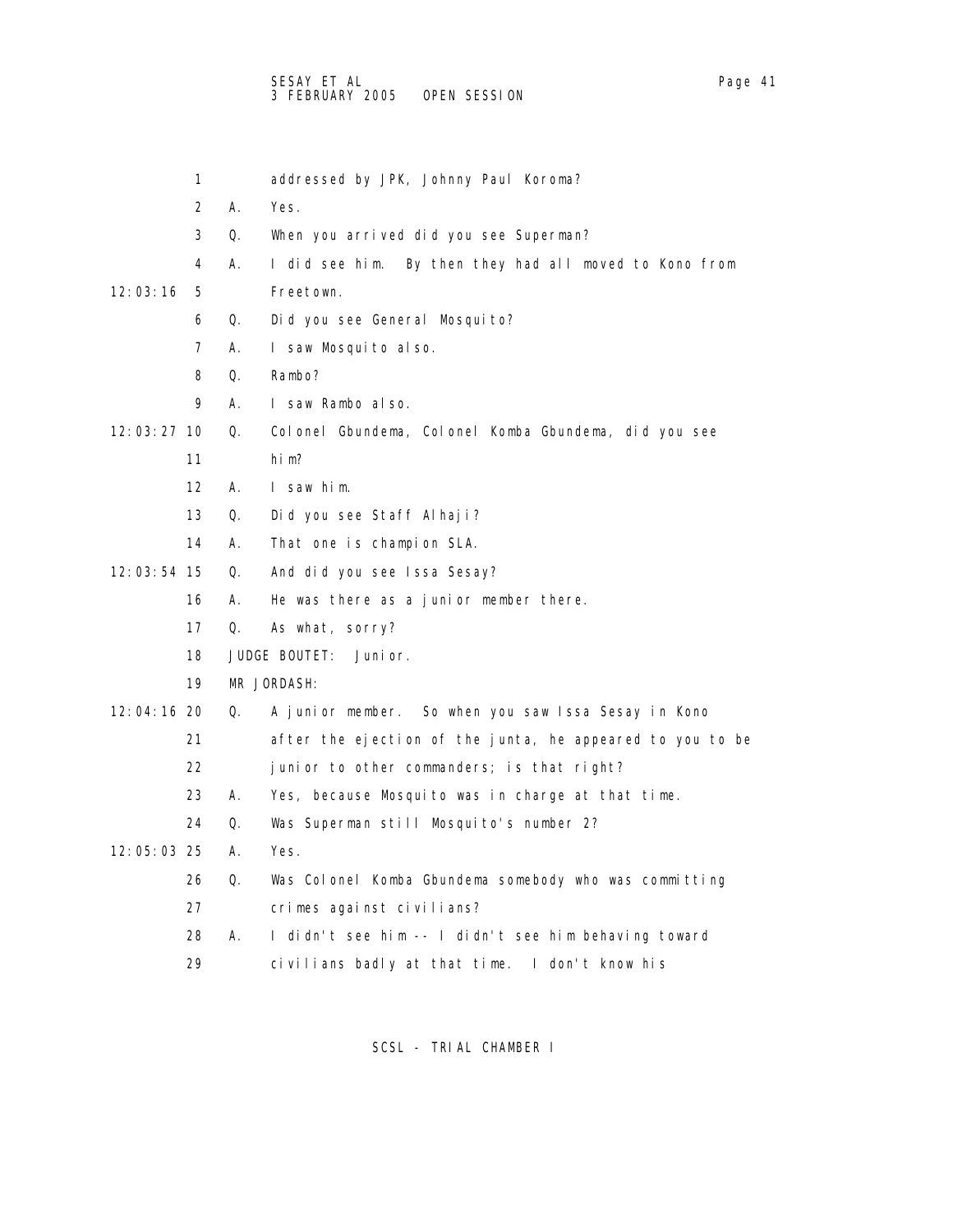1 addressed by JPK, Johnny Paul Koroma?

2 A. Yes.

3 Q. When you arrived did you see Superman?

4 A. I did see him. By then they had all moved to Kono from

12:03:16 5 Freetown.

6 Q. Did you see General Mosquito?

7 A. I saw Mosquito also.

8 Q. Rambo?

9 A. I saw Rambo also.

12:03:27 10 Q. Colonel Gbundema, Colonel Komba Gbundema, did you see

11 him?

12 A. I saw him.

13 Q. Did you see Staff Alhaji?

14 A. That one is champion SLA.

12:03:54 15 Q. And did you see Issa Sesay?

16 A. He was there as a junior member there.

17 Q. As what, sorry?

18 JUDGE BOUTET: Junior.

19 MR JORDASH:

12:04:16 20 Q. A junior member. So when you saw Issa Sesay in Kono

21 after the ejection of the junta, he appeared to you to be

22 junior to other commanders; is that right?

23 A. Yes, because Mosquito was in charge at that time.

24 Q. Was Superman still Mosquito's number 2?

12:05:03 25 A. Yes.

26 Q. Was Colonel Komba Gbundema somebody who was committing

27 crimes against civilians?

28 A. I didn't see him -- I didn't see him behaving toward

29 civilians badly at that time. I don't know his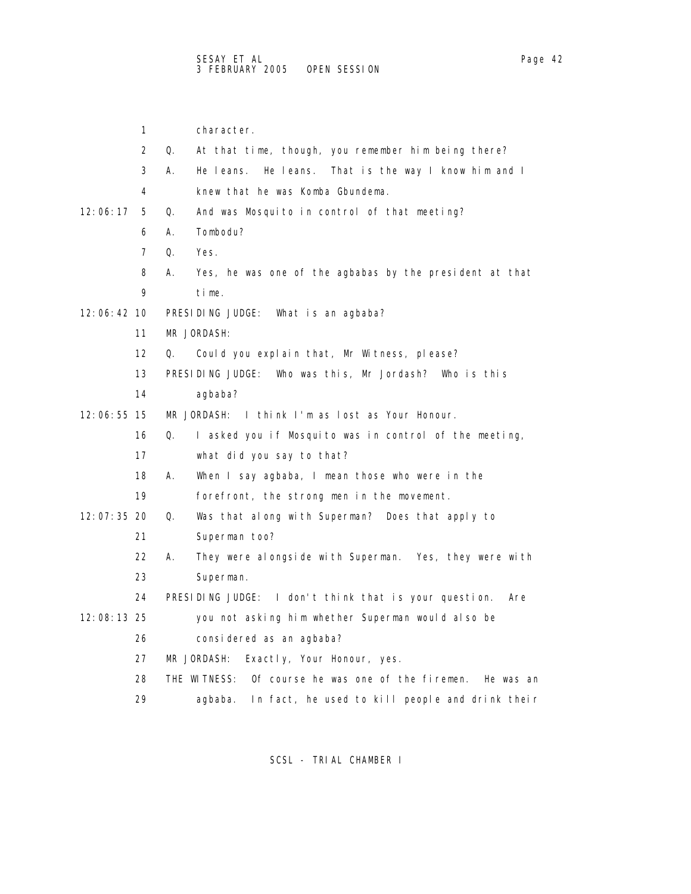character.

Q. At that time, though, you remember him being there?

A. He leans. He leans. That is the way I know him and I knew that he was Komba Gbundema.

Q. And was Mosquito in control of that meeting?

A. Tombodu?

Q. Yes.

A. Yes, he was one of the agbabas by the president at that time.

PRESIDING JUDGE: What is an agbaba?

MR JORDASH:

Q. Could you explain that, Mr Witness, please?

PRESIDING JUDGE: Who was this, Mr Jordash? Who is this agbaba?

MR JORDASH: I think I'm as lost as Your Honour.

Q. I asked you if Mosquito was in control of the meeting, what did you say to that?

A. When I say agbaba, I mean those who were in the forefront, the strong men in the movement.

Q. Was that along with Superman? Does that apply to Superman too?

A. They were alongside with Superman. Yes, they were with Superman.

PRESIDING JUDGE: I don't think that is your question. Are you not asking him whether Superman would also be considered as an agbaba?

MR JORDASH: Exactly, Your Honour, yes.

THE WITNESS: Of course he was one of the firemen. He was an agbaba. In fact, he used to kill people and drink their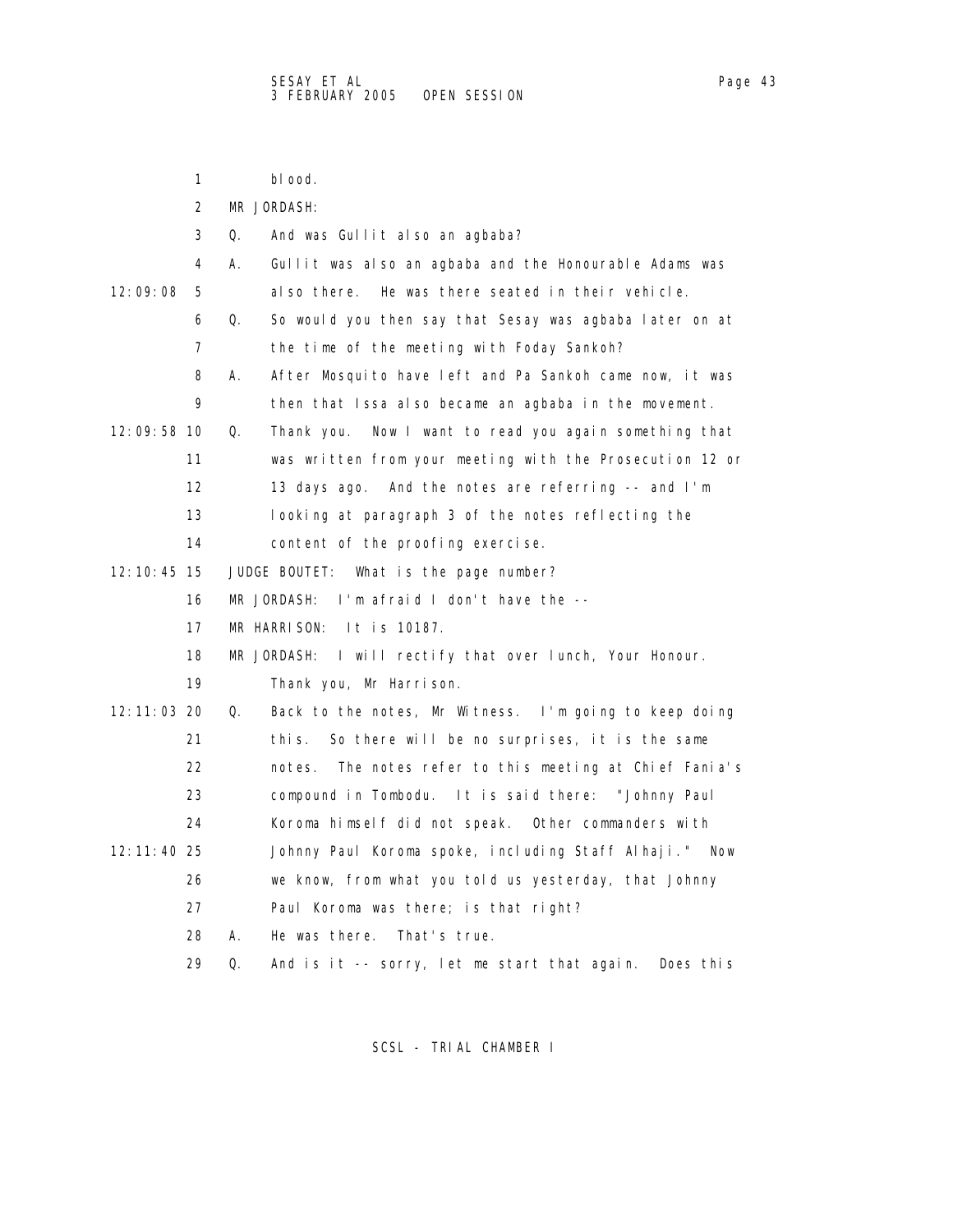1 blood.

2 MR JORDASH:

3 Q. And was Gullit also an agbaba?

4 A. Gullit was also an agbaba and the Honourable Adams was

12:09:08 5 also there. He was there seated in their vehicle.

6 Q. So would you then say that Sesay was agbaba later on at

7 the time of the meeting with Foday Sankoh?

8 A. After Mosquito have left and Pa Sankoh came now, it was

9 then that Issa also became an agbaba in the movement.

12:09:58 10 Q. Thank you. Now I want to read you again something that

11 was written from your meeting with the Prosecution 12 or

12 13 days ago. And the notes are referring -- and I'm

13 looking at paragraph 3 of the notes reflecting the

14 content of the proofing exercise.

12:10:45 15 JUDGE BOUTET: What is the page number?

16 MR JORDASH: I'm afraid I don't have the --

17 MR HARRISON: It is 10187.

18 MR JORDASH: I will rectify that over lunch, Your Honour.

19 Thank you, Mr Harrison.

12:11:03 20 Q. Back to the notes, Mr Witness. I'm going to keep doing

21 this. So there will be no surprises, it is the same

22 notes. The notes refer to this meeting at Chief Fania's

23 compound in Tombodu. It is said there: "Johnny Paul

24 Koroma himself did not speak. Other commanders with

12:11:40 25 Johnny Paul Koroma spoke, including Staff Alhaji." Now

26 we know, from what you told us yesterday, that Johnny

27 Paul Koroma was there; is that right?

28 A. He was there. That's true.

29 Q. And is it -- sorry, let me start that again. Does this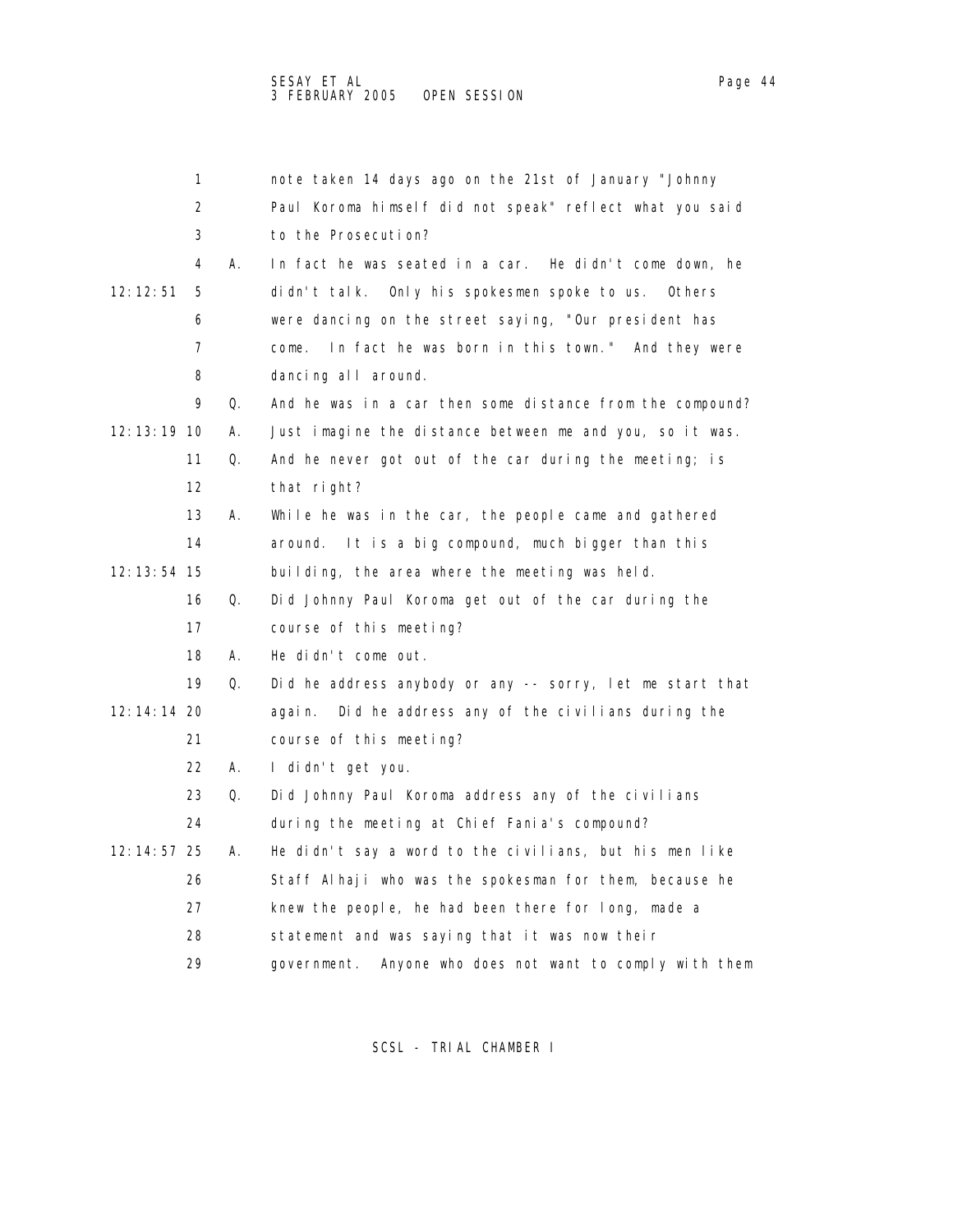1 note taken 14 days ago on the 21st of January "Johnny
2 Paul Koroma himself did not speak" reflect what you said
3 to the Prosecution?
4 A. In fact he was seated in a car. He didn't come down, he
12:12:51 5 didn't talk. Only his spokesmen spoke to us. Others
6 were dancing on the street saying, "Our president has
7 come. In fact he was born in this town." And they were
8 dancing all around.
9 Q. And he was in a car then some distance from the compound?
12:13:19 10 A. Just imagine the distance between me and you, so it was.
11 Q. And he never got out of the car during the meeting; is
12 that right?
13 A. While he was in the car, the people came and gathered
14 around. It is a big compound, much bigger than this
12:13:54 15 building, the area where the meeting was held.
16 Q. Did Johnny Paul Koroma get out of the car during the
17 course of this meeting?
18 A. He didn't come out.
19 Q. Did he address anybody or any -- sorry, let me start that
12:14:14 20 again. Did he address any of the civilians during the
21 course of this meeting?
22 A. I didn't get you.
23 Q. Did Johnny Paul Koroma address any of the civilians
24 during the meeting at Chief Fania's compound?
12:14:57 25 A. He didn't say a word to the civilians, but his men like
26 Staff Alhaji who was the spokesman for them, because he
27 knew the people, he had been there for long, made a
28 statement and was saying that it was now their
29 government. Anyone who does not want to comply with them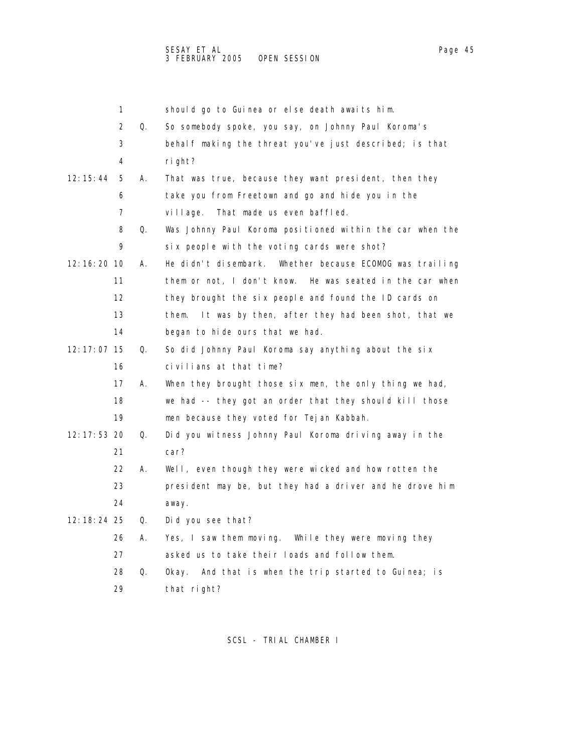should go to Guinea or else death awaits him.

Q. So somebody spoke, you say, on Johnny Paul Koroma's behalf making the threat you've just described; is that right?

12:15:44 A. That was true, because they want president, then they take you from Freetown and go and hide you in the village. That made us even baffled.

Q. Was Johnny Paul Koroma positioned within the car when the six people with the voting cards were shot?

12:16:20 A. He didn't disembark. Whether because ECOMOG was trailing them or not, I don't know. He was seated in the car when they brought the six people and found the ID cards on them. It was by then, after they had been shot, that we began to hide ours that we had.

12:17:07 Q. So did Johnny Paul Koroma say anything about the six civilians at that time?

A. When they brought those six men, the only thing we had, we had -- they got an order that they should kill those men because they voted for Tejan Kabbah.

12:17:53 Q. Did you witness Johnny Paul Koroma driving away in the car?

A. Well, even though they were wicked and how rotten the president may be, but they had a driver and he drove him away.

12:18:24 Q. Did you see that?

A. Yes, I saw them moving. While they were moving they asked us to take their loads and follow them.

Q. Okay. And that is when the trip started to Guinea; is that right?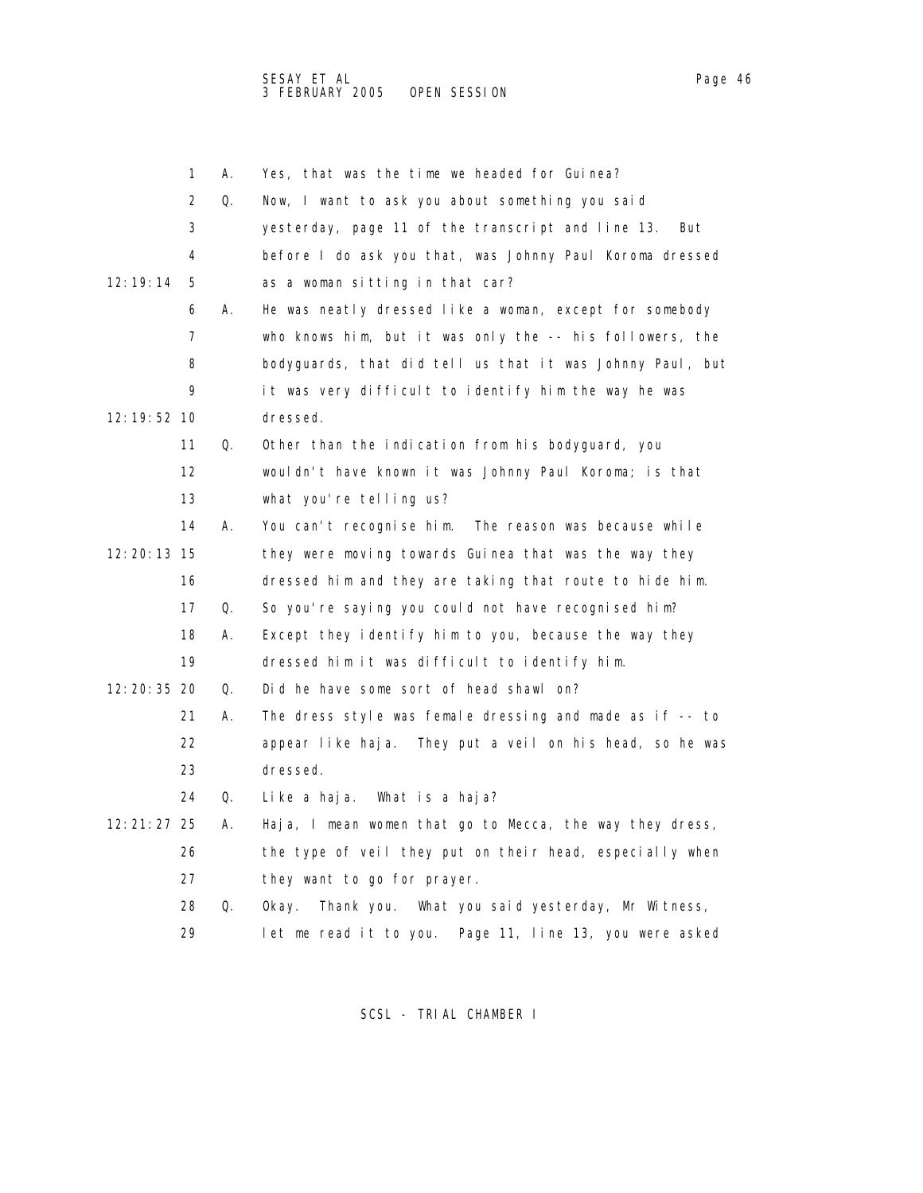1 A. Yes, that was the time we headed for Guinea?

2 Q. Now, I want to ask you about something you said

3 yesterday, page 11 of the transcript and line 13. But

4 before I do ask you that, was Johnny Paul Koroma dressed

12:19:14 5 as a woman sitting in that car?

6 A. He was neatly dressed like a woman, except for somebody

7 who knows him, but it was only the -- his followers, the

8 bodyguards, that did tell us that it was Johnny Paul, but

9 it was very difficult to identify him the way he was

12:19:52 10 dressed.

11 Q. Other than the indication from his bodyguard, you

12 wouldn't have known it was Johnny Paul Koroma; is that

13 what you're telling us?

14 A. You can't recognise him. The reason was because while

12:20:13 15 they were moving towards Guinea that was the way they

16 dressed him and they are taking that route to hide him.

17 Q. So you're saying you could not have recognised him?

18 A. Except they identify him to you, because the way they

19 dressed him it was difficult to identify him.

12:20:35 20 Q. Did he have some sort of head shawl on?

21 A. The dress style was female dressing and made as if -- to

22 appear like haja. They put a veil on his head, so he was

23 dressed.

24 Q. Like a haja. What is a haja?

12:21:27 25 A. Haja, I mean women that go to Mecca, the way they dress,

26 the type of veil they put on their head, especially when

27 they want to go for prayer.

28 Q. Okay. Thank you. What you said yesterday, Mr Witness,

29 let me read it to you. Page 11, line 13, you were asked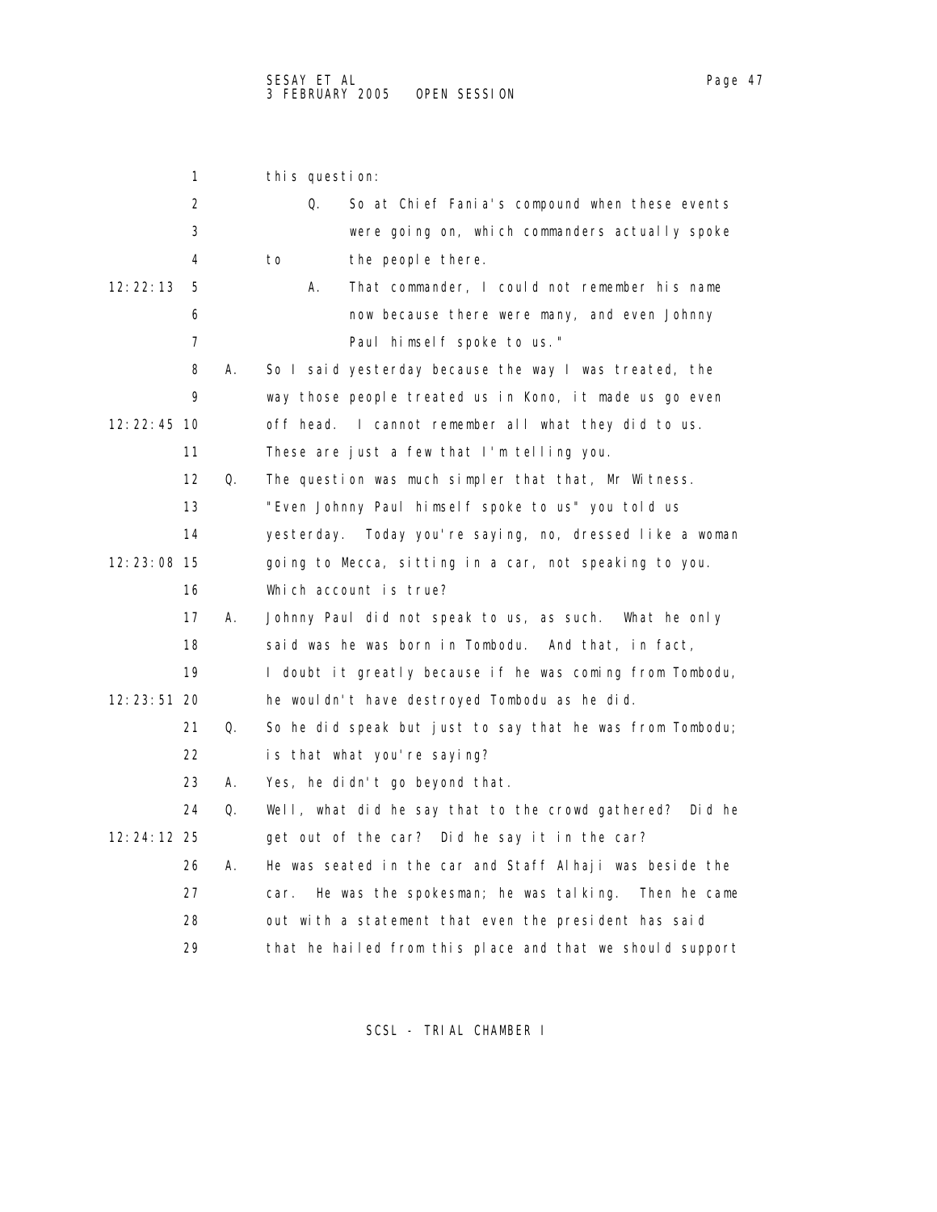this question:

> Q. So at Chief Fania's compound when these events were going on, which commanders actually spoke to the people there.
>
> A. That commander, I could not remember his name now because there were many, and even Johnny Paul himself spoke to us."

A. So I said yesterday because the way I was treated, the way those people treated us in Kono, it made us go even off head. I cannot remember all what they did to us. These are just a few that I'm telling you.

Q. The question was much simpler that that, Mr Witness. "Even Johnny Paul himself spoke to us" you told us yesterday. Today you're saying, no, dressed like a woman going to Mecca, sitting in a car, not speaking to you. Which account is true?

A. Johnny Paul did not speak to us, as such. What he only said was he was born in Tombodu. And that, in fact, I doubt it greatly because if he was coming from Tombodu, he wouldn't have destroyed Tombodu as he did.

Q. So he did speak but just to say that he was from Tombodu; is that what you're saying?

A. Yes, he didn't go beyond that.

Q. Well, what did he say that to the crowd gathered? Did he get out of the car? Did he say it in the car?

A. He was seated in the car and Staff Alhaji was beside the car. He was the spokesman; he was talking. Then he came out with a statement that even the president has said that he hailed from this place and that we should support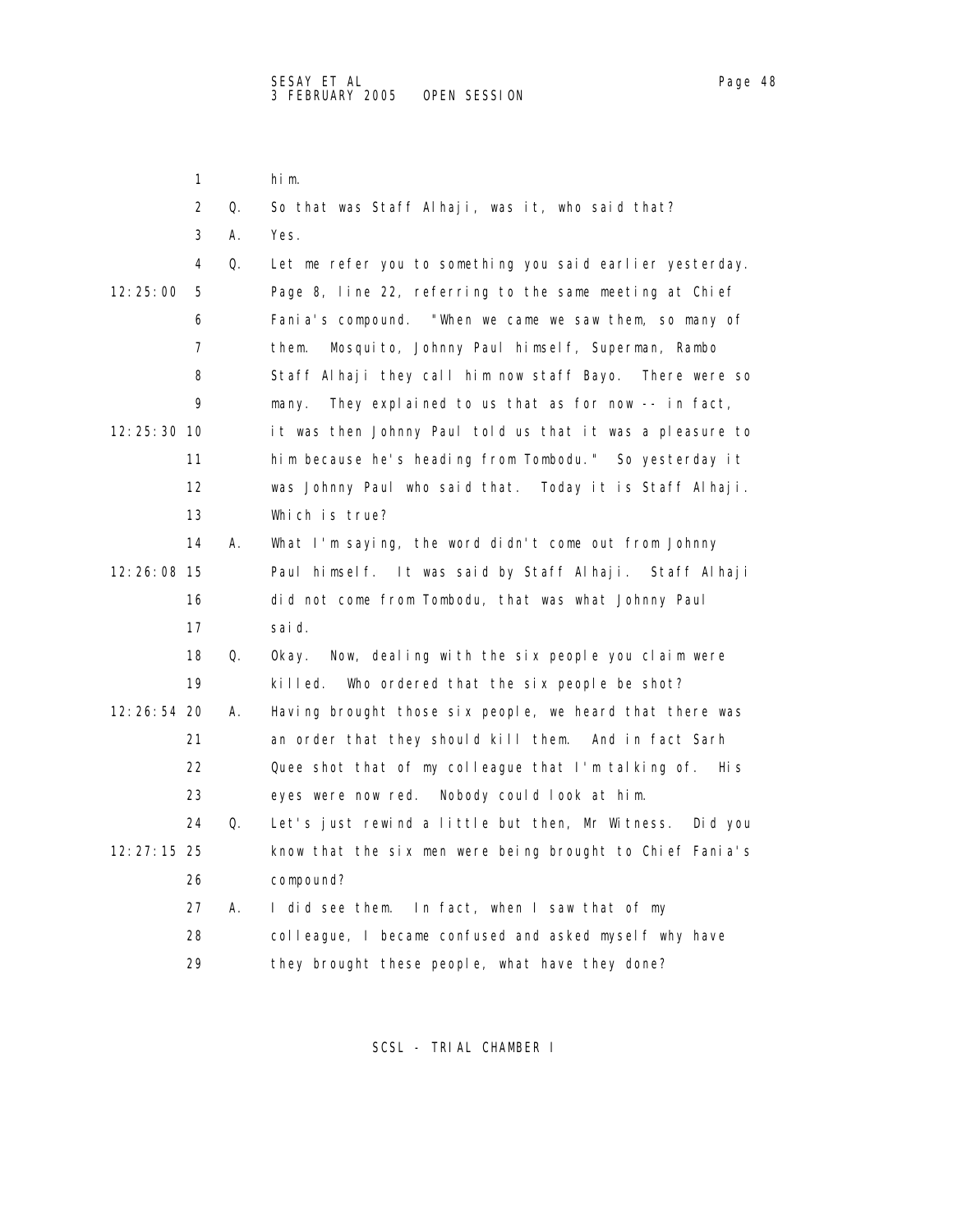1 him.

2 Q. So that was Staff Alhaji, was it, who said that?

3 A. Yes.

4 Q. Let me refer you to something you said earlier yesterday.

12:25:00 5 Page 8, line 22, referring to the same meeting at Chief

6 Fania's compound. "When we came we saw them, so many of

7 them. Mosquito, Johnny Paul himself, Superman, Rambo

8 Staff Alhaji they call him now staff Bayo. There were so

9 many. They explained to us that as for now -- in fact,

12:25:30 10 it was then Johnny Paul told us that it was a pleasure to

11 him because he's heading from Tombodu." So yesterday it

12 was Johnny Paul who said that. Today it is Staff Alhaji.

13 Which is true?

14 A. What I'm saying, the word didn't come out from Johnny

12:26:08 15 Paul himself. It was said by Staff Alhaji. Staff Alhaji

16 did not come from Tombodu, that was what Johnny Paul

17 said.

18 Q. Okay. Now, dealing with the six people you claim were

19 killed. Who ordered that the six people be shot?

12:26:54 20 A. Having brought those six people, we heard that there was

21 an order that they should kill them. And in fact Sarh

22 Quee shot that of my colleague that I'm talking of. His

23 eyes were now red. Nobody could look at him.

24 Q. Let's just rewind a little but then, Mr Witness. Did you

12:27:15 25 know that the six men were being brought to Chief Fania's

26 compound?

27 A. I did see them. In fact, when I saw that of my

28 colleague, I became confused and asked myself why have

29 they brought these people, what have they done?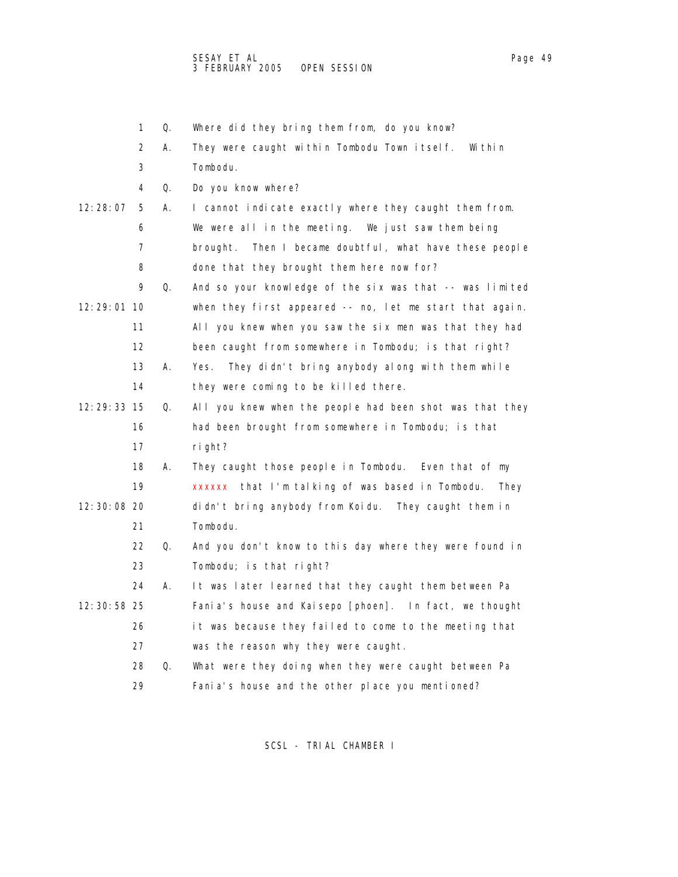1 Q. Where did they bring them from, do you know?

2 A. They were caught within Tombodu Town itself. Within

3 Tombodu.

4 Q. Do you know where?

12:28:07 5 A. I cannot indicate exactly where they caught them from.

6 We were all in the meeting. We just saw them being

7 brought. Then I became doubtful, what have these people

8 done that they brought them here now for?

9 Q. And so your knowledge of the six was that -- was limited

12:29:01 10 when they first appeared -- no, let me start that again.

11 All you knew when you saw the six men was that they had

12 been caught from somewhere in Tombodu; is that right?

13 A. Yes. They didn't bring anybody along with them while

14 they were coming to be killed there.

12:29:33 15 Q. All you knew when the people had been shot was that they

16 had been brought from somewhere in Tombodu; is that

17 right?

18 A. They caught those people in Tombodu. Even that of my

19 xxxxxx that I'm talking of was based in Tombodu. They

12:30:08 20 didn't bring anybody from Koidu. They caught them in

21 Tombodu.

22 Q. And you don't know to this day where they were found in

23 Tombodu; is that right?

24 A. It was later learned that they caught them between Pa

12:30:58 25 Fania's house and Kaisepo [phoen]. In fact, we thought

26 it was because they failed to come to the meeting that

27 was the reason why they were caught.

28 Q. What were they doing when they were caught between Pa

29 Fania's house and the other place you mentioned?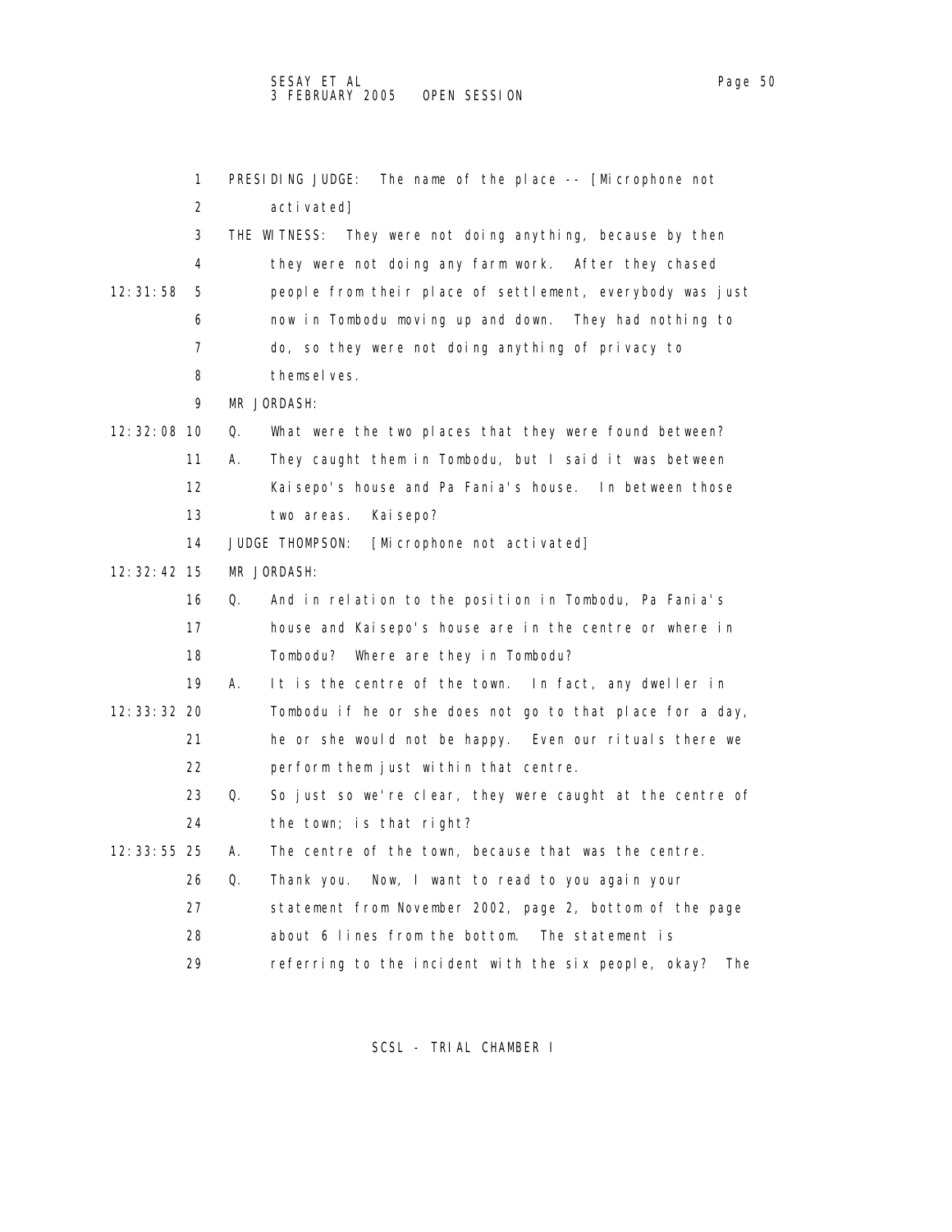1 PRESIDING JUDGE: The name of the place -- [Microphone not activated]

3 THE WITNESS: They were not doing anything, because by then they were not doing any farm work. After they chased

12:31:58 5 people from their place of settlement, everybody was just now in Tombodu moving up and down. They had nothing to do, so they were not doing anything of privacy to themselves.

9 MR JORDASH:

12:32:08 10 Q. What were the two places that they were found between?

11 A. They caught them in Tombodu, but I said it was between Kaisepo's house and Pa Fania's house. In between those two areas. Kaisepo?

14 JUDGE THOMPSON: [Microphone not activated]

12:32:42 15 MR JORDASH:

16 Q. And in relation to the position in Tombodu, Pa Fania's house and Kaisepo's house are in the centre or where in Tombodu? Where are they in Tombodu?

19 A. It is the centre of the town. In fact, any dweller in

12:33:32 20 Tombodu if he or she does not go to that place for a day, he or she would not be happy. Even our rituals there we perform them just within that centre.

23 Q. So just so we're clear, they were caught at the centre of the town; is that right?

12:33:55 25 A. The centre of the town, because that was the centre.

26 Q. Thank you. Now, I want to read to you again your statement from November 2002, page 2, bottom of the page about 6 lines from the bottom. The statement is referring to the incident with the six people, okay? The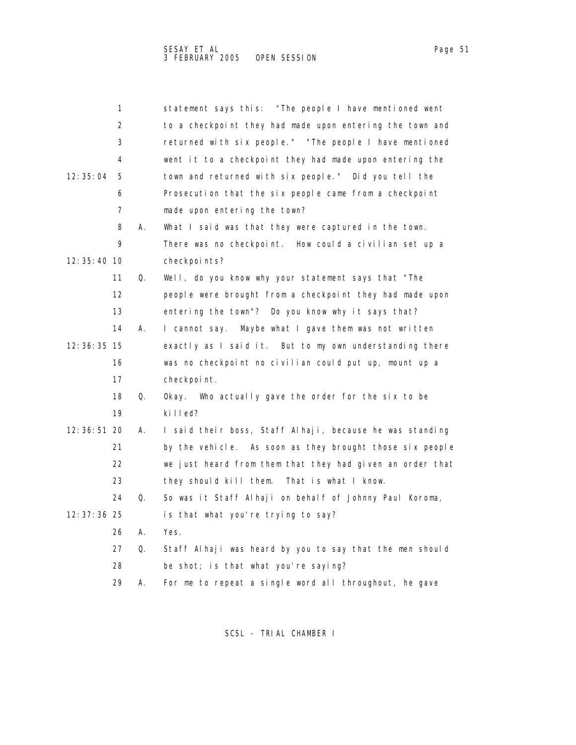1 statement says this: "The people I have mentioned went
2 to a checkpoint they had made upon entering the town and
3 returned with six people." "The people I have mentioned
4 went it to a checkpoint they had made upon entering the
12:35:04 5 town and returned with six people." Did you tell the
6 Prosecution that the six people came from a checkpoint
7 made upon entering the town?
8 A. What I said was that they were captured in the town.
9 There was no checkpoint. How could a civilian set up a
12:35:40 10 checkpoints?
11 Q. Well, do you know why your statement says that "The
12 people were brought from a checkpoint they had made upon
13 entering the town"? Do you know why it says that?
14 A. I cannot say. Maybe what I gave them was not written
12:36:35 15 exactly as I said it. But to my own understanding there
16 was no checkpoint no civilian could put up, mount up a
17 checkpoint.
18 Q. Okay. Who actually gave the order for the six to be
19 killed?
12:36:51 20 A. I said their boss, Staff Alhaji, because he was standing
21 by the vehicle. As soon as they brought those six people
22 we just heard from them that they had given an order that
23 they should kill them. That is what I know.
24 Q. So was it Staff Alhaji on behalf of Johnny Paul Koroma,
12:37:36 25 is that what you're trying to say?
26 A. Yes.
27 Q. Staff Alhaji was heard by you to say that the men should
28 be shot; is that what you're saying?
29 A. For me to repeat a single word all throughout, he gave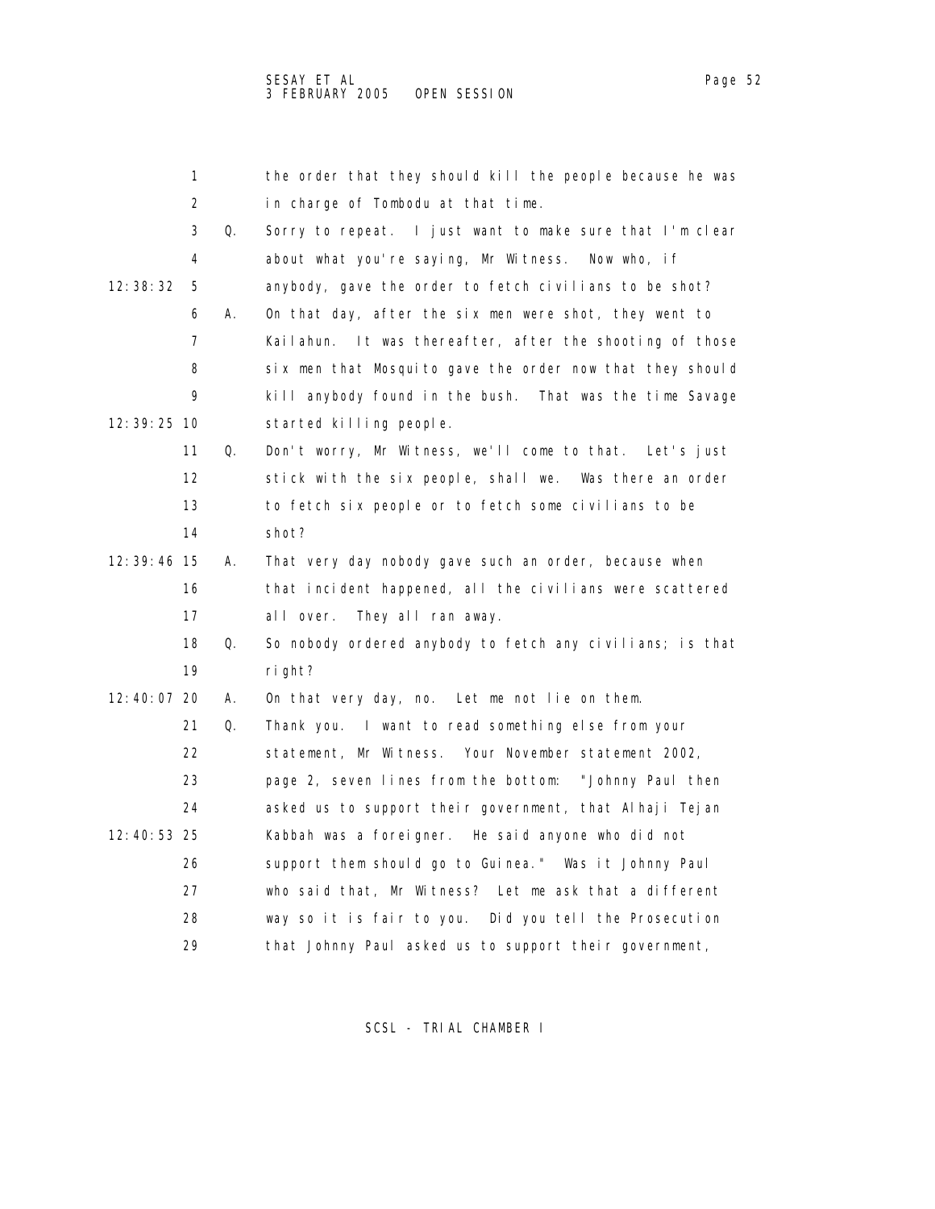1 the order that they should kill the people because he was
2 in charge of Tombodu at that time.
3 Q. Sorry to repeat. I just want to make sure that I'm clear
4 about what you're saying, Mr Witness. Now who, if
12:38:32 5 anybody, gave the order to fetch civilians to be shot?
6 A. On that day, after the six men were shot, they went to
7 Kailahun. It was thereafter, after the shooting of those
8 six men that Mosquito gave the order now that they should
9 kill anybody found in the bush. That was the time Savage
12:39:25 10 started killing people.
11 Q. Don't worry, Mr Witness, we'll come to that. Let's just
12 stick with the six people, shall we. Was there an order
13 to fetch six people or to fetch some civilians to be
14 shot?
12:39:46 15 A. That very day nobody gave such an order, because when
16 that incident happened, all the civilians were scattered
17 all over. They all ran away.
18 Q. So nobody ordered anybody to fetch any civilians; is that
19 right?
12:40:07 20 A. On that very day, no. Let me not lie on them.
21 Q. Thank you. I want to read something else from your
22 statement, Mr Witness. Your November statement 2002,
23 page 2, seven lines from the bottom: "Johnny Paul then
24 asked us to support their government, that Alhaji Tejan
12:40:53 25 Kabbah was a foreigner. He said anyone who did not
26 support them should go to Guinea." Was it Johnny Paul
27 who said that, Mr Witness? Let me ask that a different
28 way so it is fair to you. Did you tell the Prosecution
29 that Johnny Paul asked us to support their government,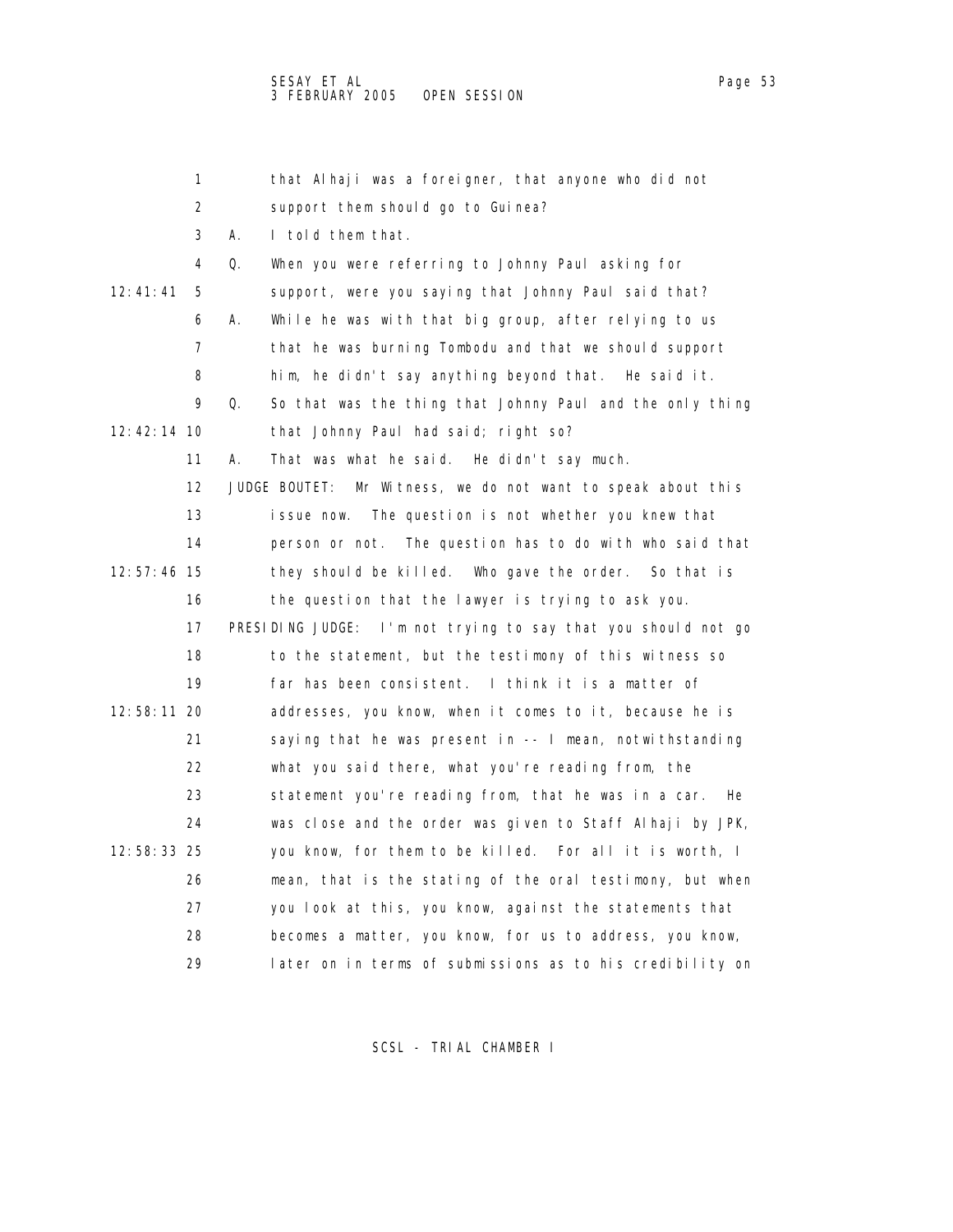that Alhaji was a foreigner, that anyone who did not support them should go to Guinea?

A. I told them that.

Q. When you were referring to Johnny Paul asking for support, were you saying that Johnny Paul said that?

A. While he was with that big group, after relying to us that he was burning Tombodu and that we should support him, he didn't say anything beyond that. He said it.

Q. So that was the thing that Johnny Paul and the only thing that Johnny Paul had said; right so?

A. That was what he said. He didn't say much.

JUDGE BOUTET: Mr Witness, we do not want to speak about this issue now. The question is not whether you knew that person or not. The question has to do with who said that they should be killed. Who gave the order. So that is the question that the lawyer is trying to ask you.

PRESIDING JUDGE: I'm not trying to say that you should not go to the statement, but the testimony of this witness so far has been consistent. I think it is a matter of addresses, you know, when it comes to it, because he is saying that he was present in -- I mean, notwithstanding what you said there, what you're reading from, the statement you're reading from, that he was in a car. He was close and the order was given to Staff Alhaji by JPK, you know, for them to be killed. For all it is worth, I mean, that is the stating of the oral testimony, but when you look at this, you know, against the statements that becomes a matter, you know, for us to address, you know, later on in terms of submissions as to his credibility on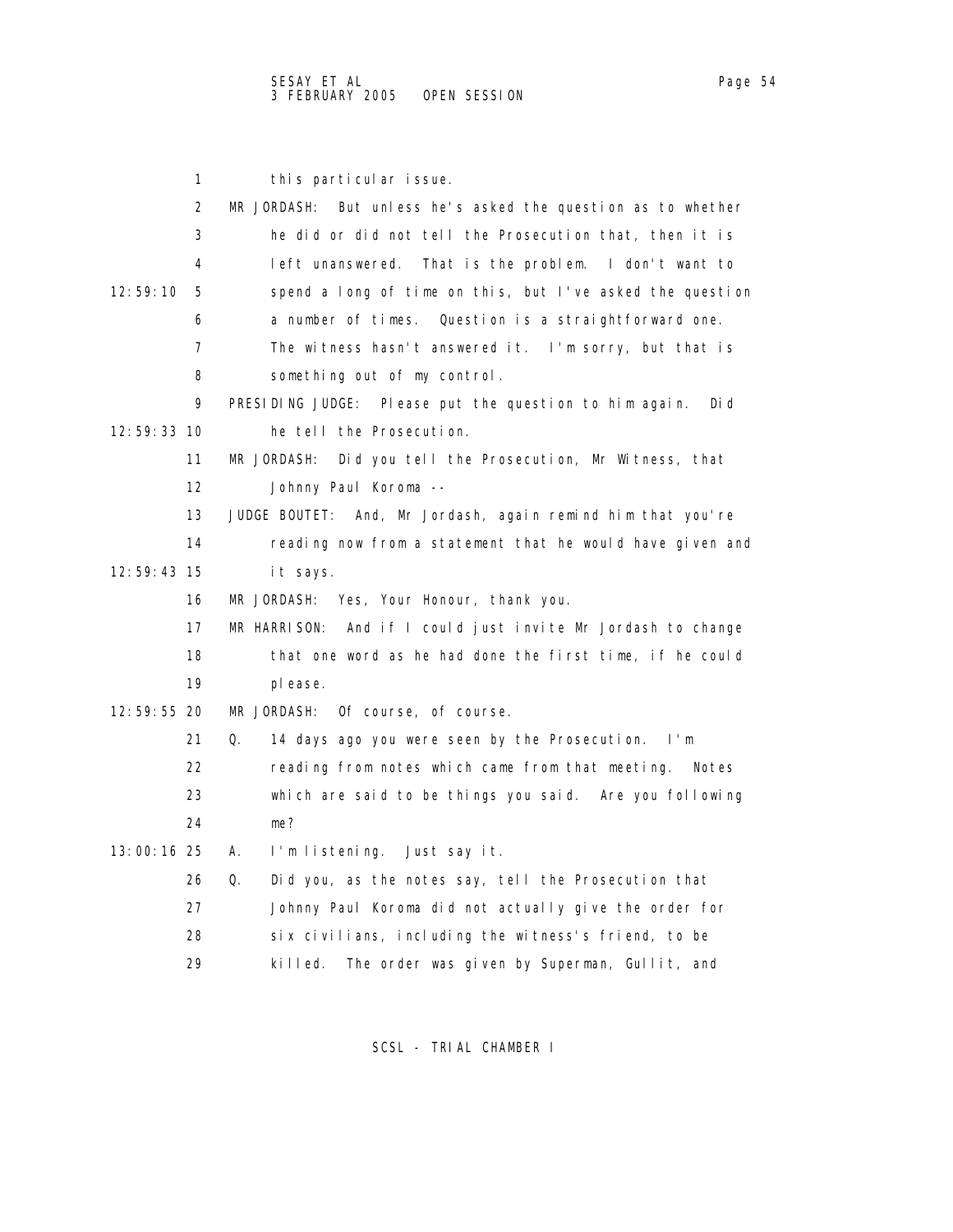this particular issue.

MR JORDASH: But unless he's asked the question as to whether he did or did not tell the Prosecution that, then it is left unanswered. That is the problem. I don't want to spend a long of time on this, but I've asked the question a number of times. Question is a straightforward one. The witness hasn't answered it. I'm sorry, but that is something out of my control.

PRESIDING JUDGE: Please put the question to him again. Did he tell the Prosecution.

MR JORDASH: Did you tell the Prosecution, Mr Witness, that Johnny Paul Koroma --

JUDGE BOUTET: And, Mr Jordash, again remind him that you're reading now from a statement that he would have given and it says.

MR JORDASH: Yes, Your Honour, thank you.

MR HARRISON: And if I could just invite Mr Jordash to change that one word as he had done the first time, if he could please.

MR JORDASH: Of course, of course.

Q. 14 days ago you were seen by the Prosecution. I'm reading from notes which came from that meeting. Notes which are said to be things you said. Are you following me?

A. I'm listening. Just say it.

Q. Did you, as the notes say, tell the Prosecution that Johnny Paul Koroma did not actually give the order for six civilians, including the witness's friend, to be killed. The order was given by Superman, Gullit, and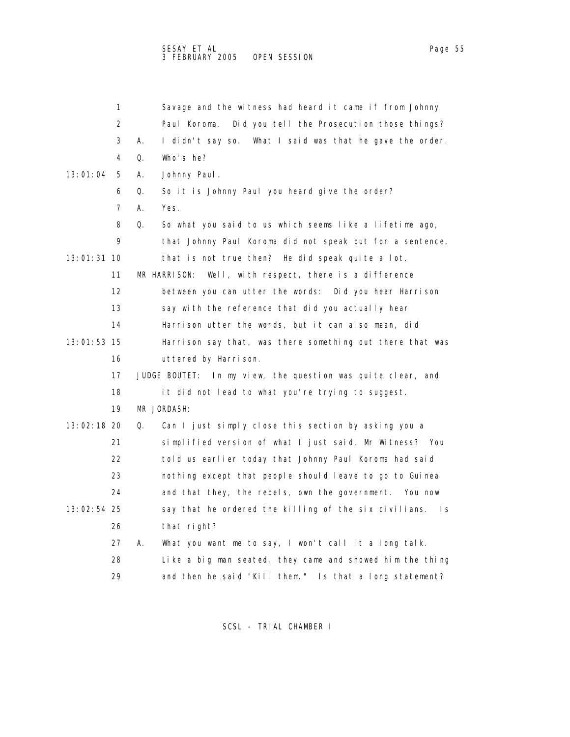Savage and the witness had heard it came if from Johnny Paul Koroma. Did you tell the Prosecution those things?

A. I didn't say so. What I said was that he gave the order.

Q. Who's he?

A. Johnny Paul.

Q. So it is Johnny Paul you heard give the order?

A. Yes.

Q. So what you said to us which seems like a lifetime ago, that Johnny Paul Koroma did not speak but for a sentence, that is not true then? He did speak quite a lot.

MR HARRISON: Well, with respect, there is a difference between you can utter the words: Did you hear Harrison say with the reference that did you actually hear Harrison utter the words, but it can also mean, did Harrison say that, was there something out there that was uttered by Harrison.

JUDGE BOUTET: In my view, the question was quite clear, and it did not lead to what you're trying to suggest.

MR JORDASH:

Q. Can I just simply close this section by asking you a simplified version of what I just said, Mr Witness? You told us earlier today that Johnny Paul Koroma had said nothing except that people should leave to go to Guinea and that they, the rebels, own the government. You now say that he ordered the killing of the six civilians. Is that right?

A. What you want me to say, I won't call it a long talk. Like a big man seated, they came and showed him the thing and then he said "Kill them." Is that a long statement?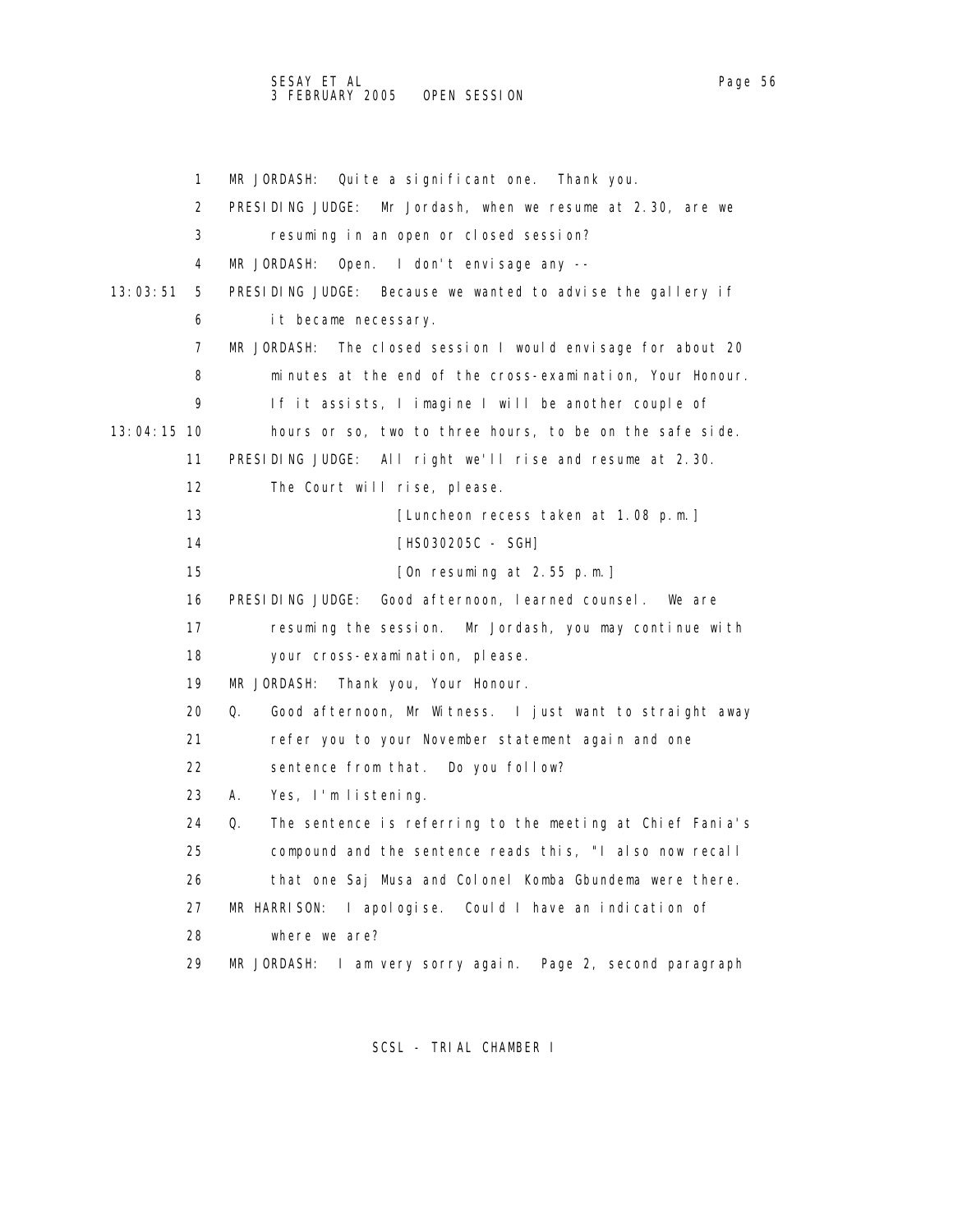1 MR JORDASH: Quite a significant one. Thank you.

2 PRESIDING JUDGE: Mr Jordash, when we resume at 2.30, are we

3 resuming in an open or closed session?

4 MR JORDASH: Open. I don't envisage any --

13:03:51 5 PRESIDING JUDGE: Because we wanted to advise the gallery if

6 it became necessary.

7 MR JORDASH: The closed session I would envisage for about 20

8 minutes at the end of the cross-examination, Your Honour.

9 If it assists, I imagine I will be another couple of

13:04:15 10 hours or so, two to three hours, to be on the safe side.

11 PRESIDING JUDGE: All right we'll rise and resume at 2.30.

12 The Court will rise, please.

13 [Luncheon recess taken at 1.08 p.m.]

14 [HS030205C - SGH]

15 [On resuming at 2.55 p.m.]

16 PRESIDING JUDGE: Good afternoon, learned counsel. We are

17 resuming the session. Mr Jordash, you may continue with

18 your cross-examination, please.

19 MR JORDASH: Thank you, Your Honour.

20 Q. Good afternoon, Mr Witness. I just want to straight away

21 refer you to your November statement again and one

22 sentence from that. Do you follow?

23 A. Yes, I'm listening.

24 Q. The sentence is referring to the meeting at Chief Fania's

25 compound and the sentence reads this, "I also now recall

26 that one Saj Musa and Colonel Komba Gbundema were there.

27 MR HARRISON: I apologise. Could I have an indication of

28 where we are?

29 MR JORDASH: I am very sorry again. Page 2, second paragraph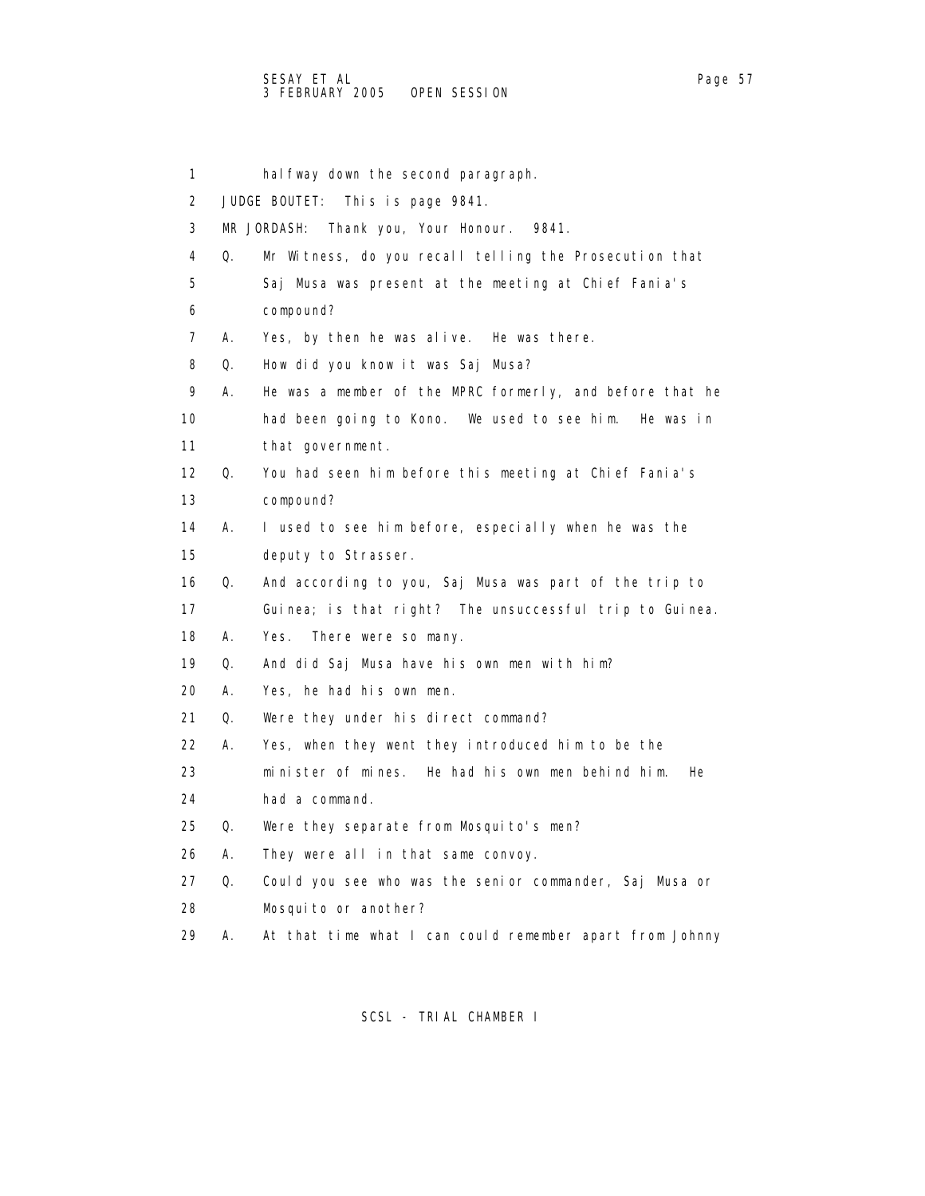halfway down the second paragraph.

JUDGE BOUTET: This is page 9841.

MR JORDASH: Thank you, Your Honour. 9841.

Q. Mr Witness, do you recall telling the Prosecution that Saj Musa was present at the meeting at Chief Fania's compound?

A. Yes, by then he was alive. He was there.

Q. How did you know it was Saj Musa?

A. He was a member of the MPRC formerly, and before that he had been going to Kono. We used to see him. He was in that government.

Q. You had seen him before this meeting at Chief Fania's compound?

A. I used to see him before, especially when he was the deputy to Strasser.

Q. And according to you, Saj Musa was part of the trip to Guinea; is that right? The unsuccessful trip to Guinea.

A. Yes. There were so many.

Q. And did Saj Musa have his own men with him?

A. Yes, he had his own men.

Q. Were they under his direct command?

A. Yes, when they went they introduced him to be the minister of mines. He had his own men behind him. He had a command.

Q. Were they separate from Mosquito's men?

A. They were all in that same convoy.

Q. Could you see who was the senior commander, Saj Musa or Mosquito or another?

A. At that time what I can could remember apart from Johnny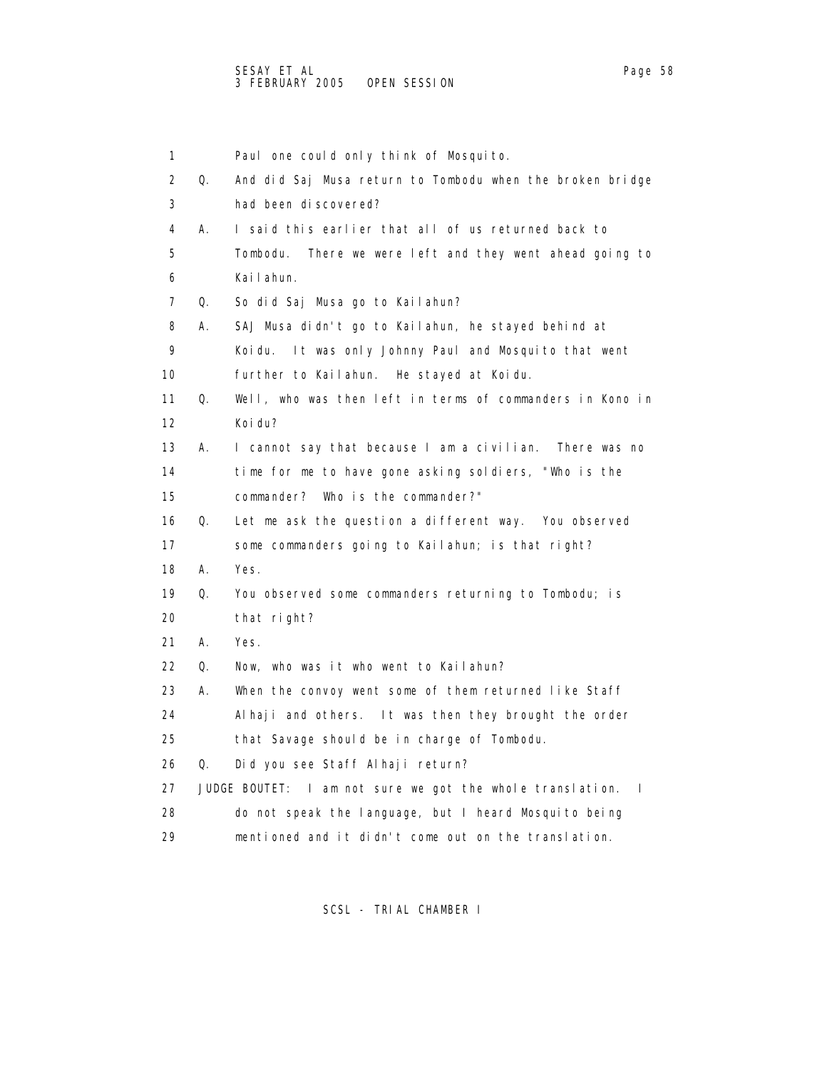1 Paul one could only think of Mosquito.

2 Q. And did Saj Musa return to Tombodu when the broken bridge

3 had been discovered?

4 A. I said this earlier that all of us returned back to

5 Tombodu. There we were left and they went ahead going to

6 Kailahun.

7 Q. So did Saj Musa go to Kailahun?

8 A. SAJ Musa didn't go to Kailahun, he stayed behind at

9 Koidu. It was only Johnny Paul and Mosquito that went

10 further to Kailahun. He stayed at Koidu.

11 Q. Well, who was then left in terms of commanders in Kono in

12 Koidu?

13 A. I cannot say that because I am a civilian. There was no

14 time for me to have gone asking soldiers, "Who is the

15 commander? Who is the commander?"

16 Q. Let me ask the question a different way. You observed

17 some commanders going to Kailahun; is that right?

18 A. Yes.

19 Q. You observed some commanders returning to Tombodu; is

20 that right?

21 A. Yes.

22 Q. Now, who was it who went to Kailahun?

23 A. When the convoy went some of them returned like Staff

24 Alhaji and others. It was then they brought the order

25 that Savage should be in charge of Tombodu.

26 Q. Did you see Staff Alhaji return?

27 JUDGE BOUTET: I am not sure we got the whole translation. I

28 do not speak the language, but I heard Mosquito being

29 mentioned and it didn't come out on the translation.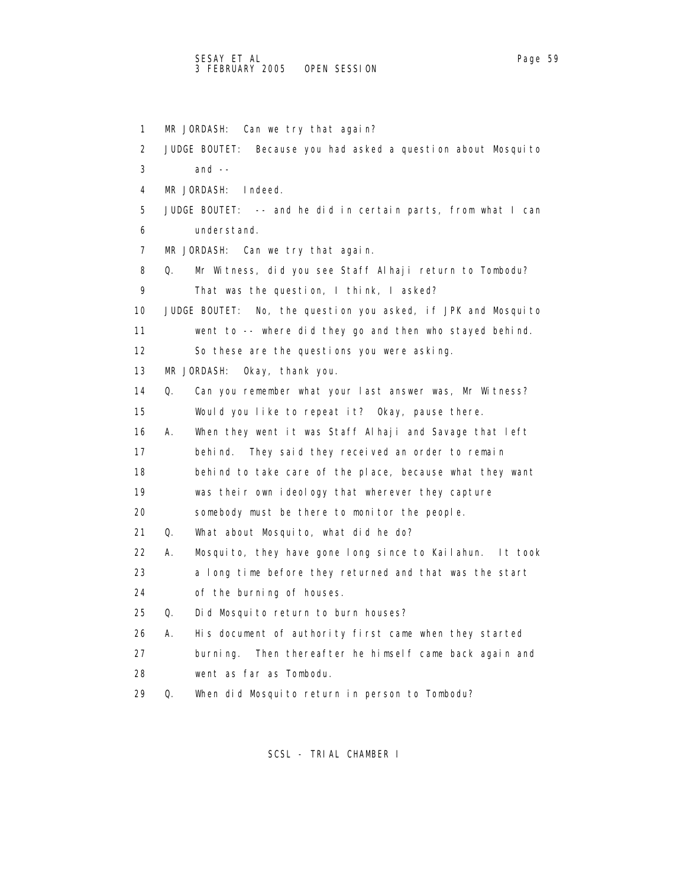1 MR JORDASH: Can we try that again?

2 JUDGE BOUTET: Because you had asked a question about Mosquito

3 and --

4 MR JORDASH: Indeed.

5 JUDGE BOUTET: -- and he did in certain parts, from what I can

6 understand.

7 MR JORDASH: Can we try that again.

8 Q. Mr Witness, did you see Staff Alhaji return to Tombodu?

9 That was the question, I think, I asked?

10 JUDGE BOUTET: No, the question you asked, if JPK and Mosquito

11 went to -- where did they go and then who stayed behind.

12 So these are the questions you were asking.

13 MR JORDASH: Okay, thank you.

14 Q. Can you remember what your last answer was, Mr Witness?

15 Would you like to repeat it? Okay, pause there.

16 A. When they went it was Staff Alhaji and Savage that left

17 behind. They said they received an order to remain

18 behind to take care of the place, because what they want

19 was their own ideology that wherever they capture

20 somebody must be there to monitor the people.

21 Q. What about Mosquito, what did he do?

22 A. Mosquito, they have gone long since to Kailahun. It took

23 a long time before they returned and that was the start

24 of the burning of houses.

25 Q. Did Mosquito return to burn houses?

26 A. His document of authority first came when they started

27 burning. Then thereafter he himself came back again and

28 went as far as Tombodu.

29 Q. When did Mosquito return in person to Tombodu?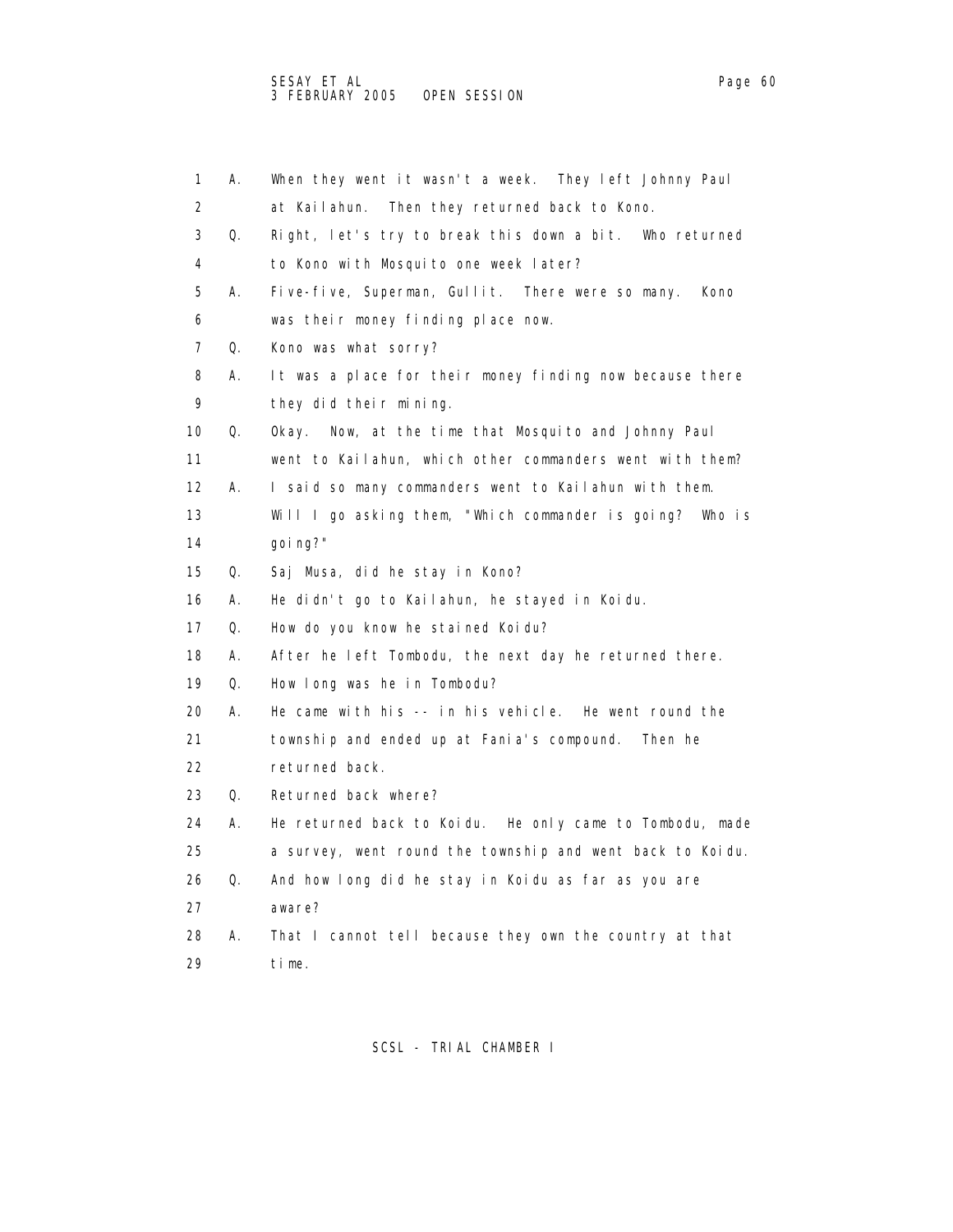1 A. When they went it wasn't a week. They left Johnny Paul
2 at Kailahun. Then they returned back to Kono.
3 Q. Right, let's try to break this down a bit. Who returned
4 to Kono with Mosquito one week later?
5 A. Five-five, Superman, Gullit. There were so many. Kono
6 was their money finding place now.
7 Q. Kono was what sorry?
8 A. It was a place for their money finding now because there
9 they did their mining.
10 Q. Okay. Now, at the time that Mosquito and Johnny Paul
11 went to Kailahun, which other commanders went with them?
12 A. I said so many commanders went to Kailahun with them.
13 Will I go asking them, "Which commander is going? Who is
14 going?"
15 Q. Saj Musa, did he stay in Kono?
16 A. He didn't go to Kailahun, he stayed in Koidu.
17 Q. How do you know he stained Koidu?
18 A. After he left Tombodu, the next day he returned there.
19 Q. How long was he in Tombodu?
20 A. He came with his -- in his vehicle. He went round the
21 township and ended up at Fania's compound. Then he
22 returned back.
23 Q. Returned back where?
24 A. He returned back to Koidu. He only came to Tombodu, made
25 a survey, went round the township and went back to Koidu.
26 Q. And how long did he stay in Koidu as far as you are
27 aware?
28 A. That I cannot tell because they own the country at that
29 time.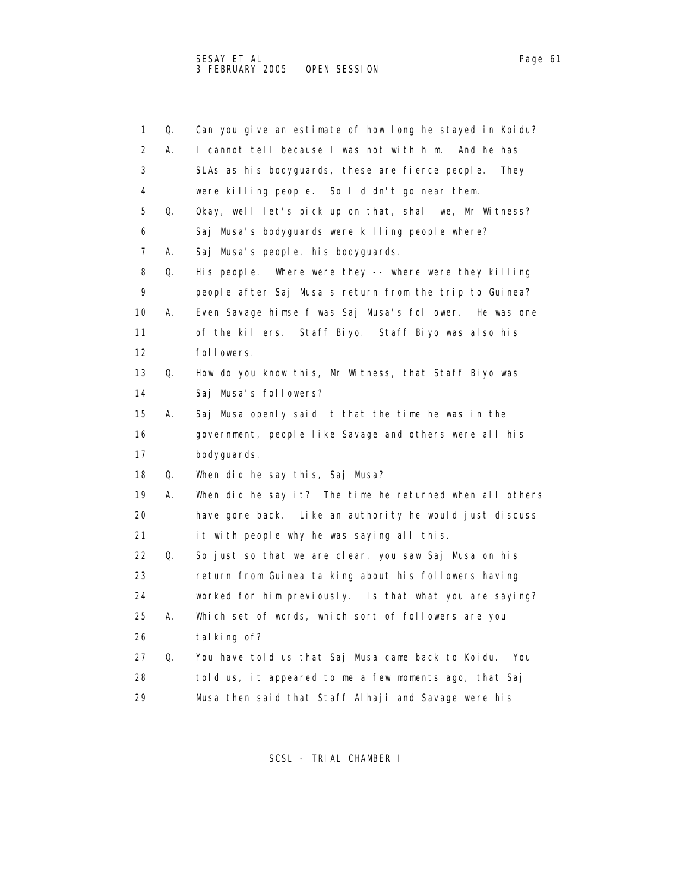1 Q. Can you give an estimate of how long he stayed in Koidu?
2 A. I cannot tell because I was not with him. And he has
3 SLAs as his bodyguards, these are fierce people. They
4 were killing people. So I didn't go near them.
5 Q. Okay, well let's pick up on that, shall we, Mr Witness?
6 Saj Musa's bodyguards were killing people where?
7 A. Saj Musa's people, his bodyguards.
8 Q. His people. Where were they -- where were they killing
9 people after Saj Musa's return from the trip to Guinea?
10 A. Even Savage himself was Saj Musa's follower. He was one
11 of the killers. Staff Biyo. Staff Biyo was also his
12 followers.
13 Q. How do you know this, Mr Witness, that Staff Biyo was
14 Saj Musa's followers?
15 A. Saj Musa openly said it that the time he was in the
16 government, people like Savage and others were all his
17 bodyguards.
18 Q. When did he say this, Saj Musa?
19 A. When did he say it? The time he returned when all others
20 have gone back. Like an authority he would just discuss
21 it with people why he was saying all this.
22 Q. So just so that we are clear, you saw Saj Musa on his
23 return from Guinea talking about his followers having
24 worked for him previously. Is that what you are saying?
25 A. Which set of words, which sort of followers are you
26 talking of?
27 Q. You have told us that Saj Musa came back to Koidu. You
28 told us, it appeared to me a few moments ago, that Saj
29 Musa then said that Staff Alhaji and Savage were his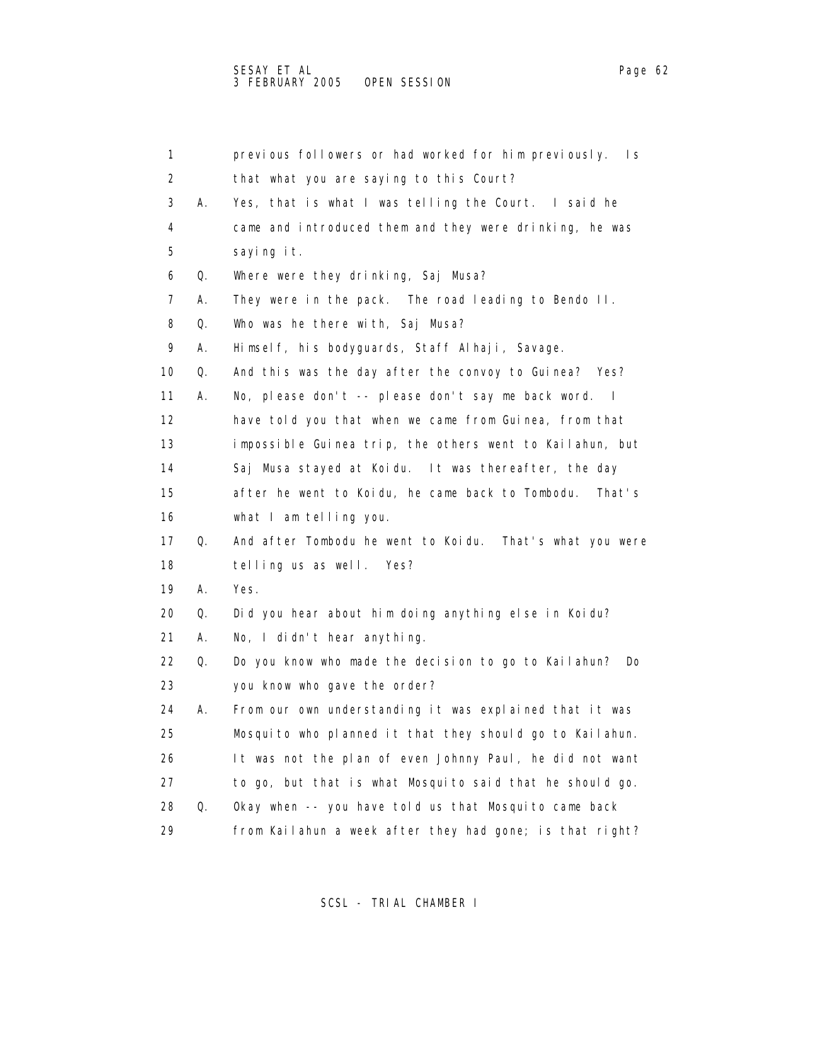1 previous followers or had worked for him previously. Is
2 that what you are saying to this Court?
3 A. Yes, that is what I was telling the Court. I said he
4 came and introduced them and they were drinking, he was
5 saying it.
6 Q. Where were they drinking, Saj Musa?
7 A. They were in the pack. The road leading to Bendo II.
8 Q. Who was he there with, Saj Musa?
9 A. Himself, his bodyguards, Staff Alhaji, Savage.
10 Q. And this was the day after the convoy to Guinea? Yes?
11 A. No, please don't -- please don't say me back word. I
12 have told you that when we came from Guinea, from that
13 impossible Guinea trip, the others went to Kailahun, but
14 Saj Musa stayed at Koidu. It was thereafter, the day
15 after he went to Koidu, he came back to Tombodu. That's
16 what I am telling you.
17 Q. And after Tombodu he went to Koidu. That's what you were
18 telling us as well. Yes?
19 A. Yes.
20 Q. Did you hear about him doing anything else in Koidu?
21 A. No, I didn't hear anything.
22 Q. Do you know who made the decision to go to Kailahun? Do
23 you know who gave the order?
24 A. From our own understanding it was explained that it was
25 Mosquito who planned it that they should go to Kailahun.
26 It was not the plan of even Johnny Paul, he did not want
27 to go, but that is what Mosquito said that he should go.
28 Q. Okay when -- you have told us that Mosquito came back
29 from Kailahun a week after they had gone; is that right?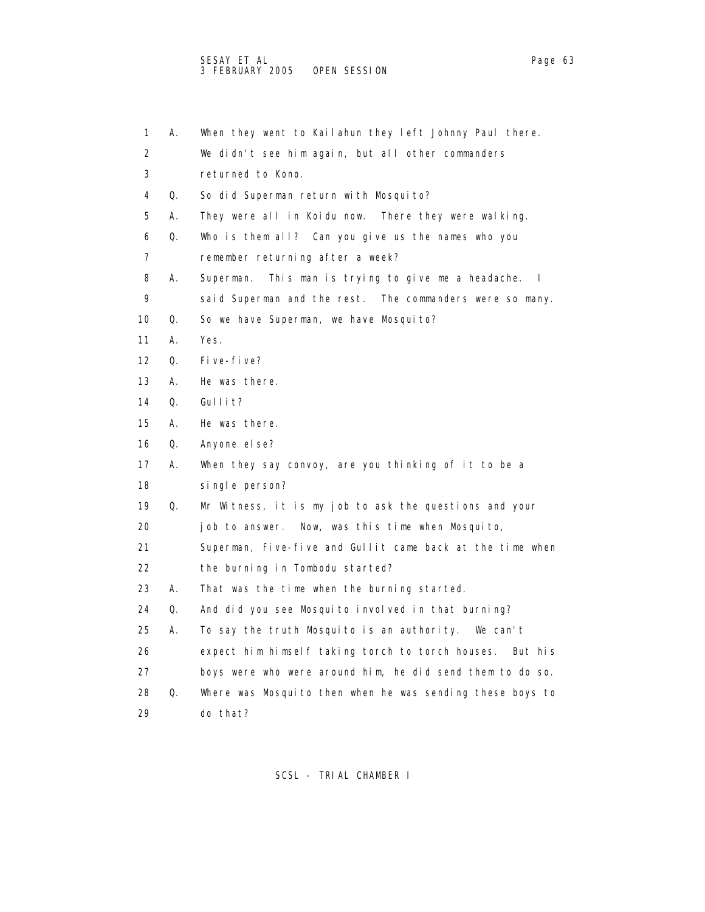1 A. When they went to Kailahun they left Johnny Paul there.
2 We didn't see him again, but all other commanders
3 returned to Kono.
4 Q. So did Superman return with Mosquito?
5 A. They were all in Koidu now. There they were walking.
6 Q. Who is them all? Can you give us the names who you
7 remember returning after a week?
8 A. Superman. This man is trying to give me a headache. I
9 said Superman and the rest. The commanders were so many.
10 Q. So we have Superman, we have Mosquito?
11 A. Yes.
12 Q. Five-five?
13 A. He was there.
14 Q. Gullit?
15 A. He was there.
16 Q. Anyone else?
17 A. When they say convoy, are you thinking of it to be a
18 single person?
19 Q. Mr Witness, it is my job to ask the questions and your
20 job to answer. Now, was this time when Mosquito,
21 Superman, Five-five and Gullit came back at the time when
22 the burning in Tombodu started?
23 A. That was the time when the burning started.
24 Q. And did you see Mosquito involved in that burning?
25 A. To say the truth Mosquito is an authority. We can't
26 expect him himself taking torch to torch houses. But his
27 boys were who were around him, he did send them to do so.
28 Q. Where was Mosquito then when he was sending these boys to
29 do that?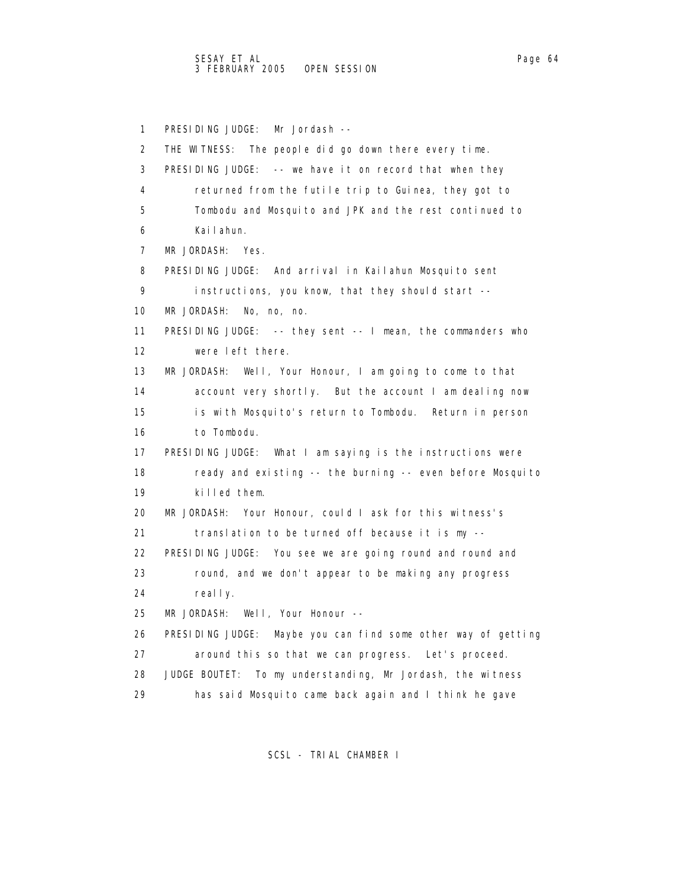1 PRESIDING JUDGE: Mr Jordash --

2 THE WITNESS: The people did go down there every time.

3 PRESIDING JUDGE: -- we have it on record that when they

4 returned from the futile trip to Guinea, they got to

5 Tombodu and Mosquito and JPK and the rest continued to

6 Kailahun.

7 MR JORDASH: Yes.

8 PRESIDING JUDGE: And arrival in Kailahun Mosquito sent

9 instructions, you know, that they should start --

10 MR JORDASH: No, no, no.

11 PRESIDING JUDGE: -- they sent -- I mean, the commanders who

12 were left there.

13 MR JORDASH: Well, Your Honour, I am going to come to that

14 account very shortly. But the account I am dealing now

15 is with Mosquito's return to Tombodu. Return in person

16 to Tombodu.

17 PRESIDING JUDGE: What I am saying is the instructions were

18 ready and existing -- the burning -- even before Mosquito

19 killed them.

20 MR JORDASH: Your Honour, could I ask for this witness's

21 translation to be turned off because it is my --

22 PRESIDING JUDGE: You see we are going round and round and

23 round, and we don't appear to be making any progress

24 really.

25 MR JORDASH: Well, Your Honour --

26 PRESIDING JUDGE: Maybe you can find some other way of getting

27 around this so that we can progress. Let's proceed.

28 JUDGE BOUTET: To my understanding, Mr Jordash, the witness

29 has said Mosquito came back again and I think he gave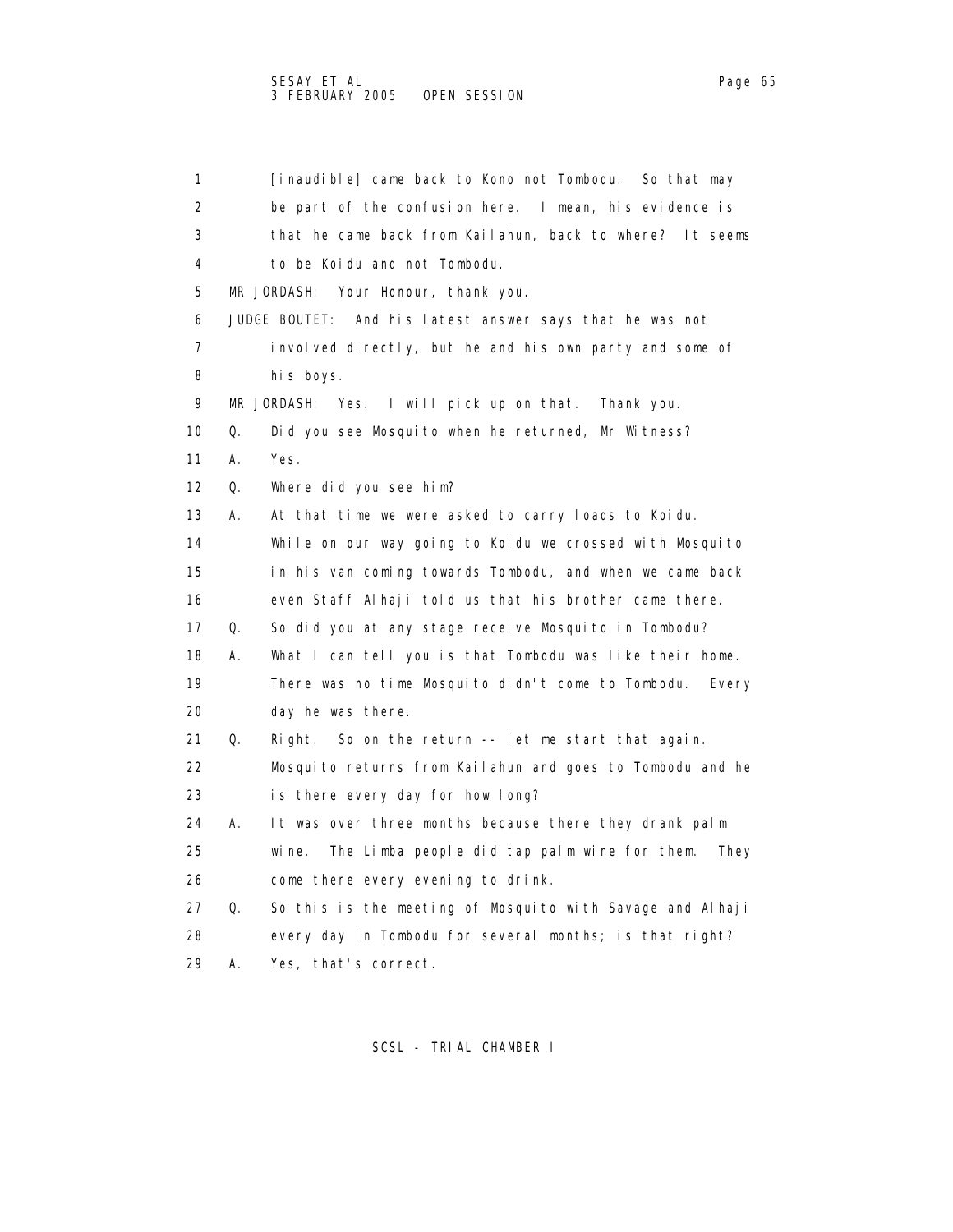[inaudible] came back to Kono not Tombodu. So that may be part of the confusion here. I mean, his evidence is that he came back from Kailahun, back to where? It seems to be Koidu and not Tombodu.

MR JORDASH: Your Honour, thank you.

JUDGE BOUTET: And his latest answer says that he was not involved directly, but he and his own party and some of his boys.

MR JORDASH: Yes. I will pick up on that. Thank you.

Q. Did you see Mosquito when he returned, Mr Witness?

A. Yes.

Q. Where did you see him?

A. At that time we were asked to carry loads to Koidu. While on our way going to Koidu we crossed with Mosquito in his van coming towards Tombodu, and when we came back even Staff Alhaji told us that his brother came there.

Q. So did you at any stage receive Mosquito in Tombodu?

A. What I can tell you is that Tombodu was like their home. There was no time Mosquito didn't come to Tombodu. Every day he was there.

Q. Right. So on the return -- let me start that again. Mosquito returns from Kailahun and goes to Tombodu and he is there every day for how long?

A. It was over three months because there they drank palm wine. The Limba people did tap palm wine for them. They come there every evening to drink.

Q. So this is the meeting of Mosquito with Savage and Alhaji every day in Tombodu for several months; is that right?

A. Yes, that's correct.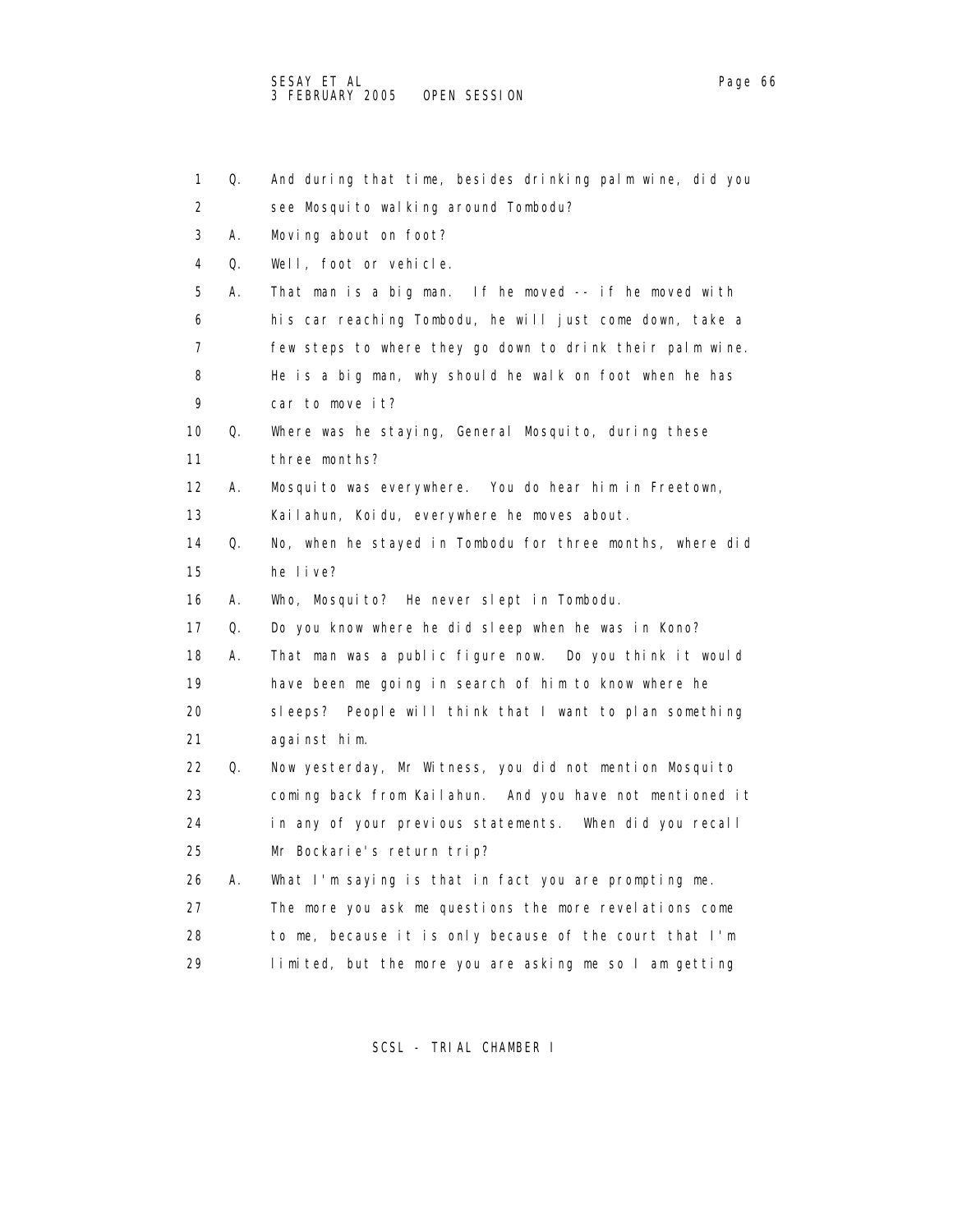1 Q. And during that time, besides drinking palm wine, did you
2 see Mosquito walking around Tombodu?
3 A. Moving about on foot?
4 Q. Well, foot or vehicle.
5 A. That man is a big man. If he moved -- if he moved with
6 his car reaching Tombodu, he will just come down, take a
7 few steps to where they go down to drink their palm wine.
8 He is a big man, why should he walk on foot when he has
9 car to move it?
10 Q. Where was he staying, General Mosquito, during these
11 three months?
12 A. Mosquito was everywhere. You do hear him in Freetown,
13 Kailahun, Koidu, everywhere he moves about.
14 Q. No, when he stayed in Tombodu for three months, where did
15 he live?
16 A. Who, Mosquito? He never slept in Tombodu.
17 Q. Do you know where he did sleep when he was in Kono?
18 A. That man was a public figure now. Do you think it would
19 have been me going in search of him to know where he
20 sleeps? People will think that I want to plan something
21 against him.
22 Q. Now yesterday, Mr Witness, you did not mention Mosquito
23 coming back from Kailahun. And you have not mentioned it
24 in any of your previous statements. When did you recall
25 Mr Bockarie's return trip?
26 A. What I'm saying is that in fact you are prompting me.
27 The more you ask me questions the more revelations come
28 to me, because it is only because of the court that I'm
29 limited, but the more you are asking me so I am getting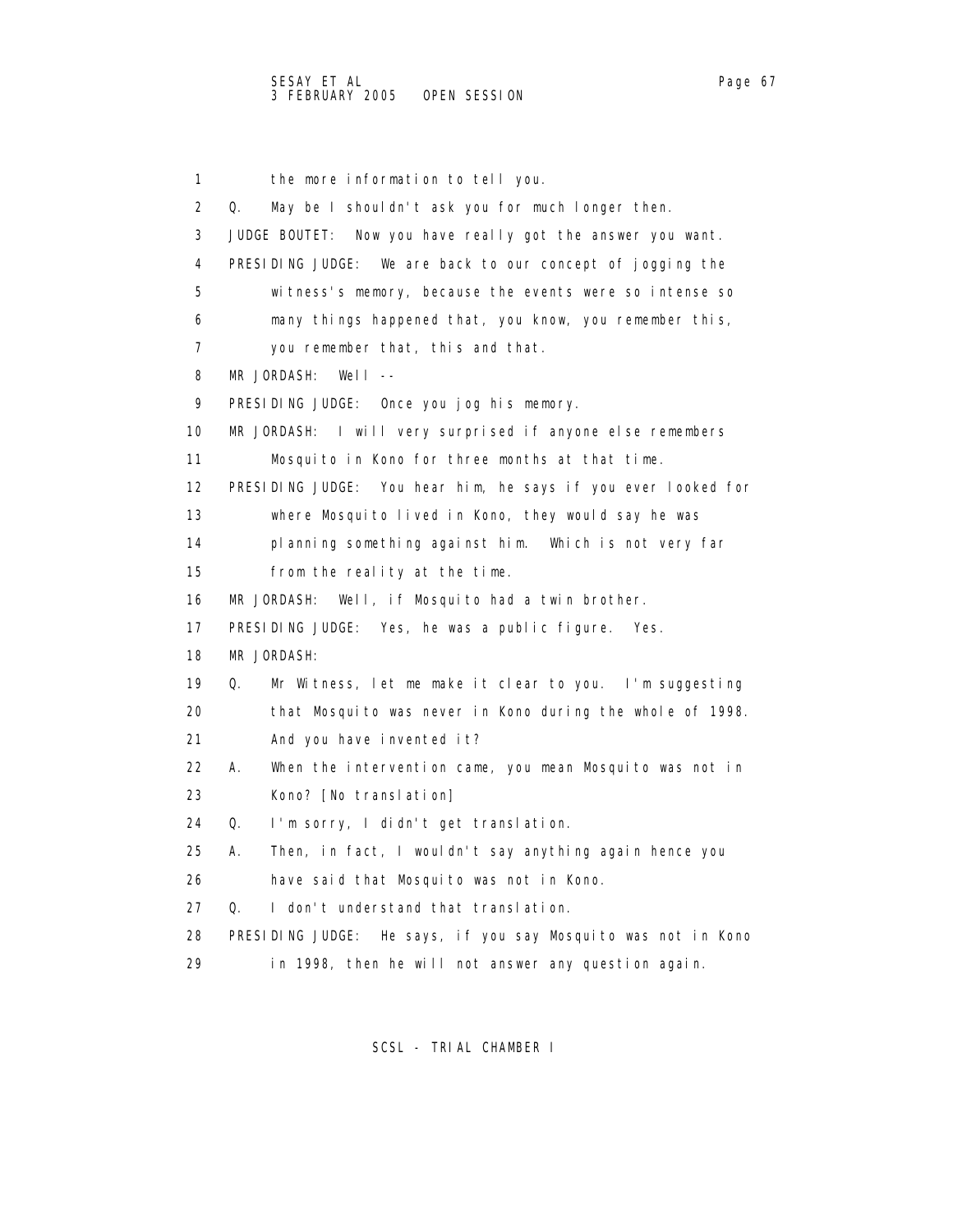1 the more information to tell you.

2 Q. May be I shouldn't ask you for much longer then.

3 JUDGE BOUTET: Now you have really got the answer you want.

4 PRESIDING JUDGE: We are back to our concept of jogging the

5 witness's memory, because the events were so intense so

6 many things happened that, you know, you remember this,

7 you remember that, this and that.

8 MR JORDASH: Well --

9 PRESIDING JUDGE: Once you jog his memory.

10 MR JORDASH: I will very surprised if anyone else remembers

11 Mosquito in Kono for three months at that time.

12 PRESIDING JUDGE: You hear him, he says if you ever looked for

13 where Mosquito lived in Kono, they would say he was

14 planning something against him. Which is not very far

15 from the reality at the time.

16 MR JORDASH: Well, if Mosquito had a twin brother.

17 PRESIDING JUDGE: Yes, he was a public figure. Yes.

18 MR JORDASH:

19 Q. Mr Witness, let me make it clear to you. I'm suggesting

20 that Mosquito was never in Kono during the whole of 1998.

21 And you have invented it?

22 A. When the intervention came, you mean Mosquito was not in

23 Kono? [No translation]

24 Q. I'm sorry, I didn't get translation.

25 A. Then, in fact, I wouldn't say anything again hence you

26 have said that Mosquito was not in Kono.

27 Q. I don't understand that translation.

28 PRESIDING JUDGE: He says, if you say Mosquito was not in Kono

29 in 1998, then he will not answer any question again.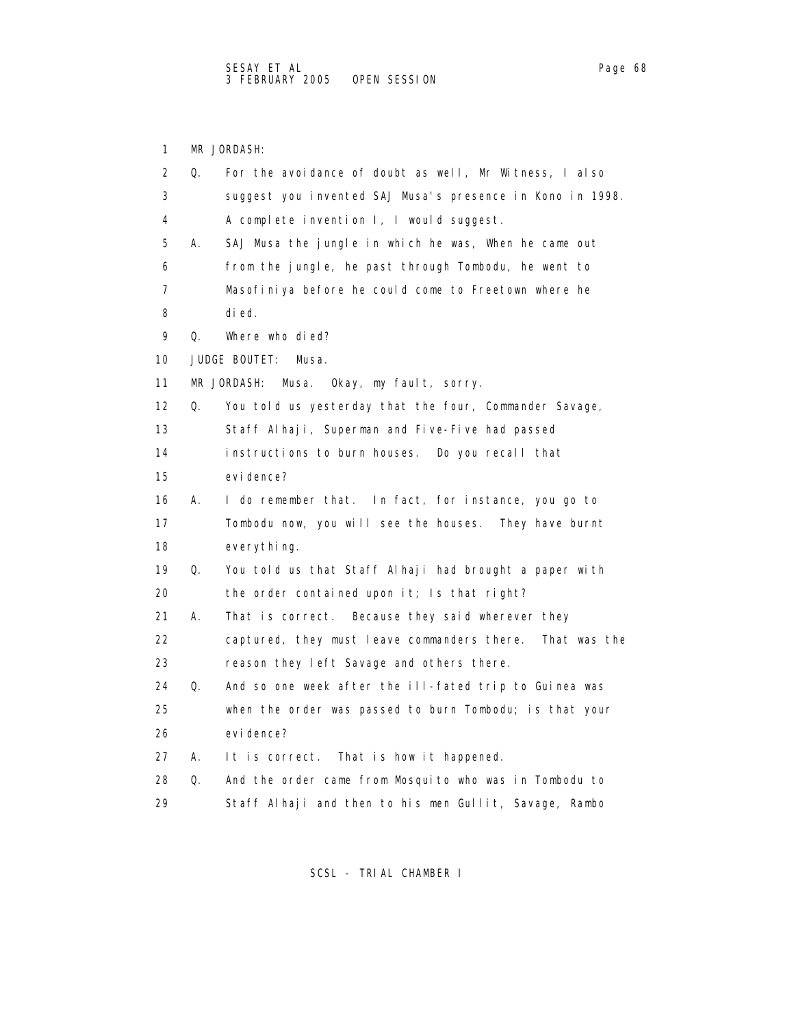1 MR JORDASH:

2 Q. For the avoidance of doubt as well, Mr Witness, I also

3 suggest you invented SAJ Musa's presence in Kono in 1998.

4 A complete invention I, I would suggest.

5 A. SAJ Musa the jungle in which he was, When he came out

6 from the jungle, he past through Tombodu, he went to

7 Masofiniya before he could come to Freetown where he

8 died.

9 Q. Where who died?

10 JUDGE BOUTET: Musa.

11 MR JORDASH: Musa. Okay, my fault, sorry.

12 Q. You told us yesterday that the four, Commander Savage,

13 Staff Alhaji, Superman and Five-Five had passed

14 instructions to burn houses. Do you recall that

15 evidence?

16 A. I do remember that. In fact, for instance, you go to

17 Tombodu now, you will see the houses. They have burnt

18 everything.

19 Q. You told us that Staff Alhaji had brought a paper with

20 the order contained upon it; Is that right?

21 A. That is correct. Because they said wherever they

22 captured, they must leave commanders there. That was the

23 reason they left Savage and others there.

24 Q. And so one week after the ill-fated trip to Guinea was

25 when the order was passed to burn Tombodu; is that your

26 evidence?

27 A. It is correct. That is how it happened.

28 Q. And the order came from Mosquito who was in Tombodu to

29 Staff Alhaji and then to his men Gullit, Savage, Rambo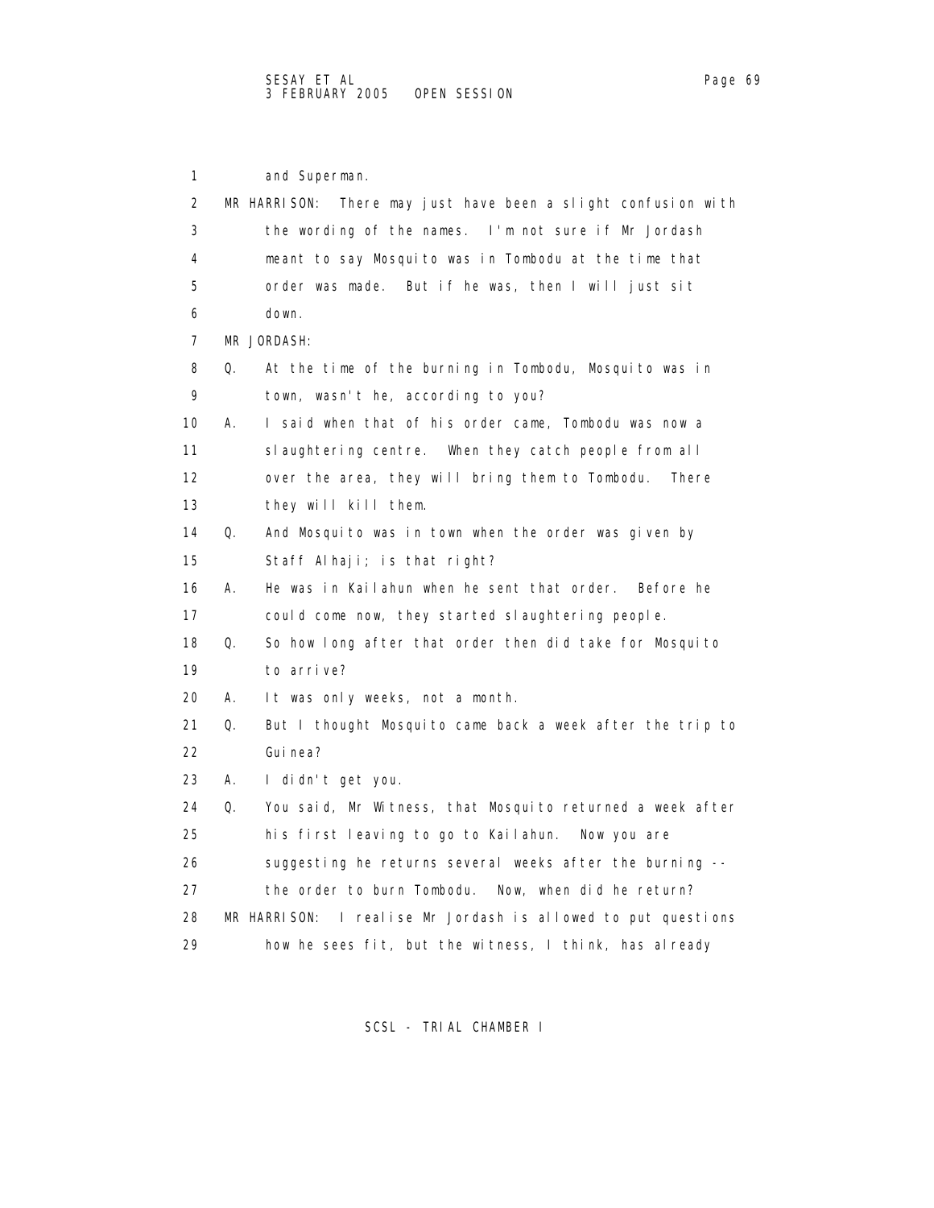1 and Superman.

2 MR HARRISON: There may just have been a slight confusion with

3 the wording of the names. I'm not sure if Mr Jordash

4 meant to say Mosquito was in Tombodu at the time that

5 order was made. But if he was, then I will just sit

6 down.

7 MR JORDASH:

8 Q. At the time of the burning in Tombodu, Mosquito was in

9 town, wasn't he, according to you?

10 A. I said when that of his order came, Tombodu was now a

11 slaughtering centre. When they catch people from all

12 over the area, they will bring them to Tombodu. There

13 they will kill them.

14 Q. And Mosquito was in town when the order was given by

15 Staff Alhaji; is that right?

16 A. He was in Kailahun when he sent that order. Before he

17 could come now, they started slaughtering people.

18 Q. So how long after that order then did take for Mosquito

19 to arrive?

20 A. It was only weeks, not a month.

21 Q. But I thought Mosquito came back a week after the trip to

22 Guinea?

23 A. I didn't get you.

24 Q. You said, Mr Witness, that Mosquito returned a week after

25 his first leaving to go to Kailahun. Now you are

26 suggesting he returns several weeks after the burning --

27 the order to burn Tombodu. Now, when did he return?

28 MR HARRISON: I realise Mr Jordash is allowed to put questions

29 how he sees fit, but the witness, I think, has already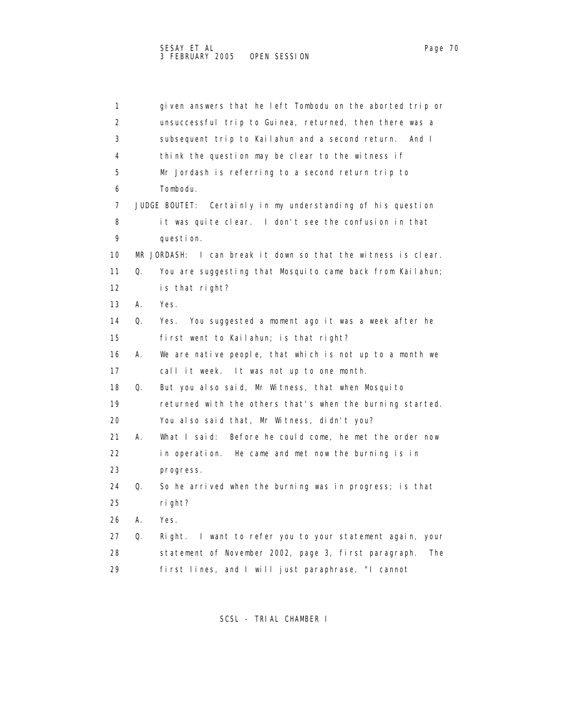1 given answers that he left Tombodu on the aborted trip or
2 unsuccessful trip to Guinea, returned, then there was a
3 subsequent trip to Kailahun and a second return. And I
4 think the question may be clear to the witness if
5 Mr Jordash is referring to a second return trip to
6 Tombodu.

7 JUDGE BOUTET: Certainly in my understanding of his question
8 it was quite clear. I don't see the confusion in that
9 question.

10 MR JORDASH: I can break it down so that the witness is clear.

11 Q. You are suggesting that Mosquito came back from Kailahun;
12 is that right?

13 A. Yes.

14 Q. Yes. You suggested a moment ago it was a week after he
15 first went to Kailahun; is that right?

16 A. We are native people, that which is not up to a month we
17 call it week. It was not up to one month.

18 Q. But you also said, Mr Witness, that when Mosquito
19 returned with the others that's when the burning started.
20 You also said that, Mr Witness, didn't you?

21 A. What I said: Before he could come, he met the order now
22 in operation. He came and met now the burning is in
23 progress.

24 Q. So he arrived when the burning was in progress; is that
25 right?

26 A. Yes.

27 Q. Right. I want to refer you to your statement again, your
28 statement of November 2002, page 3, first paragraph. The
29 first lines, and I will just paraphrase, "I cannot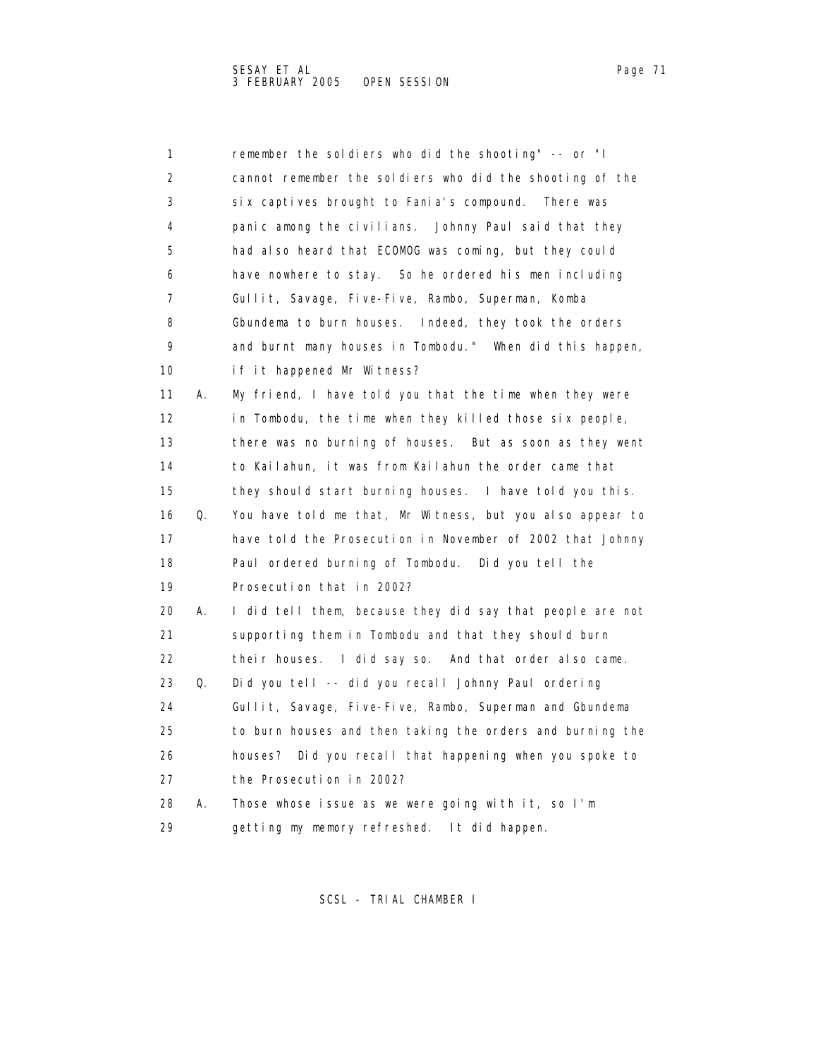remember the soldiers who did the shooting" -- or "I cannot remember the soldiers who did the shooting of the six captives brought to Fania's compound. There was panic among the civilians. Johnny Paul said that they had also heard that ECOMOG was coming, but they could have nowhere to stay. So he ordered his men including Gullit, Savage, Five-Five, Rambo, Superman, Komba Gbundema to burn houses. Indeed, they took the orders and burnt many houses in Tombodu." When did this happen, if it happened Mr Witness?

A. My friend, I have told you that the time when they were in Tombodu, the time when they killed those six people, there was no burning of houses. But as soon as they went to Kailahun, it was from Kailahun the order came that they should start burning houses. I have told you this.

Q. You have told me that, Mr Witness, but you also appear to have told the Prosecution in November of 2002 that Johnny Paul ordered burning of Tombodu. Did you tell the Prosecution that in 2002?

A. I did tell them, because they did say that people are not supporting them in Tombodu and that they should burn their houses. I did say so. And that order also came.

Q. Did you tell -- did you recall Johnny Paul ordering Gullit, Savage, Five-Five, Rambo, Superman and Gbundema to burn houses and then taking the orders and burning the houses? Did you recall that happening when you spoke to the Prosecution in 2002?

A. Those whose issue as we were going with it, so I'm getting my memory refreshed. It did happen.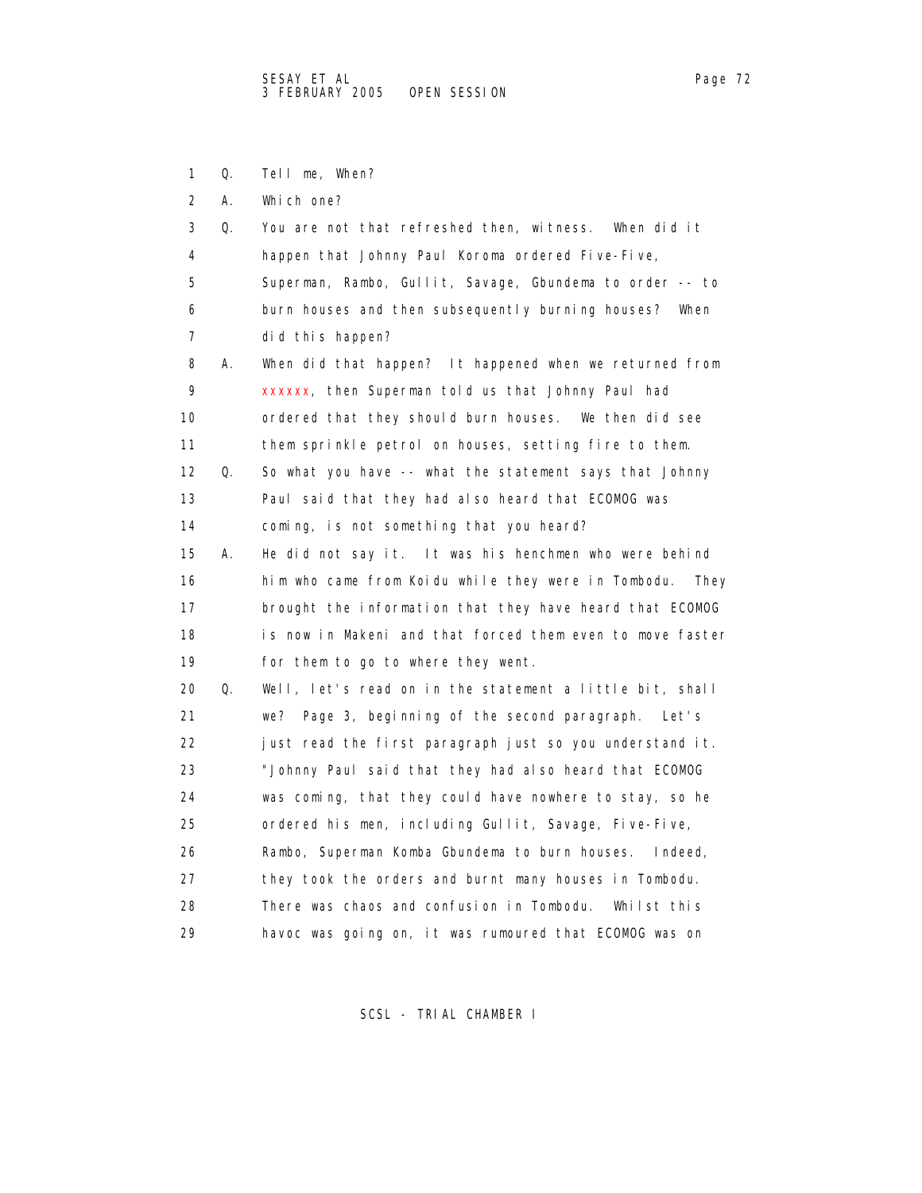1 Q. Tell me, When?

2 A. Which one?

3 Q. You are not that refreshed then, witness. When did it
4 happen that Johnny Paul Koroma ordered Five-Five,
5 Superman, Rambo, Gullit, Savage, Gbundema to order -- to
6 burn houses and then subsequently burning houses? When
7 did this happen?

8 A. When did that happen? It happened when we returned from
9 xxxxxx, then Superman told us that Johnny Paul had
10 ordered that they should burn houses. We then did see
11 them sprinkle petrol on houses, setting fire to them.

12 Q. So what you have -- what the statement says that Johnny
13 Paul said that they had also heard that ECOMOG was
14 coming, is not something that you heard?

15 A. He did not say it. It was his henchmen who were behind
16 him who came from Koidu while they were in Tombodu. They
17 brought the information that they have heard that ECOMOG
18 is now in Makeni and that forced them even to move faster
19 for them to go to where they went.

20 Q. Well, let's read on in the statement a little bit, shall
21 we? Page 3, beginning of the second paragraph. Let's
22 just read the first paragraph just so you understand it.
23 "Johnny Paul said that they had also heard that ECOMOG
24 was coming, that they could have nowhere to stay, so he
25 ordered his men, including Gullit, Savage, Five-Five,
26 Rambo, Superman Komba Gbundema to burn houses. Indeed,
27 they took the orders and burnt many houses in Tombodu.
28 There was chaos and confusion in Tombodu. Whilst this
29 havoc was going on, it was rumoured that ECOMOG was on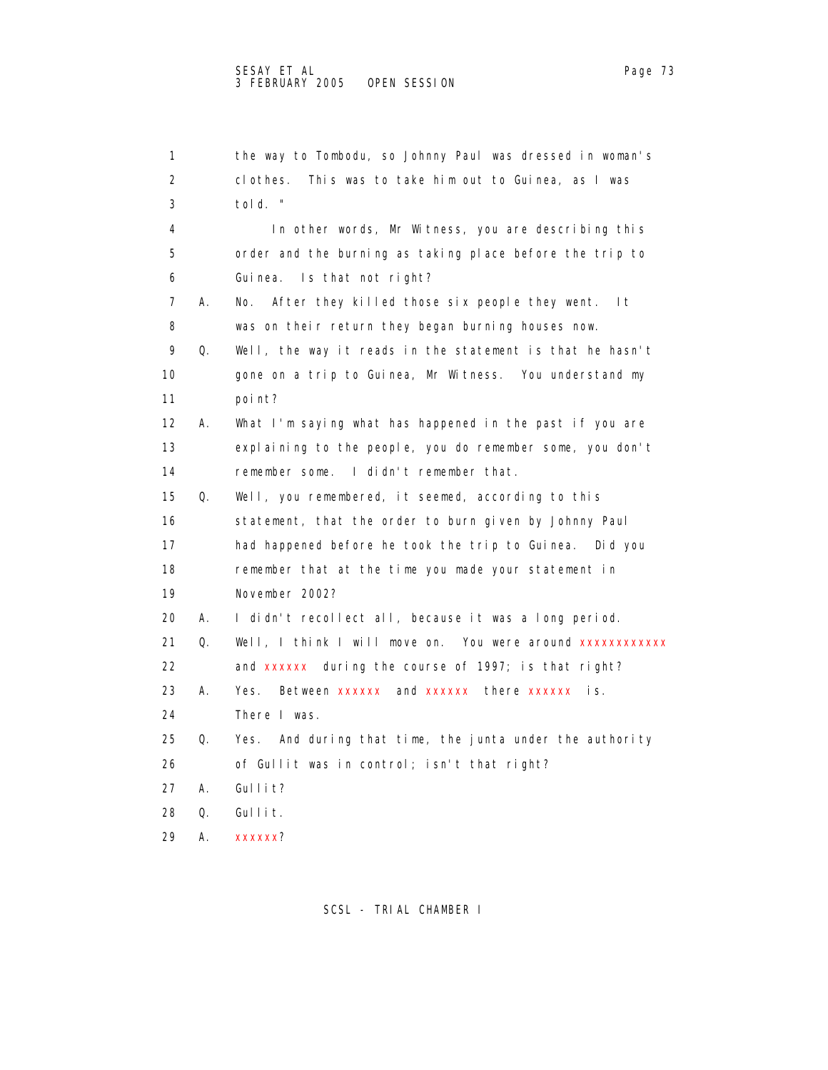1 the way to Tombodu, so Johnny Paul was dressed in woman's
2 clothes. This was to take him out to Guinea, as I was
3 told. "
4 In other words, Mr Witness, you are describing this
5 order and the burning as taking place before the trip to
6 Guinea. Is that not right?
7 A. No. After they killed those six people they went. It
8 was on their return they began burning houses now.
9 Q. Well, the way it reads in the statement is that he hasn't
10 gone on a trip to Guinea, Mr Witness. You understand my
11 point?
12 A. What I'm saying what has happened in the past if you are
13 explaining to the people, you do remember some, you don't
14 remember some. I didn't remember that.
15 Q. Well, you remembered, it seemed, according to this
16 statement, that the order to burn given by Johnny Paul
17 had happened before he took the trip to Guinea. Did you
18 remember that at the time you made your statement in
19 November 2002?
20 A. I didn't recollect all, because it was a long period.
21 Q. Well, I think I will move on. You were around xxxxxxxxxxxx
22 and xxxxxx during the course of 1997; is that right?
23 A. Yes. Between xxxxxx and xxxxxx there xxxxxx is.
24 There I was.
25 Q. Yes. And during that time, the junta under the authority
26 of Gullit was in control; isn't that right?
27 A. Gullit?
28 Q. Gullit.
29 A. xxxxxx?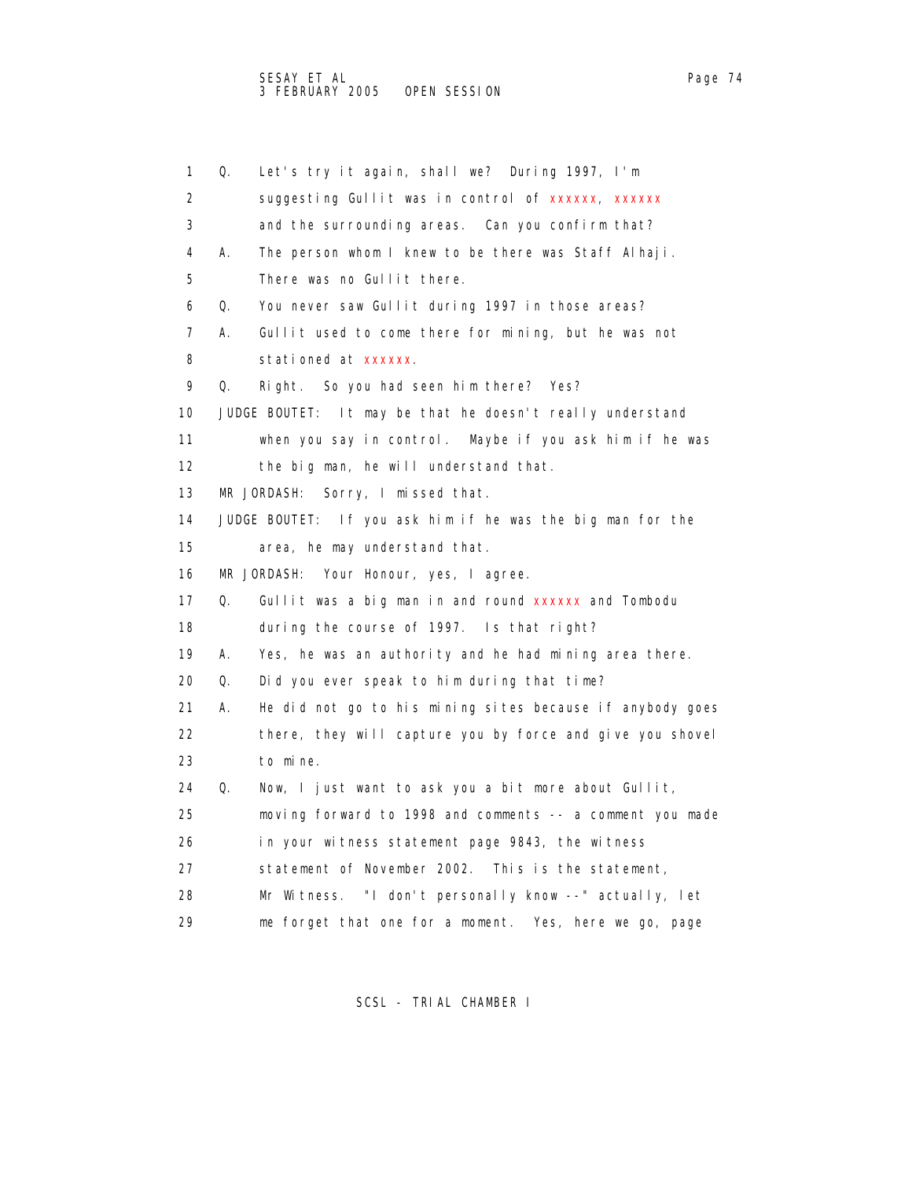1 Q. Let's try it again, shall we? During 1997, I'm
2 suggesting Gullit was in control of xxxxxx, xxxxxx
3 and the surrounding areas. Can you confirm that?
4 A. The person whom I knew to be there was Staff Alhaji.
5 There was no Gullit there.
6 Q. You never saw Gullit during 1997 in those areas?
7 A. Gullit used to come there for mining, but he was not
8 stationed at xxxxxx.
9 Q. Right. So you had seen him there? Yes?
10 JUDGE BOUTET: It may be that he doesn't really understand
11 when you say in control. Maybe if you ask him if he was
12 the big man, he will understand that.
13 MR JORDASH: Sorry, I missed that.
14 JUDGE BOUTET: If you ask him if he was the big man for the
15 area, he may understand that.
16 MR JORDASH: Your Honour, yes, I agree.
17 Q. Gullit was a big man in and round xxxxxx and Tombodu
18 during the course of 1997. Is that right?
19 A. Yes, he was an authority and he had mining area there.
20 Q. Did you ever speak to him during that time?
21 A. He did not go to his mining sites because if anybody goes
22 there, they will capture you by force and give you shovel
23 to mine.
24 Q. Now, I just want to ask you a bit more about Gullit,
25 moving forward to 1998 and comments -- a comment you made
26 in your witness statement page 9843, the witness
27 statement of November 2002. This is the statement,
28 Mr Witness. "I don't personally know --" actually, let
29 me forget that one for a moment. Yes, here we go, page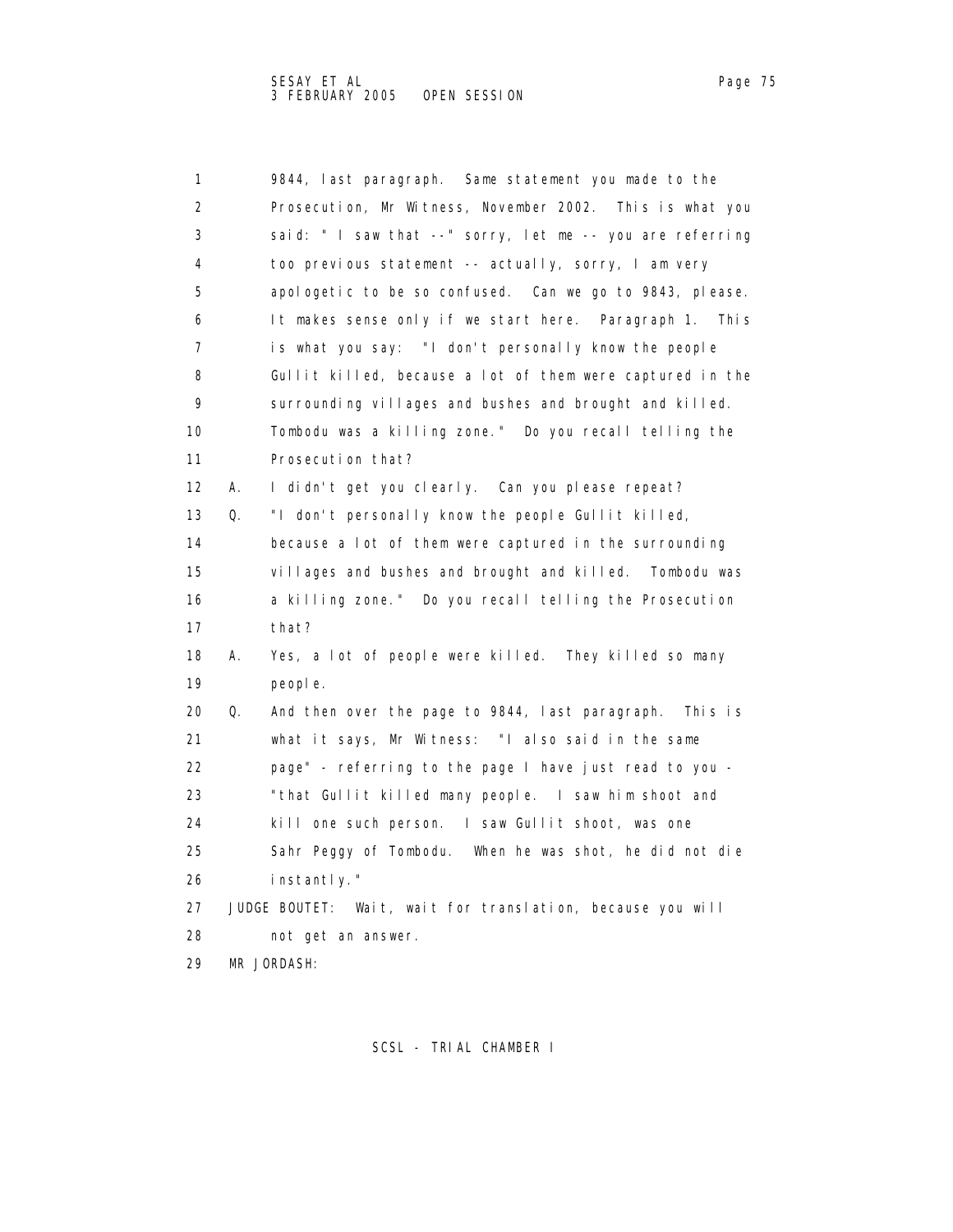9844, last paragraph. Same statement you made to the Prosecution, Mr Witness, November 2002. This is what you said: " I saw that --" sorry, let me -- you are referring too previous statement -- actually, sorry, I am very apologetic to be so confused. Can we go to 9843, please. It makes sense only if we start here. Paragraph 1. This is what you say: "I don't personally know the people Gullit killed, because a lot of them were captured in the surrounding villages and bushes and brought and killed. Tombodu was a killing zone." Do you recall telling the Prosecution that?

A. I didn't get you clearly. Can you please repeat?

Q. "I don't personally know the people Gullit killed, because a lot of them were captured in the surrounding villages and bushes and brought and killed. Tombodu was a killing zone." Do you recall telling the Prosecution that?

A. Yes, a lot of people were killed. They killed so many people.

Q. And then over the page to 9844, last paragraph. This is what it says, Mr Witness: "I also said in the same page" - referring to the page I have just read to you - "that Gullit killed many people. I saw him shoot and kill one such person. I saw Gullit shoot, was one Sahr Peggy of Tombodu. When he was shot, he did not die instantly."

JUDGE BOUTET: Wait, wait for translation, because you will not get an answer.

MR JORDASH: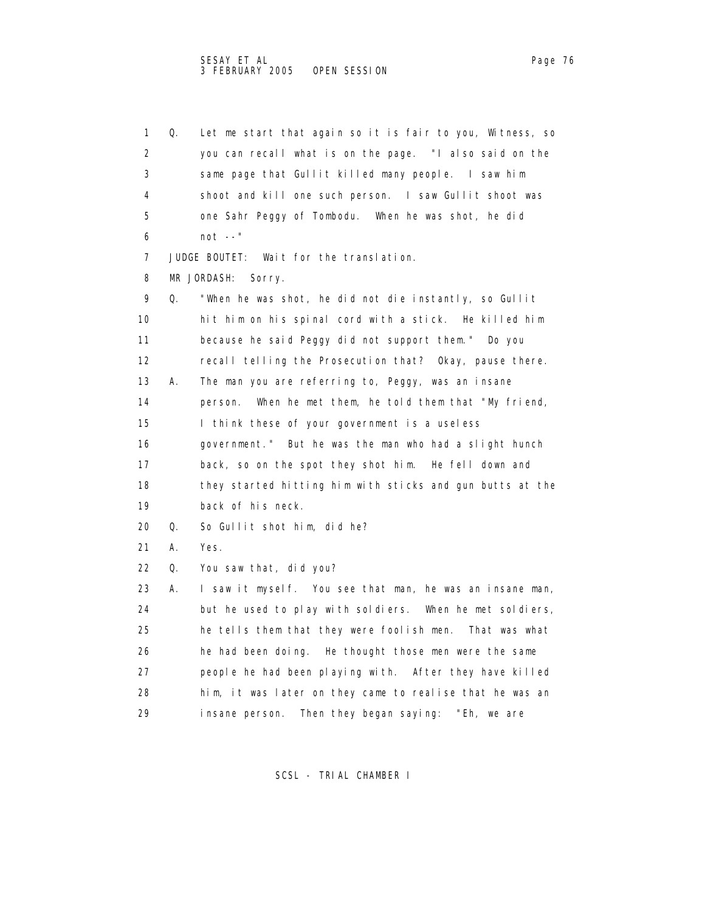1 Q. Let me start that again so it is fair to you, Witness, so
2 you can recall what is on the page. "I also said on the
3 same page that Gullit killed many people. I saw him
4 shoot and kill one such person. I saw Gullit shoot was
5 one Sahr Peggy of Tombodu. When he was shot, he did
6 not --"
7 JUDGE BOUTET: Wait for the translation.
8 MR JORDASH: Sorry.
9 Q. "When he was shot, he did not die instantly, so Gullit
10 hit him on his spinal cord with a stick. He killed him
11 because he said Peggy did not support them." Do you
12 recall telling the Prosecution that? Okay, pause there.
13 A. The man you are referring to, Peggy, was an insane
14 person. When he met them, he told them that "My friend,
15 I think these of your government is a useless
16 government." But he was the man who had a slight hunch
17 back, so on the spot they shot him. He fell down and
18 they started hitting him with sticks and gun butts at the
19 back of his neck.
20 Q. So Gullit shot him, did he?
21 A. Yes.
22 Q. You saw that, did you?
23 A. I saw it myself. You see that man, he was an insane man,
24 but he used to play with soldiers. When he met soldiers,
25 he tells them that they were foolish men. That was what
26 he had been doing. He thought those men were the same
27 people he had been playing with. After they have killed
28 him, it was later on they came to realise that he was an
29 insane person. Then they began saying: "Eh, we are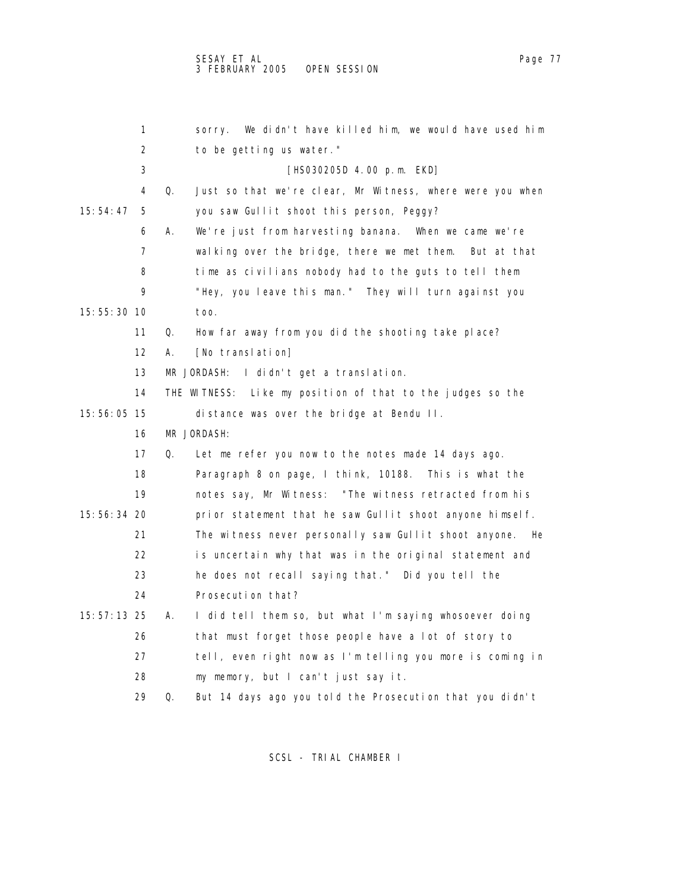1 sorry. We didn't have killed him, we would have used him

2 to be getting us water."

3 [HS030205D 4.00 p.m. EKD]

4 Q. Just so that we're clear, Mr Witness, where were you when

15:54:47 5 you saw Gullit shoot this person, Peggy?

6 A. We're just from harvesting banana. When we came we're

7 walking over the bridge, there we met them. But at that

8 time as civilians nobody had to the guts to tell them

9 "Hey, you leave this man." They will turn against you

15:55:30 10 too.

11 Q. How far away from you did the shooting take place?

12 A. [No translation]

13 MR JORDASH: I didn't get a translation.

14 THE WITNESS: Like my position of that to the judges so the

15:56:05 15 distance was over the bridge at Bendu II.

16 MR JORDASH:

17 Q. Let me refer you now to the notes made 14 days ago.

18 Paragraph 8 on page, I think, 10188. This is what the

19 notes say, Mr Witness: "The witness retracted from his

15:56:34 20 prior statement that he saw Gullit shoot anyone himself.

21 The witness never personally saw Gullit shoot anyone. He

22 is uncertain why that was in the original statement and

23 he does not recall saying that." Did you tell the

24 Prosecution that?

15:57:13 25 A. I did tell them so, but what I'm saying whosoever doing

26 that must forget those people have a lot of story to

27 tell, even right now as I'm telling you more is coming in

28 my memory, but I can't just say it.

29 Q. But 14 days ago you told the Prosecution that you didn't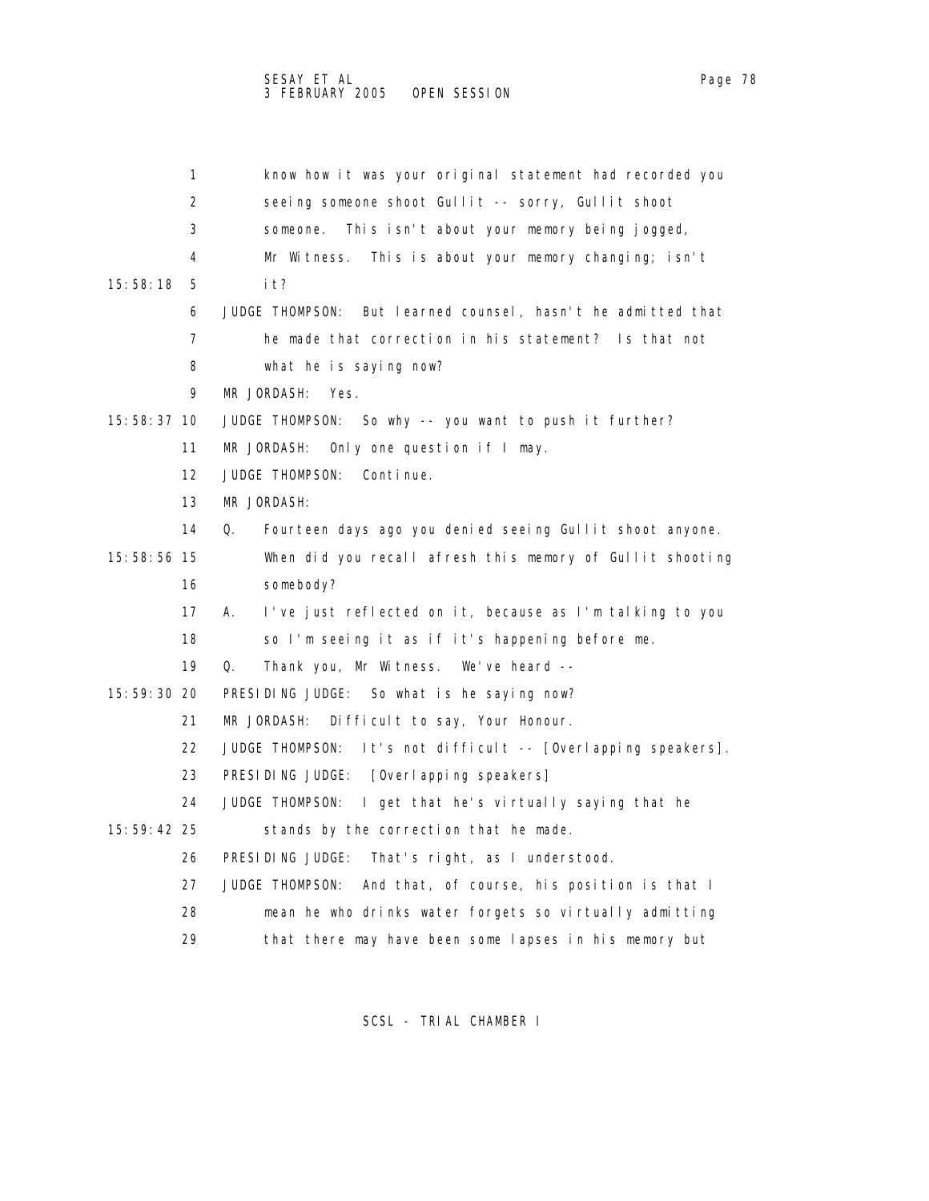know how it was your original statement had recorded you seeing someone shoot Gullit -- sorry, Gullit shoot someone. This isn't about your memory being jogged, Mr Witness. This is about your memory changing; isn't it?

JUDGE THOMPSON: But learned counsel, hasn't he admitted that he made that correction in his statement? Is that not what he is saying now?

MR JORDASH: Yes.

JUDGE THOMPSON: So why -- you want to push it further?

MR JORDASH: Only one question if I may.

JUDGE THOMPSON: Continue.

MR JORDASH:

Q. Fourteen days ago you denied seeing Gullit shoot anyone. When did you recall afresh this memory of Gullit shooting somebody?

A. I've just reflected on it, because as I'm talking to you so I'm seeing it as if it's happening before me.

Q. Thank you, Mr Witness. We've heard --

PRESIDING JUDGE: So what is he saying now?

MR JORDASH: Difficult to say, Your Honour.

JUDGE THOMPSON: It's not difficult -- [Overlapping speakers].

PRESIDING JUDGE: [Overlapping speakers]

JUDGE THOMPSON: I get that he's virtually saying that he stands by the correction that he made.

PRESIDING JUDGE: That's right, as I understood.

JUDGE THOMPSON: And that, of course, his position is that I mean he who drinks water forgets so virtually admitting that there may have been some lapses in his memory but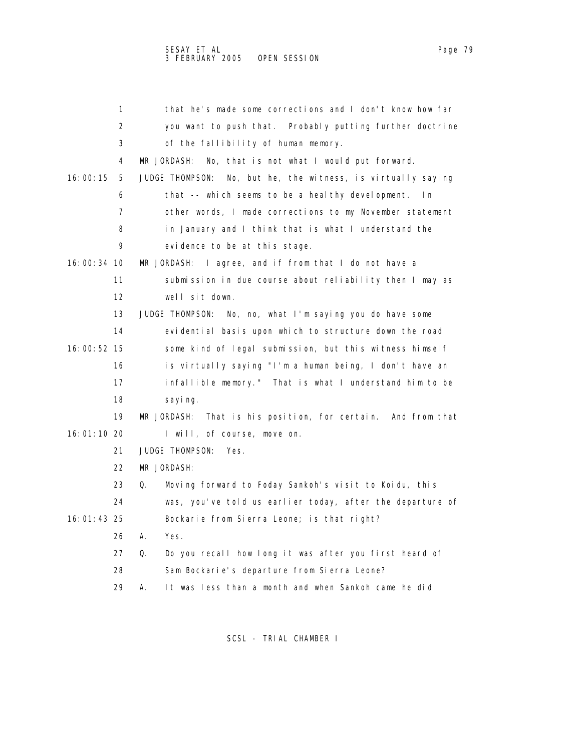1 that he's made some corrections and I don't know how far
2 you want to push that. Probably putting further doctrine
3 of the fallibility of human memory.
4 MR JORDASH: No, that is not what I would put forward.
16:00:15 5 JUDGE THOMPSON: No, but he, the witness, is virtually saying
6 that -- which seems to be a healthy development. In
7 other words, I made corrections to my November statement
8 in January and I think that is what I understand the
9 evidence to be at this stage.
16:00:34 10 MR JORDASH: I agree, and if from that I do not have a
11 submission in due course about reliability then I may as
12 well sit down.
13 JUDGE THOMPSON: No, no, what I'm saying you do have some
14 evidential basis upon which to structure down the road
16:00:52 15 some kind of legal submission, but this witness himself
16 is virtually saying "I'm a human being, I don't have an
17 infallible memory." That is what I understand him to be
18 saying.
19 MR JORDASH: That is his position, for certain. And from that
16:01:10 20 I will, of course, move on.
21 JUDGE THOMPSON: Yes.
22 MR JORDASH:
23 Q. Moving forward to Foday Sankoh's visit to Koidu, this
24 was, you've told us earlier today, after the departure of
16:01:43 25 Bockarie from Sierra Leone; is that right?
26 A. Yes.
27 Q. Do you recall how long it was after you first heard of
28 Sam Bockarie's departure from Sierra Leone?
29 A. It was less than a month and when Sankoh came he did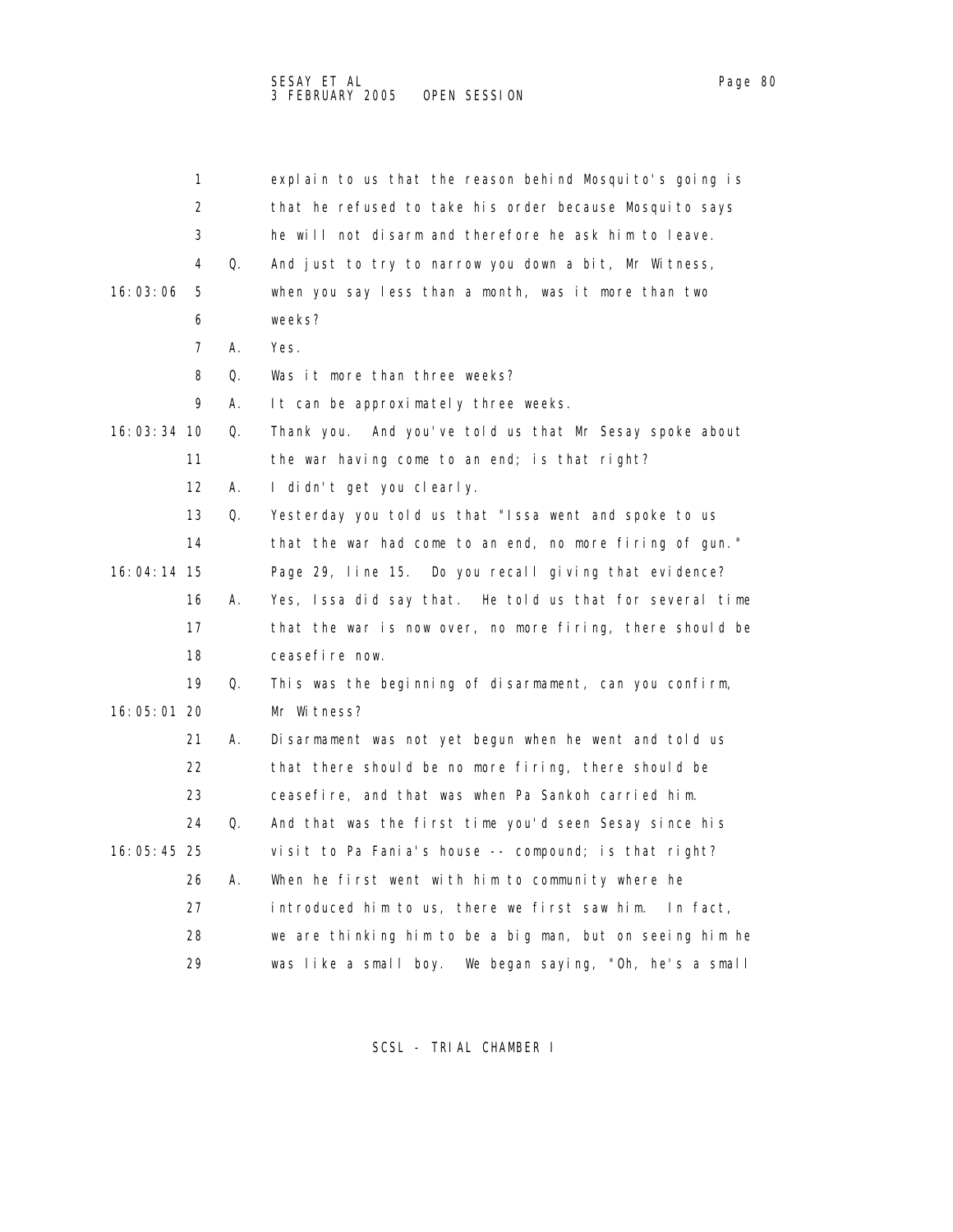1 explain to us that the reason behind Mosquito's going is
2 that he refused to take his order because Mosquito says
3 he will not disarm and therefore he ask him to leave.
4 Q. And just to try to narrow you down a bit, Mr Witness,
16:03:06 5 when you say less than a month, was it more than two
6 weeks?
7 A. Yes.
8 Q. Was it more than three weeks?
9 A. It can be approximately three weeks.
16:03:34 10 Q. Thank you. And you've told us that Mr Sesay spoke about
11 the war having come to an end; is that right?
12 A. I didn't get you clearly.
13 Q. Yesterday you told us that "Issa went and spoke to us
14 that the war had come to an end, no more firing of gun."
16:04:14 15 Page 29, line 15. Do you recall giving that evidence?
16 A. Yes, Issa did say that. He told us that for several time
17 that the war is now over, no more firing, there should be
18 ceasefire now.
19 Q. This was the beginning of disarmament, can you confirm,
16:05:01 20 Mr Witness?
21 A. Disarmament was not yet begun when he went and told us
22 that there should be no more firing, there should be
23 ceasefire, and that was when Pa Sankoh carried him.
24 Q. And that was the first time you'd seen Sesay since his
16:05:45 25 visit to Pa Fania's house -- compound; is that right?
26 A. When he first went with him to community where he
27 introduced him to us, there we first saw him. In fact,
28 we are thinking him to be a big man, but on seeing him he
29 was like a small boy. We began saying, "Oh, he's a small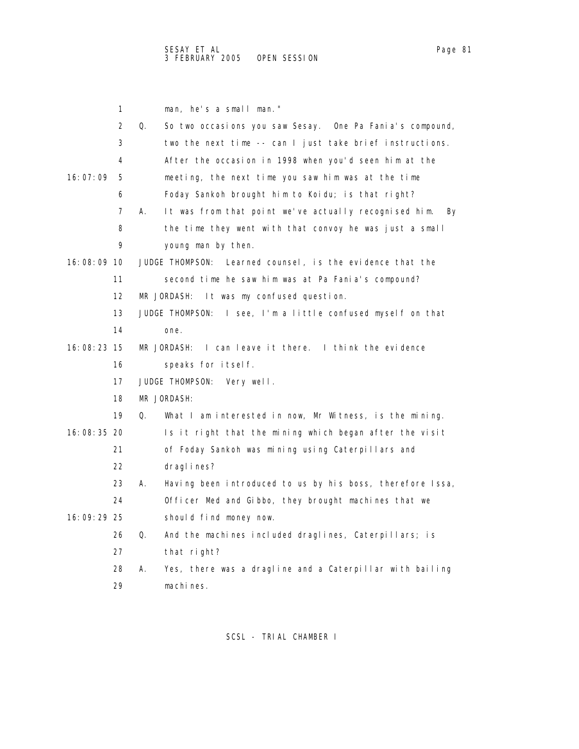man, he's a small man."

Q. So two occasions you saw Sesay. One Pa Fania's compound, two the next time -- can I just take brief instructions. After the occasion in 1998 when you'd seen him at the meeting, the next time you saw him was at the time Foday Sankoh brought him to Koidu; is that right?

A. It was from that point we've actually recognised him. By the time they went with that convoy he was just a small young man by then.

JUDGE THOMPSON: Learned counsel, is the evidence that the second time he saw him was at Pa Fania's compound?

MR JORDASH: It was my confused question.

JUDGE THOMPSON: I see, I'm a little confused myself on that one.

MR JORDASH: I can leave it there. I think the evidence speaks for itself.

JUDGE THOMPSON: Very well.

MR JORDASH:

Q. What I am interested in now, Mr Witness, is the mining. Is it right that the mining which began after the visit of Foday Sankoh was mining using Caterpillars and draglines?

A. Having been introduced to us by his boss, therefore Issa, Officer Med and Gibbo, they brought machines that we should find money now.

Q. And the machines included draglines, Caterpillars; is that right?

A. Yes, there was a dragline and a Caterpillar with bailing machines.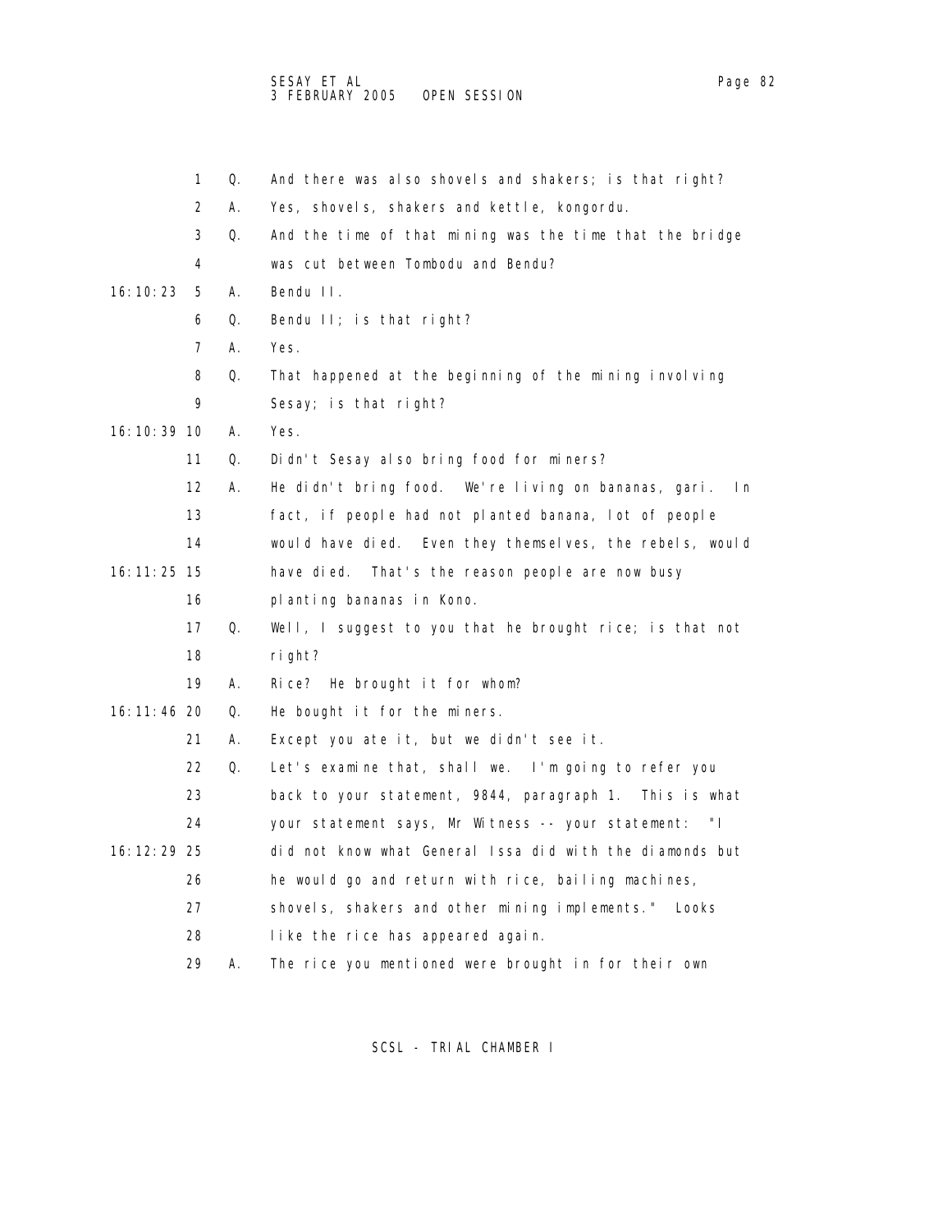1 Q. And there was also shovels and shakers; is that right?

2 A. Yes, shovels, shakers and kettle, kongordu.

3 Q. And the time of that mining was the time that the bridge

4 was cut between Tombodu and Bendu?

16:10:23 5 A. Bendu II.

6 Q. Bendu II; is that right?

7 A. Yes.

8 Q. That happened at the beginning of the mining involving

9 Sesay; is that right?

16:10:39 10 A. Yes.

11 Q. Didn't Sesay also bring food for miners?

12 A. He didn't bring food. We're living on bananas, gari. In

13 fact, if people had not planted banana, lot of people

14 would have died. Even they themselves, the rebels, would

16:11:25 15 have died. That's the reason people are now busy

16 planting bananas in Kono.

17 Q. Well, I suggest to you that he brought rice; is that not

18 right?

19 A. Rice? He brought it for whom?

16:11:46 20 Q. He bought it for the miners.

21 A. Except you ate it, but we didn't see it.

22 Q. Let's examine that, shall we. I'm going to refer you

23 back to your statement, 9844, paragraph 1. This is what

24 your statement says, Mr Witness -- your statement: "I

16:12:29 25 did not know what General Issa did with the diamonds but

26 he would go and return with rice, bailing machines,

27 shovels, shakers and other mining implements." Looks

28 like the rice has appeared again.

29 A. The rice you mentioned were brought in for their own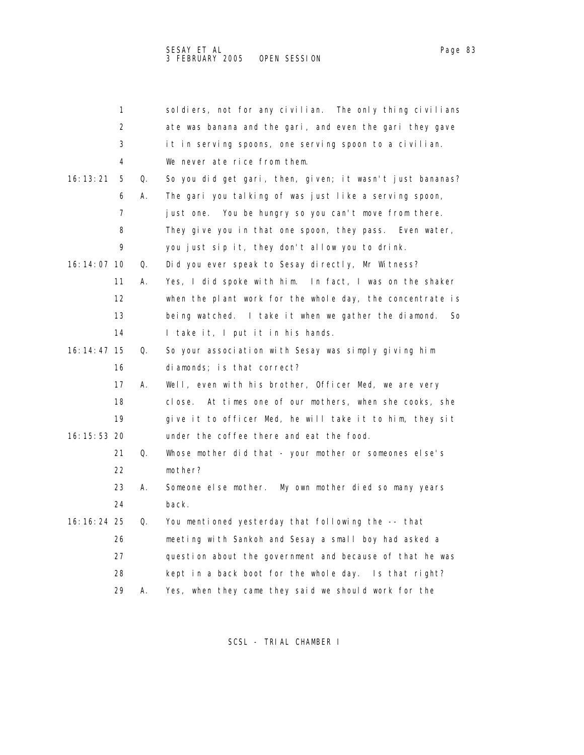1 soldiers, not for any civilian. The only thing civilians
2 ate was banana and the gari, and even the gari they gave
3 it in serving spoons, one serving spoon to a civilian.
4 We never ate rice from them.

16:13:21 5 Q. So you did get gari, then, given; it wasn't just bananas?
6 A. The gari you talking of was just like a serving spoon,
7 just one. You be hungry so you can't move from there.
8 They give you in that one spoon, they pass. Even water,
9 you just sip it, they don't allow you to drink.

16:14:07 10 Q. Did you ever speak to Sesay directly, Mr Witness?
11 A. Yes, I did spoke with him. In fact, I was on the shaker
12 when the plant work for the whole day, the concentrate is
13 being watched. I take it when we gather the diamond. So
14 I take it, I put it in his hands.

16:14:47 15 Q. So your association with Sesay was simply giving him
16 diamonds; is that correct?
17 A. Well, even with his brother, Officer Med, we are very
18 close. At times one of our mothers, when she cooks, she
19 give it to officer Med, he will take it to him, they sit

16:15:53 20 under the coffee there and eat the food.
21 Q. Whose mother did that - your mother or someones else's
22 mother?
23 A. Someone else mother. My own mother died so many years
24 back.

16:16:24 25 Q. You mentioned yesterday that following the -- that
26 meeting with Sankoh and Sesay a small boy had asked a
27 question about the government and because of that he was
28 kept in a back boot for the whole day. Is that right?
29 A. Yes, when they came they said we should work for the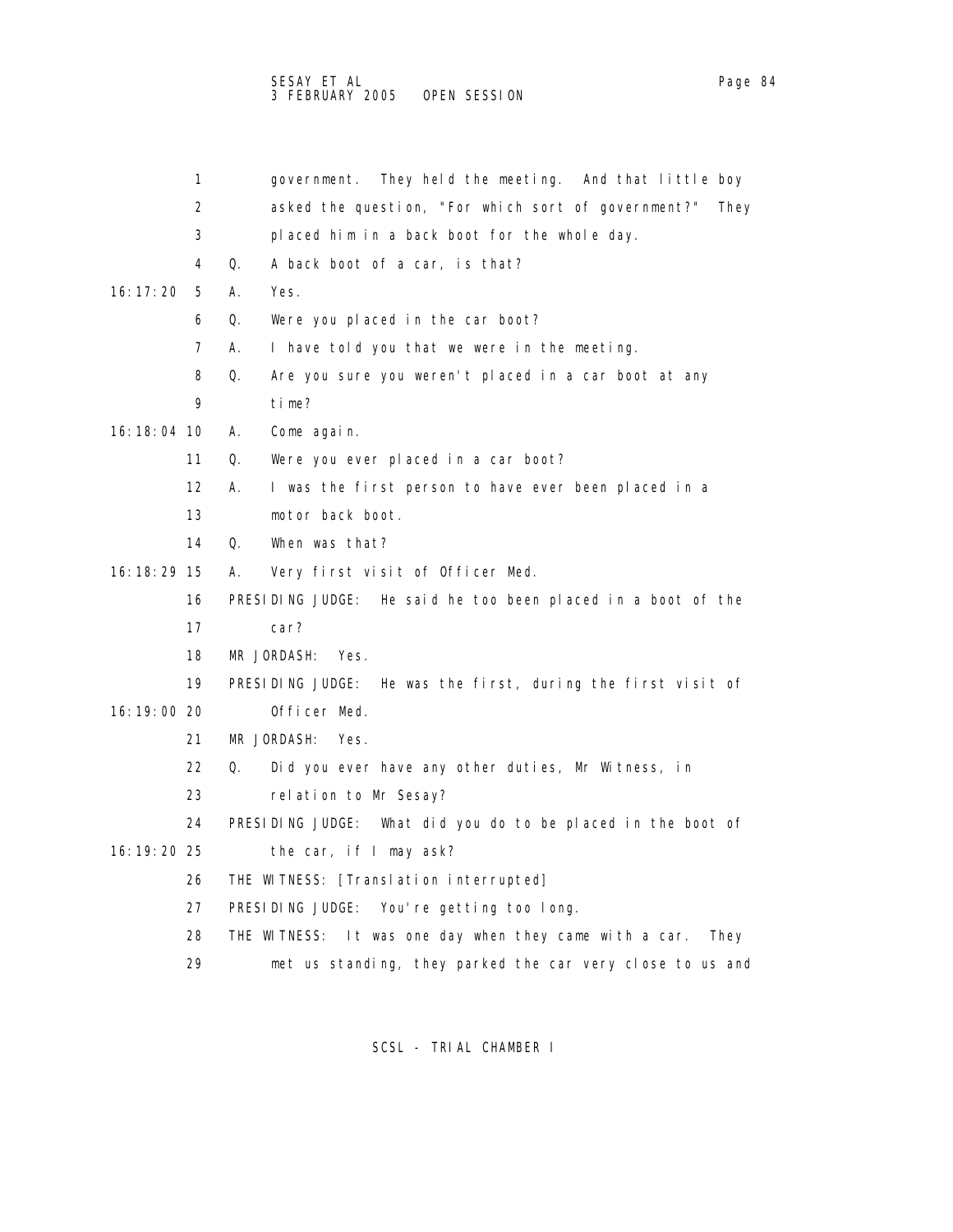1 government. They held the meeting. And that little boy
2 asked the question, "For which sort of government?" They
3 placed him in a back boot for the whole day.
4 Q. A back boot of a car, is that?
16:17:20 5 A. Yes.
6 Q. Were you placed in the car boot?
7 A. I have told you that we were in the meeting.
8 Q. Are you sure you weren't placed in a car boot at any
9 time?
16:18:04 10 A. Come again.
11 Q. Were you ever placed in a car boot?
12 A. I was the first person to have ever been placed in a
13 motor back boot.
14 Q. When was that?
16:18:29 15 A. Very first visit of Officer Med.
16 PRESIDING JUDGE: He said he too been placed in a boot of the
17 car?
18 MR JORDASH: Yes.
19 PRESIDING JUDGE: He was the first, during the first visit of
16:19:00 20 Officer Med.
21 MR JORDASH: Yes.
22 Q. Did you ever have any other duties, Mr Witness, in
23 relation to Mr Sesay?
24 PRESIDING JUDGE: What did you do to be placed in the boot of
16:19:20 25 the car, if I may ask?
26 THE WITNESS: [Translation interrupted]
27 PRESIDING JUDGE: You're getting too long.
28 THE WITNESS: It was one day when they came with a car. They
29 met us standing, they parked the car very close to us and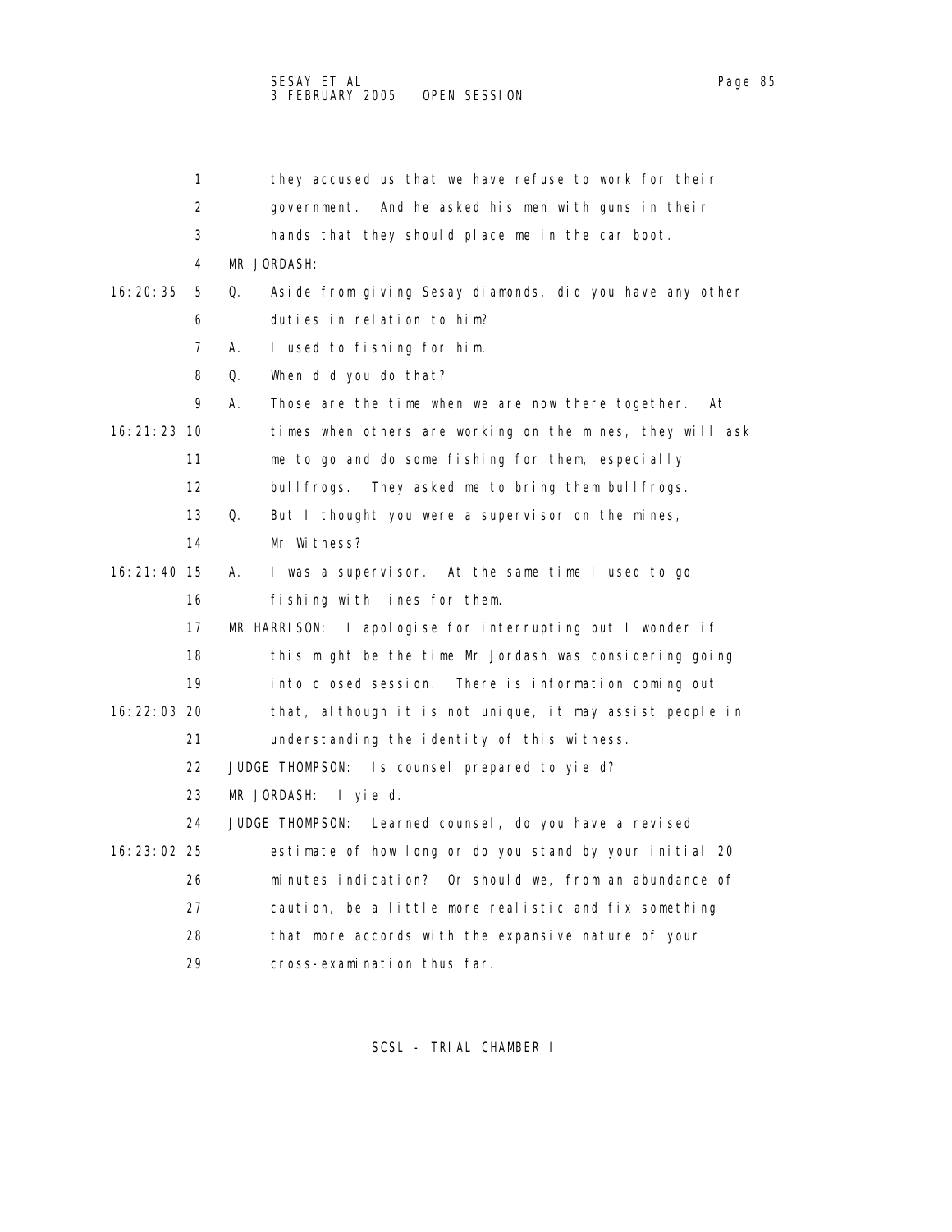1 they accused us that we have refuse to work for their
2 government. And he asked his men with guns in their
3 hands that they should place me in the car boot.
4 MR JORDASH:
16:20:35 5 Q. Aside from giving Sesay diamonds, did you have any other
6 duties in relation to him?
7 A. I used to fishing for him.
8 Q. When did you do that?
9 A. Those are the time when we are now there together. At
16:21:23 10 times when others are working on the mines, they will ask
11 me to go and do some fishing for them, especially
12 bullfrogs. They asked me to bring them bullfrogs.
13 Q. But I thought you were a supervisor on the mines,
14 Mr Witness?
16:21:40 15 A. I was a supervisor. At the same time I used to go
16 fishing with lines for them.
17 MR HARRISON: I apologise for interrupting but I wonder if
18 this might be the time Mr Jordash was considering going
19 into closed session. There is information coming out
16:22:03 20 that, although it is not unique, it may assist people in
21 understanding the identity of this witness.
22 JUDGE THOMPSON: Is counsel prepared to yield?
23 MR JORDASH: I yield.
24 JUDGE THOMPSON: Learned counsel, do you have a revised
16:23:02 25 estimate of how long or do you stand by your initial 20
26 minutes indication? Or should we, from an abundance of
27 caution, be a little more realistic and fix something
28 that more accords with the expansive nature of your
29 cross-examination thus far.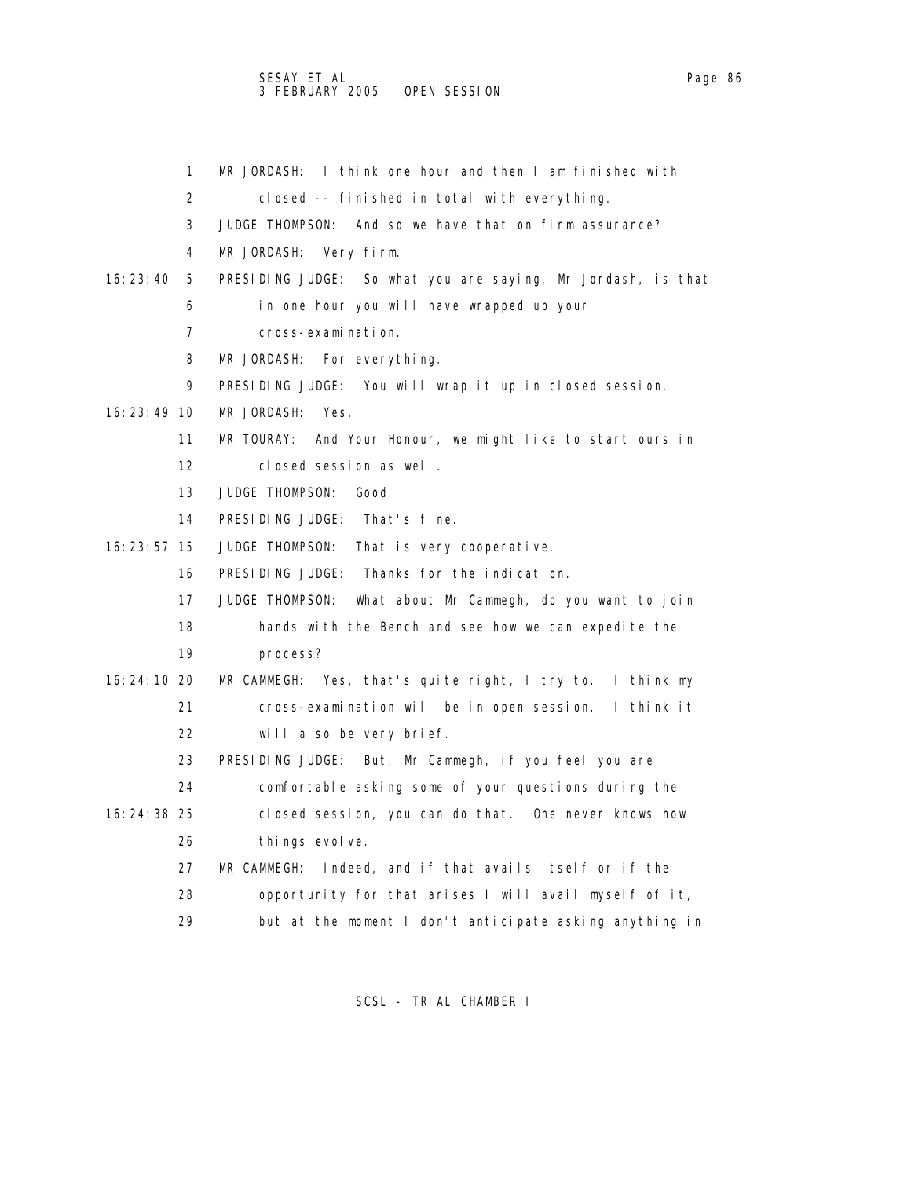1 MR JORDASH: I think one hour and then I am finished with
2 closed -- finished in total with everything.
3 JUDGE THOMPSON: And so we have that on firm assurance?
4 MR JORDASH: Very firm.
16:23:40 5 PRESIDING JUDGE: So what you are saying, Mr Jordash, is that
6 in one hour you will have wrapped up your
7 cross-examination.
8 MR JORDASH: For everything.
9 PRESIDING JUDGE: You will wrap it up in closed session.
16:23:49 10 MR JORDASH: Yes.
11 MR TOURAY: And Your Honour, we might like to start ours in
12 closed session as well.
13 JUDGE THOMPSON: Good.
14 PRESIDING JUDGE: That's fine.
16:23:57 15 JUDGE THOMPSON: That is very cooperative.
16 PRESIDING JUDGE: Thanks for the indication.
17 JUDGE THOMPSON: What about Mr Cammegh, do you want to join
18 hands with the Bench and see how we can expedite the
19 process?
16:24:10 20 MR CAMMEGH: Yes, that's quite right, I try to. I think my
21 cross-examination will be in open session. I think it
22 will also be very brief.
23 PRESIDING JUDGE: But, Mr Cammegh, if you feel you are
24 comfortable asking some of your questions during the
16:24:38 25 closed session, you can do that. One never knows how
26 things evolve.
27 MR CAMMEGH: Indeed, and if that avails itself or if the
28 opportunity for that arises I will avail myself of it,
29 but at the moment I don't anticipate asking anything in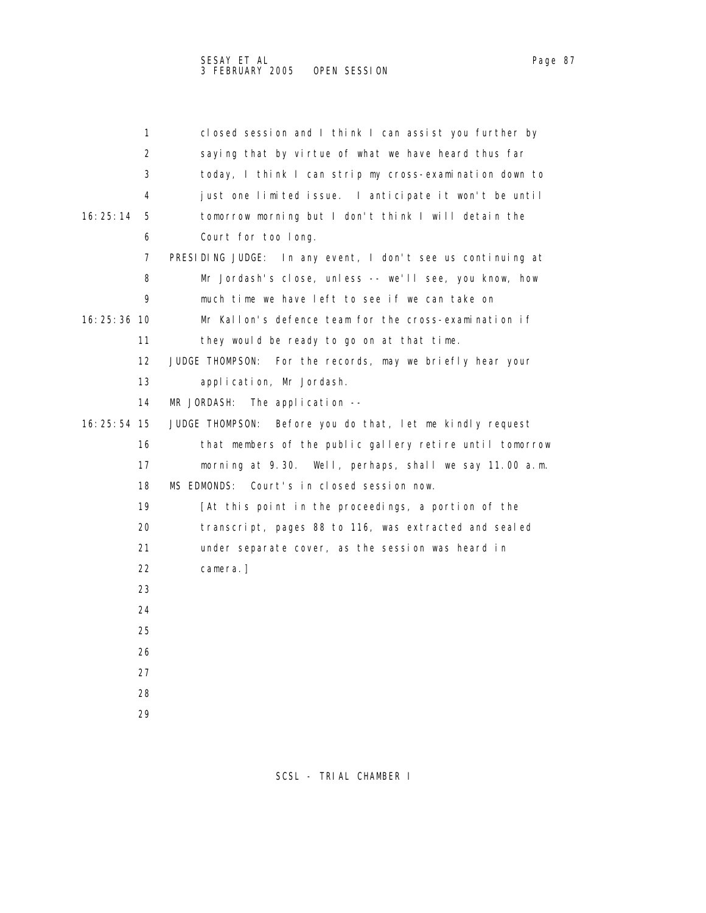closed session and I think I can assist you further by saying that by virtue of what we have heard thus far today, I think I can strip my cross-examination down to just one limited issue. I anticipate it won't be until tomorrow morning but I don't think I will detain the Court for too long.

PRESIDING JUDGE: In any event, I don't see us continuing at Mr Jordash's close, unless -- we'll see, you know, how much time we have left to see if we can take on Mr Kallon's defence team for the cross-examination if they would be ready to go on at that time.

JUDGE THOMPSON: For the records, may we briefly hear your application, Mr Jordash.

MR JORDASH: The application --

JUDGE THOMPSON: Before you do that, let me kindly request that members of the public gallery retire until tomorrow morning at 9.30. Well, perhaps, shall we say 11.00 a.m.

MS EDMONDS: Court's in closed session now.

[At this point in the proceedings, a portion of the transcript, pages 88 to 116, was extracted and sealed under separate cover, as the session was heard in camera.]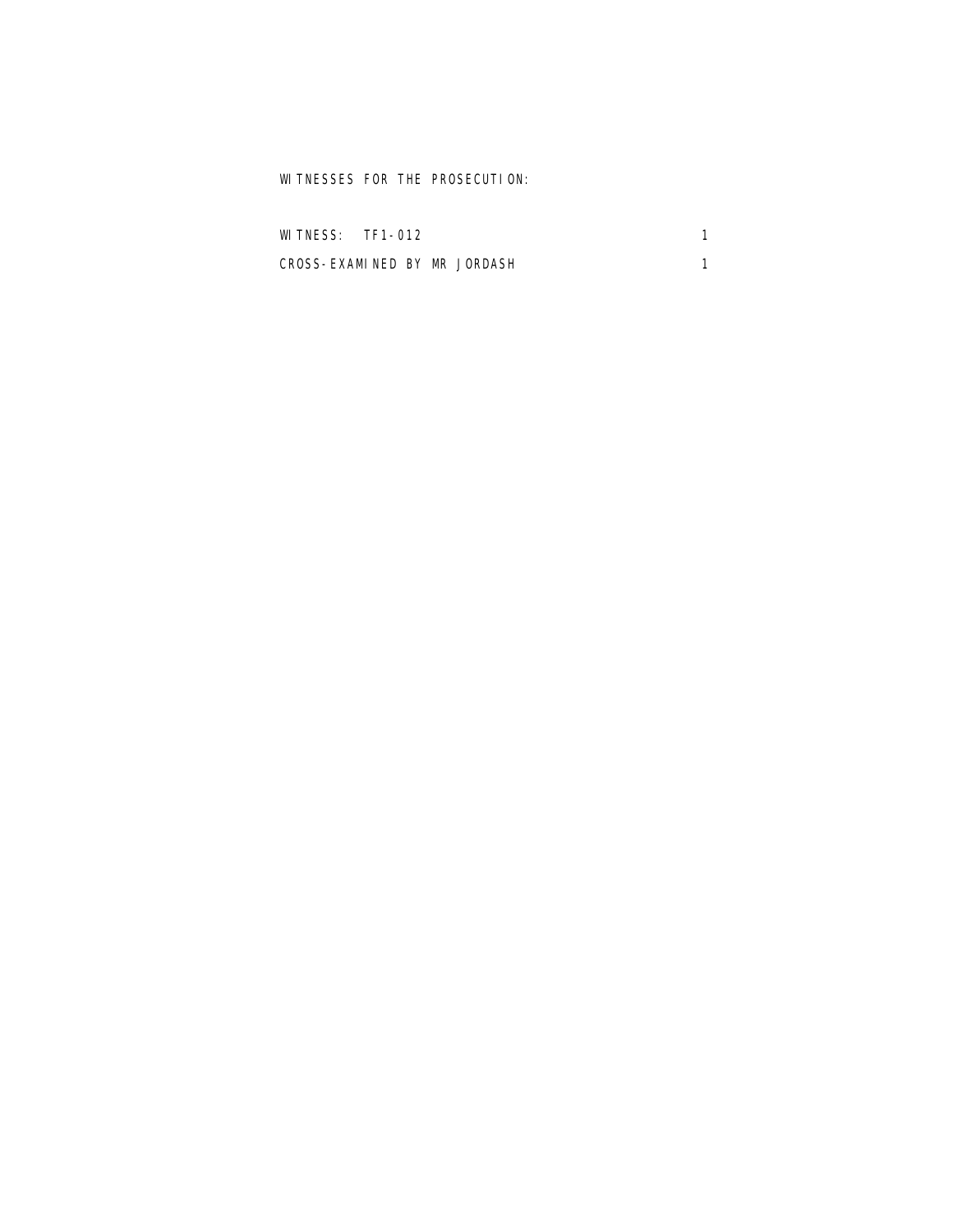WITNESSES FOR THE PROSECUTION:

| | |
|---|---|
| WITNESS: TF1-012 | 1 |
| CROSS-EXAMINED BY MR JORDASH | 1 |